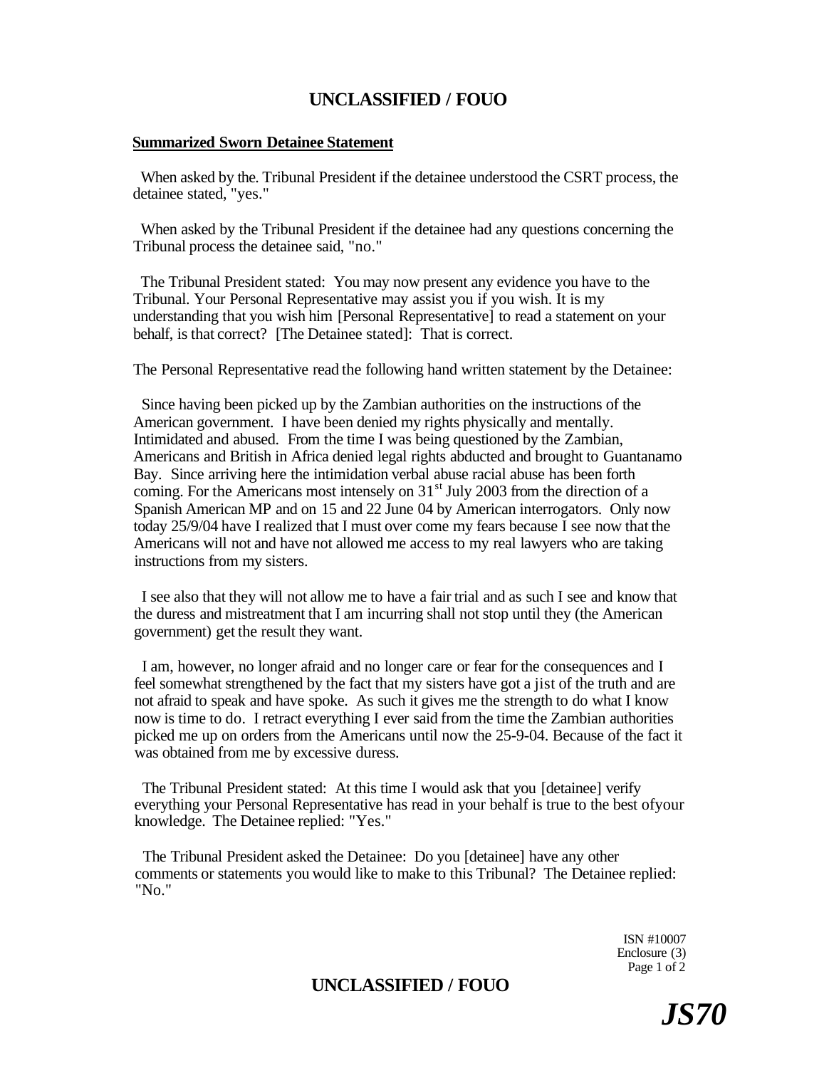**Summarized Sworn Detainee Statement**

When asked by the. Tribunal President if the detainee understood the CSRT process, the detainee stated, "yes."

When asked by the Tribunal President if the detainee had any questions concerning the Tribunal process the detainee said, "no."

The Tribunal President stated: You may now present any evidence you have to the Tribunal. Your Personal Representative may assist you if you wish. It is my understanding that you wish him [Personal Representative] to read a statement on your behalf, is that correct? [The Detainee stated]: That is correct.

The Personal Representative read the following hand written statement by the Detainee:

Since having been picked up by the Zambian authorities on the instructions of the American government. I have been denied my rights physically and mentally. Intimidated and abused. From the time I was being questioned by the Zambian, Americans and British in Africa denied legal rights abducted and brought to Guantanamo Bay. Since arriving here the intimidation verbal abuse racial abuse has been forth coming. For the Americans most intensely on 31st July 2003 from the direction of a Spanish American MP and on 15 and 22 June 04 by American interrogators. Only now today 25/9/04 have I realized that I must over come my fears because I see now that the Americans will not and have not allowed me access to my real lawyers who are taking instructions from my sisters.

I see also that they will not allow me to have a fair trial and as such I see and know that the duress and mistreatment that I am incurring shall not stop until they (the American government) get the result they want.

I am, however, no longer afraid and no longer care or fear for the consequences and I feel somewhat strengthened by the fact that my sisters have got a jist of the truth and are not afraid to speak and have spoke. As such it gives me the strength to do what I know now is time to do. I retract everything I ever said from the time the Zambian authorities picked me up on orders from the Americans until now the 25-9-04. Because of the fact it was obtained from me by excessive duress.

The Tribunal President stated: At this time I would ask that you [detainee] verify everything your Personal Representative has read in your behalf is true to the best ofyour knowledge. The Detainee replied: "Yes."

The Tribunal President asked the Detainee: Do you [detainee] have any other comments or statements you would like to make to this Tribunal? The Detainee replied: "No."

ISN #10007
Enclosure (3)

*JS70*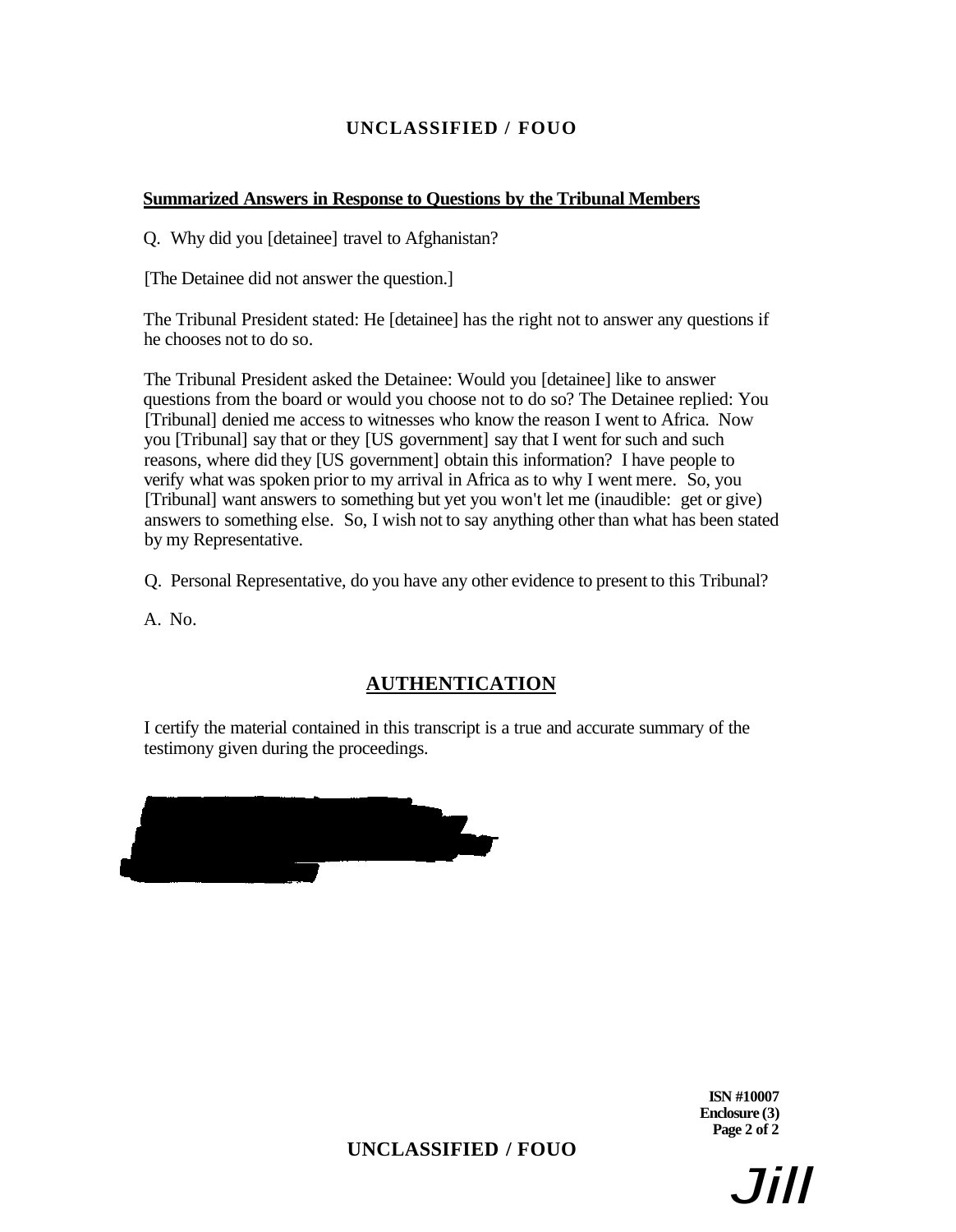**Summarized Answers in Response to Questions by the Tribunal Members**

Q. Why did you [detainee] travel to Afghanistan?

[The Detainee did not answer the question.]

The Tribunal President stated: He [detainee] has the right not to answer any questions if he chooses not to do so.

The Tribunal President asked the Detainee: Would you [detainee] like to answer questions from the board or would you choose not to do so? The Detainee replied: You [Tribunal] denied me access to witnesses who know the reason I went to Africa. Now you [Tribunal] say that or they [US government] say that I went for such and such reasons, where did they [US government] obtain this information? I have people to verify what was spoken prior to my arrival in Africa as to why I went mere. So, you [Tribunal] want answers to something but yet you won't let me (inaudible: get or give) answers to something else. So, I wish not to say anything other than what has been stated by my Representative.

Q. Personal Representative, do you have any other evidence to present to this Tribunal?

A. No.

## AUTHENTICATION

I certify the material contained in this transcript is a true and accurate summary of the testimony given during the proceedings.

ISN #10007
Enclosure (3)

Jill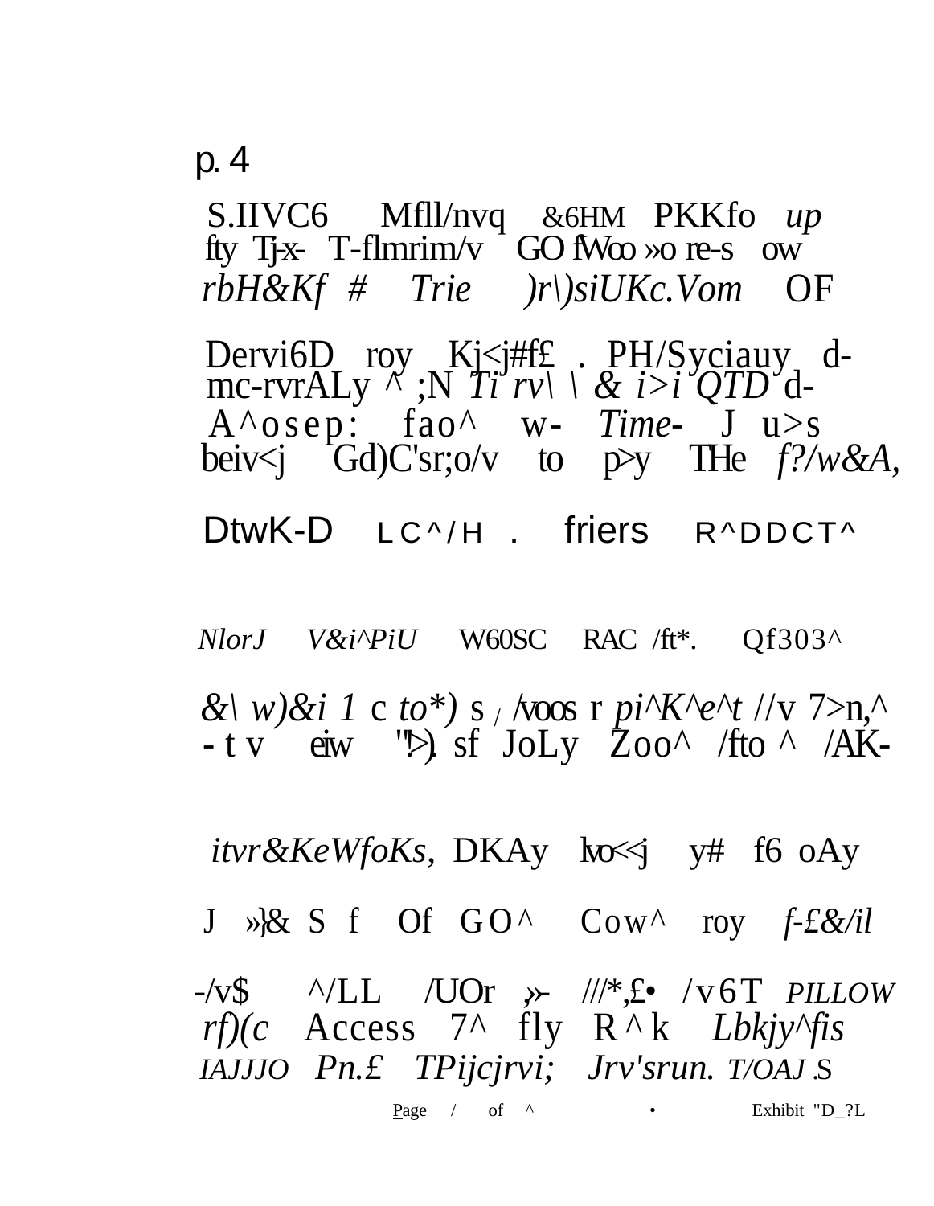p. 4

S.IIVC6 Mfll/nvq &6HM PKKfo *up*
fty Tj-x- T-flmrim/v GO fWoo »o re-s ow
*rbH&Kf # Trie )r\)siUKc.Vom* OF

Dervi6D roy Kj<j#f£ . PH/Syciauy d-
mc-rvrALy ^ ;N *Ti rv\ \ & i>i QTD* d-
A^osep: fao^ w- *Time-* J u>s
beiv<j Gd)C'sr;o/v to p>y THe *f?/w&A,*

DtwK-D LC^/H . friers R^DDCT^

*NlorJ V&i^PiU* W60SC RAC /ft*. Qf303^

*&\ w)&i 1* c *to*)* s / /voos r *pi^K^e^t* //v 7>n,^
- t v eiw "!>). sf JoLy Zoo^ /fto ^ /AK-

*itvr&KeWfoKs,* DKAy lvo<<j y# f6 oAy

J »}& S f Of GO^ Cow^ roy *f-£&/il*

-/v$ ^/LL /UOr ,»- ///*,£• /v6T *PILLOW*
*rf)(c* Access 7^ fly R^k *Lbkjy^fis*
*IAJJJO Pn.£ TPijcjrvi; Jrv'srun. T/OAJ*.S

Page / of ^ • Exhibit "D_?L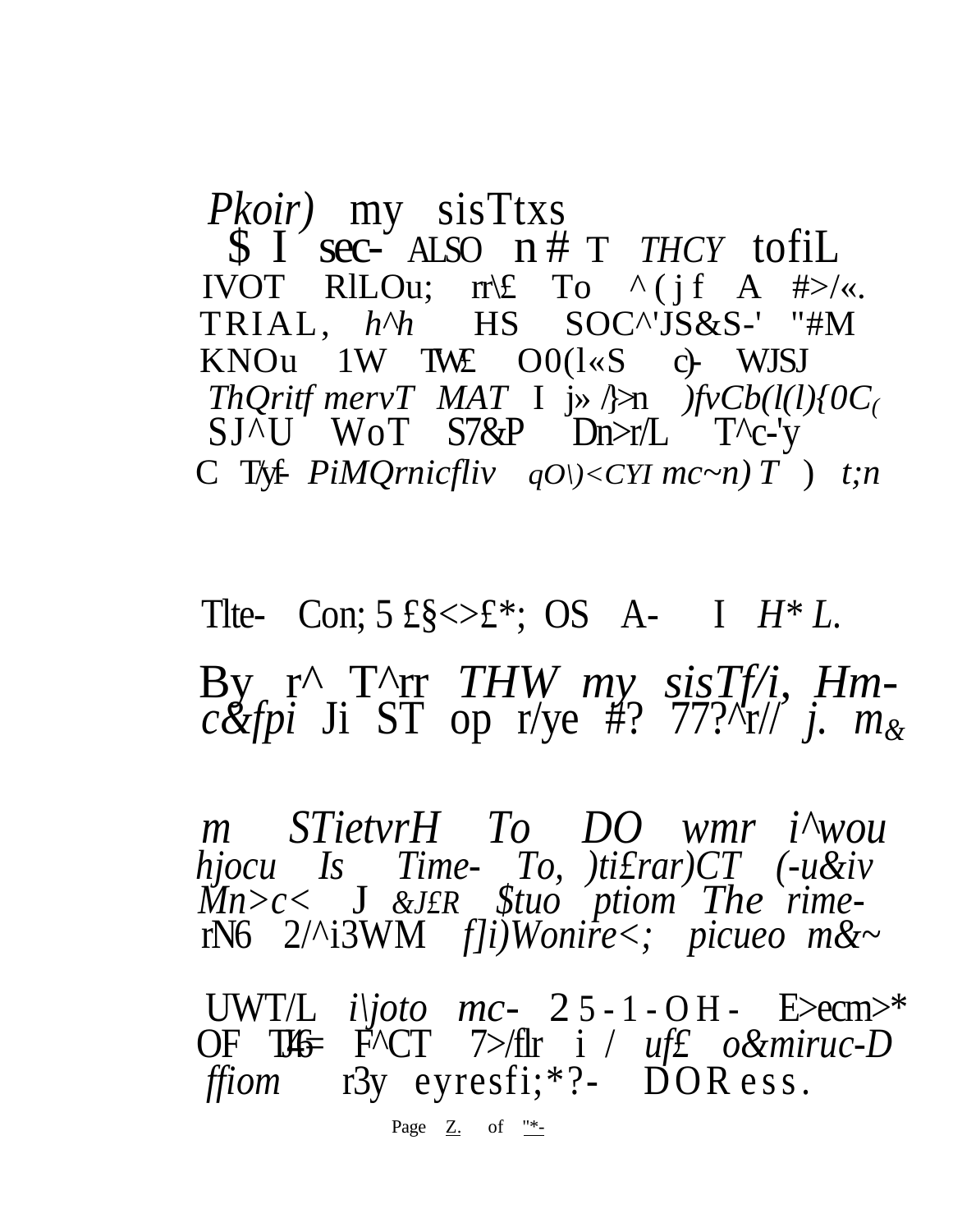*Pkoir)* my sisTtxs
$ I sec- ALSO n # T *THCY* tofiL
IVOT RlLOu; rr\£ To ^ ( j f A #>/«.
TRIAL, *h^h* HS SOC^'JS&S-' "#M
KNOu 1W TW£ O0(l«S c)- WJSJ
*ThQritf mervT MAT* I j» /}>n *)fvCb(l(l){0C(*
SJ^U WoT S7&P Dn>r/L T^c-'y
C T/yf- *PiMQrnicfliv qO\)<CYI mc~n) T* ) *t;n*

Tlte- Con; 5 £§<>£*; OS A- I *H* L.*

By r^ T^rr *THW my sisTf/i, Hm-*
*c&fpi* Ji ST op r/ye #? 77?^r// *j. m&*

*m STietvrH To DO wmr i^wou*
*hjocu Is Time- To, )ti£rar)CT (-u&iv*
*Mn>c<* J *&J£R $tuo ptiom The rime-*
rN6 2/^i3WM *f]i)Wonire<; picueo m&~*

UWT/L *i\joto mc-* 2 5 - 1 - O H - E>ecm>*
OF TI46= F^CT 7>/flr i / *uf£ o&miruc-D*
*ffiom* r3y eyresfi;*?- DOR ess.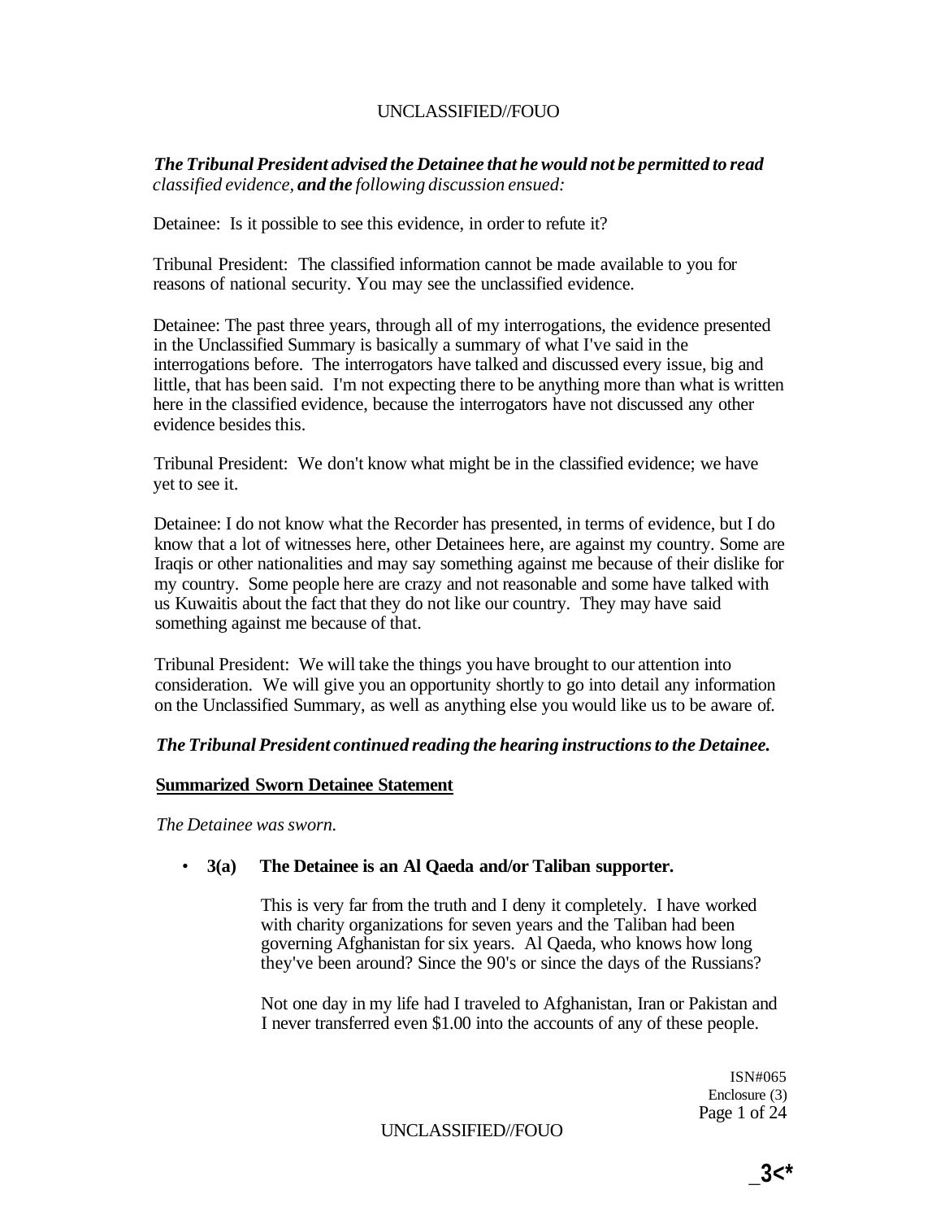***The Tribunal President advised the Detainee that he would not be permitted to read** classified evidence, **and the** following discussion ensued:*

Detainee: Is it possible to see this evidence, in order to refute it?

Tribunal President: The classified information cannot be made available to you for reasons of national security. You may see the unclassified evidence.

Detainee: The past three years, through all of my interrogations, the evidence presented in the Unclassified Summary is basically a summary of what I've said in the interrogations before. The interrogators have talked and discussed every issue, big and little, that has been said. I'm not expecting there to be anything more than what is written here in the classified evidence, because the interrogators have not discussed any other evidence besides this.

Tribunal President: We don't know what might be in the classified evidence; we have yet to see it.

Detainee: I do not know what the Recorder has presented, in terms of evidence, but I do know that a lot of witnesses here, other Detainees here, are against my country. Some are Iraqis or other nationalities and may say something against me because of their dislike for my country. Some people here are crazy and not reasonable and some have talked with us Kuwaitis about the fact that they do not like our country. They may have said something against me because of that.

Tribunal President: We will take the things you have brought to our attention into consideration. We will give you an opportunity shortly to go into detail any information on the Unclassified Summary, as well as anything else you would like us to be aware of.

***The Tribunal President continued reading the hearing instructions to the Detainee.***

**Summarized Sworn Detainee Statement**

*The Detainee was sworn.*

- **3(a) The Detainee is an Al Qaeda and/or Taliban supporter.**

  This is very far from the truth and I deny it completely. I have worked with charity organizations for seven years and the Taliban had been governing Afghanistan for six years. Al Qaeda, who knows how long they've been around? Since the 90's or since the days of the Russians?

  Not one day in my life had I traveled to Afghanistan, Iran or Pakistan and I never transferred even $1.00 into the accounts of any of these people.

ISN#065
Enclosure (3)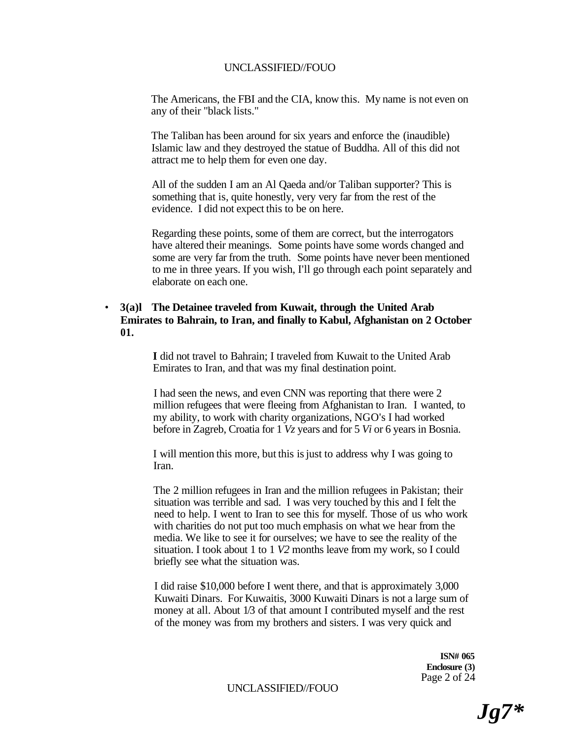The Americans, the FBI and the CIA, know this. My name is not even on any of their "black lists."

The Taliban has been around for six years and enforce the (inaudible) Islamic law and they destroyed the statue of Buddha. All of this did not attract me to help them for even one day.

All of the sudden I am an Al Qaeda and/or Taliban supporter? This is something that is, quite honestly, very very far from the rest of the evidence. I did not expect this to be on here.

Regarding these points, some of them are correct, but the interrogators have altered their meanings. Some points have some words changed and some are very far from the truth. Some points have never been mentioned to me in three years. If you wish, I'll go through each point separately and elaborate on each one.

- **3(a)l The Detainee traveled from Kuwait, through the United Arab Emirates to Bahrain, to Iran, and finally to Kabul, Afghanistan on 2 October 01.**

  **I** did not travel to Bahrain; I traveled from Kuwait to the United Arab Emirates to Iran, and that was my final destination point.

  I had seen the news, and even CNN was reporting that there were 2 million refugees that were fleeing from Afghanistan to Iran. I wanted, to my ability, to work with charity organizations, NGO's I had worked before in Zagreb, Croatia for 1 *Vz* years and for 5 *Vi* or 6 years in Bosnia.

  I will mention this more, but this is just to address why I was going to Iran.

  The 2 million refugees in Iran and the million refugees in Pakistan; their situation was terrible and sad. I was very touched by this and I felt the need to help. I went to Iran to see this for myself. Those of us who work with charities do not put too much emphasis on what we hear from the media. We like to see it for ourselves; we have to see the reality of the situation. I took about 1 to 1 *V2* months leave from my work, so I could briefly see what the situation was.

  I did raise $10,000 before I went there, and that is approximately 3,000 Kuwaiti Dinars. For Kuwaitis, 3000 Kuwaiti Dinars is not a large sum of money at all. About 1/3 of that amount I contributed myself and the rest of the money was from my brothers and sisters. I was very quick and

**ISN# 065**
**Enclosure (3)**

*Jg7**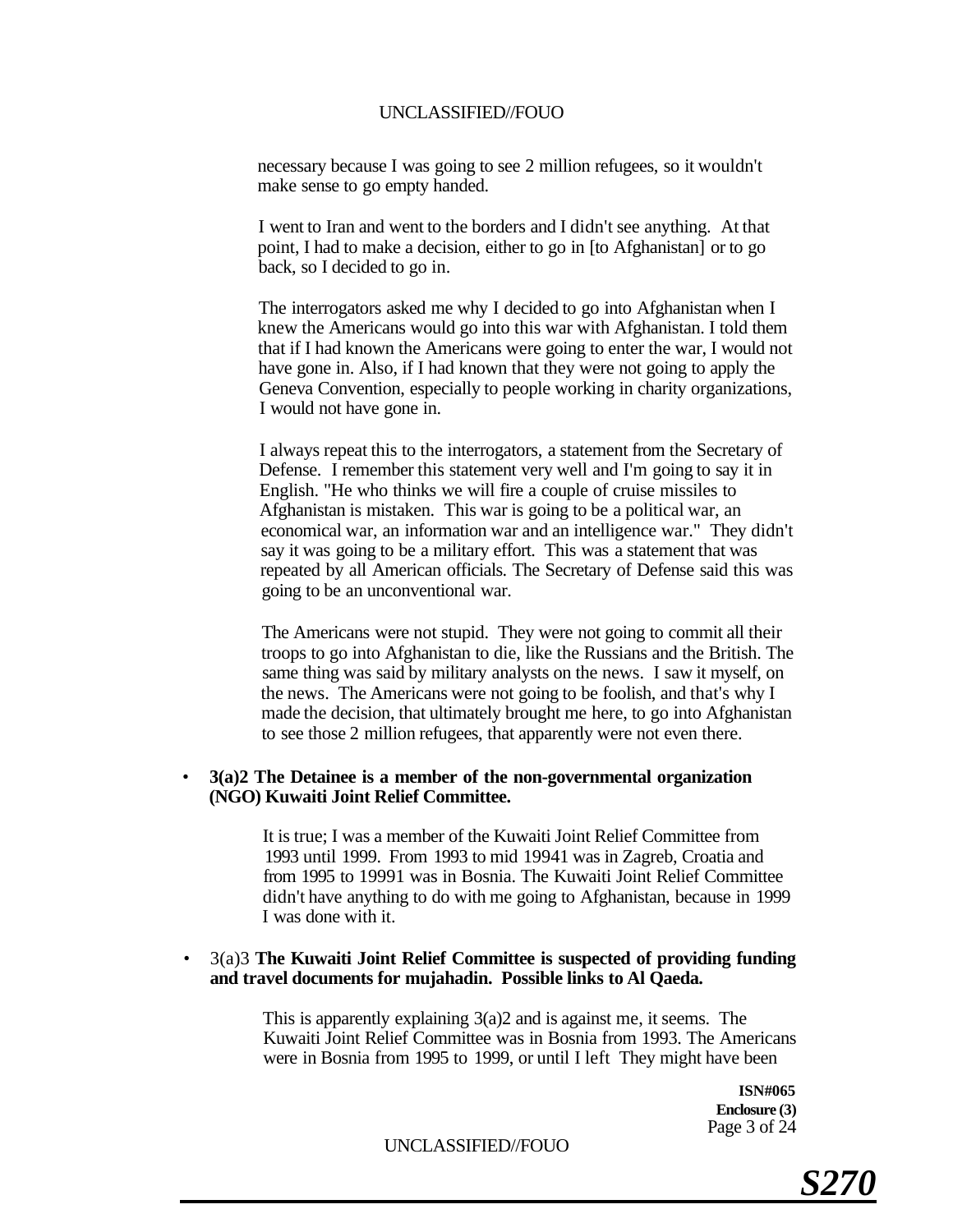necessary because I was going to see 2 million refugees, so it wouldn't make sense to go empty handed.

I went to Iran and went to the borders and I didn't see anything. At that point, I had to make a decision, either to go in [to Afghanistan] or to go back, so I decided to go in.

The interrogators asked me why I decided to go into Afghanistan when I knew the Americans would go into this war with Afghanistan. I told them that if I had known the Americans were going to enter the war, I would not have gone in. Also, if I had known that they were not going to apply the Geneva Convention, especially to people working in charity organizations, I would not have gone in.

I always repeat this to the interrogators, a statement from the Secretary of Defense. I remember this statement very well and I'm going to say it in English. "He who thinks we will fire a couple of cruise missiles to Afghanistan is mistaken. This war is going to be a political war, an economical war, an information war and an intelligence war." They didn't say it was going to be a military effort. This was a statement that was repeated by all American officials. The Secretary of Defense said this was going to be an unconventional war.

The Americans were not stupid. They were not going to commit all their troops to go into Afghanistan to die, like the Russians and the British. The same thing was said by military analysts on the news. I saw it myself, on the news. The Americans were not going to be foolish, and that's why I made the decision, that ultimately brought me here, to go into Afghanistan to see those 2 million refugees, that apparently were not even there.

- **3(a)2 The Detainee is a member of the non-governmental organization (NGO) Kuwaiti Joint Relief Committee.**

  It is true; I was a member of the Kuwaiti Joint Relief Committee from 1993 until 1999. From 1993 to mid 19941 was in Zagreb, Croatia and from 1995 to 19991 was in Bosnia. The Kuwaiti Joint Relief Committee didn't have anything to do with me going to Afghanistan, because in 1999 I was done with it.

- 3(a)3 **The Kuwaiti Joint Relief Committee is suspected of providing funding and travel documents for mujahadin. Possible links to Al Qaeda.**

  This is apparently explaining 3(a)2 and is against me, it seems. The Kuwaiti Joint Relief Committee was in Bosnia from 1993. The Americans were in Bosnia from 1995 to 1999, or until I left They might have been

ISN#065
Enclosure (3)

S270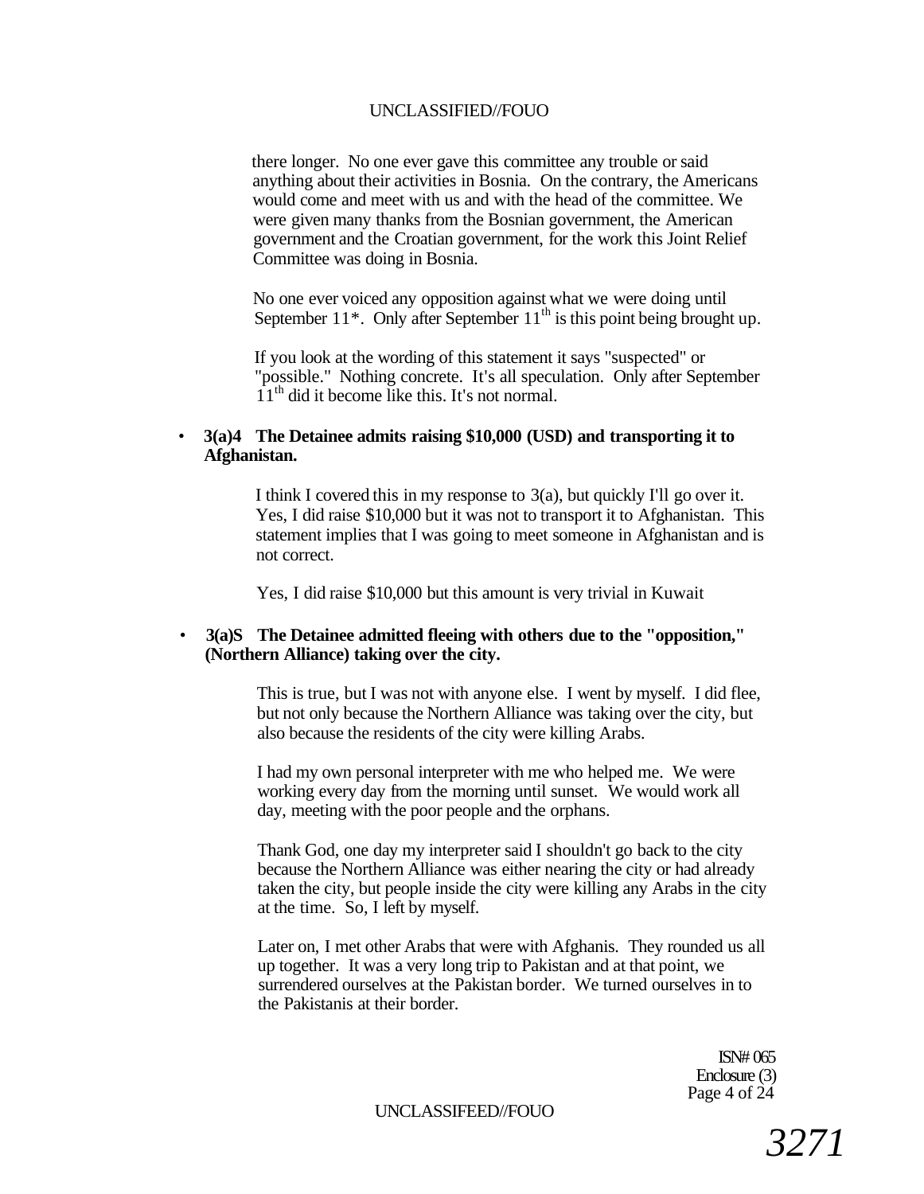there longer. No one ever gave this committee any trouble or said anything about their activities in Bosnia. On the contrary, the Americans would come and meet with us and with the head of the committee. We were given many thanks from the Bosnian government, the American government and the Croatian government, for the work this Joint Relief Committee was doing in Bosnia.

No one ever voiced any opposition against what we were doing until September 11*. Only after September 11th is this point being brought up.

If you look at the wording of this statement it says "suspected" or "possible." Nothing concrete. It's all speculation. Only after September 11th did it become like this. It's not normal.

- **3(a)4 The Detainee admits raising $10,000 (USD) and transporting it to Afghanistan.**

  I think I covered this in my response to 3(a), but quickly I'll go over it. Yes, I did raise $10,000 but it was not to transport it to Afghanistan. This statement implies that I was going to meet someone in Afghanistan and is not correct.

  Yes, I did raise $10,000 but this amount is very trivial in Kuwait

- **3(a)S The Detainee admitted fleeing with others due to the "opposition," (Northern Alliance) taking over the city.**

  This is true, but I was not with anyone else. I went by myself. I did flee, but not only because the Northern Alliance was taking over the city, but also because the residents of the city were killing Arabs.

  I had my own personal interpreter with me who helped me. We were working every day from the morning until sunset. We would work all day, meeting with the poor people and the orphans.

  Thank God, one day my interpreter said I shouldn't go back to the city because the Northern Alliance was either nearing the city or had already taken the city, but people inside the city were killing any Arabs in the city at the time. So, I left by myself.

  Later on, I met other Arabs that were with Afghanis. They rounded us all up together. It was a very long trip to Pakistan and at that point, we surrendered ourselves at the Pakistan border. We turned ourselves in to the Pakistanis at their border.

ISN# 065
Enclosure (3)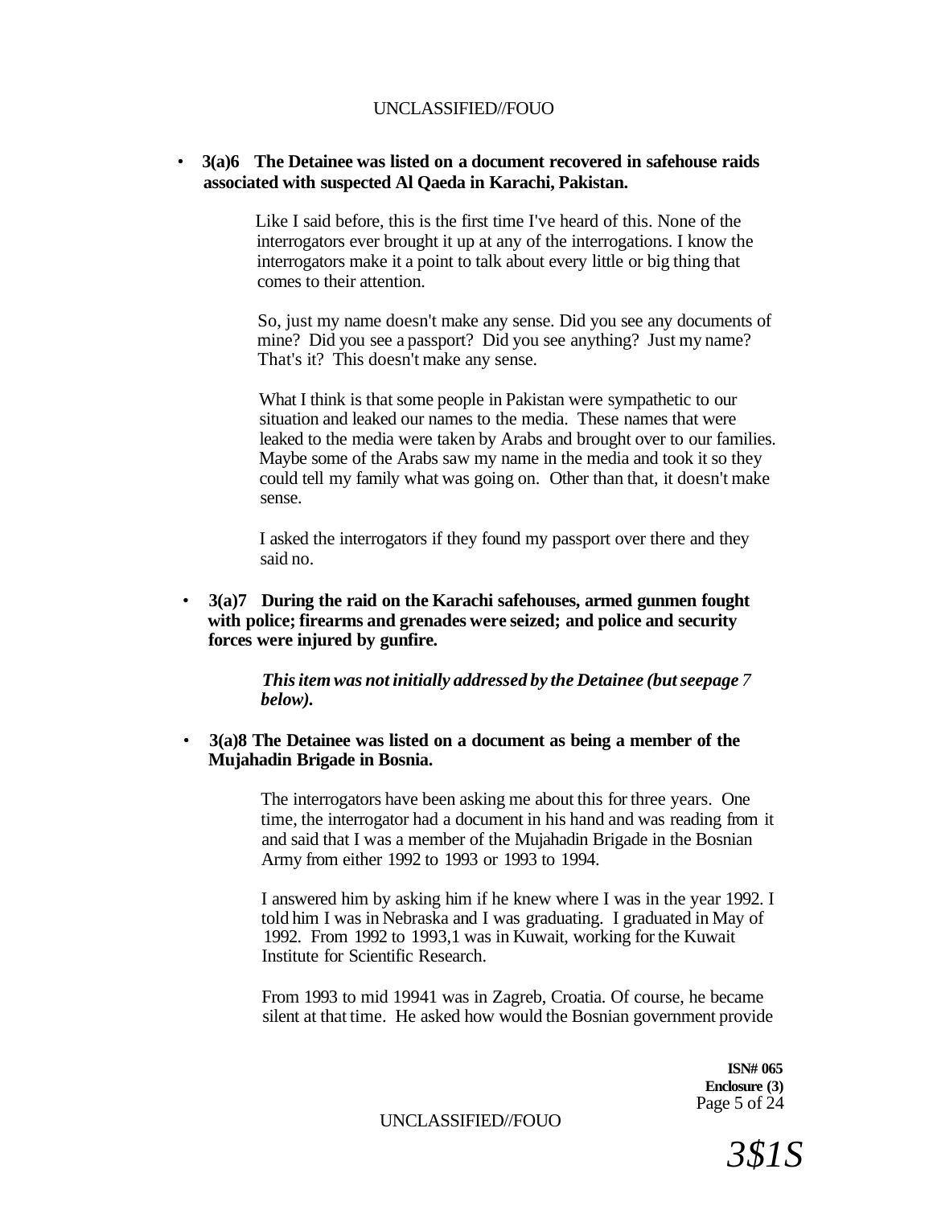- **3(a)6 The Detainee was listed on a document recovered in safehouse raids associated with suspected Al Qaeda in Karachi, Pakistan.**

  Like I said before, this is the first time I've heard of this. None of the interrogators ever brought it up at any of the interrogations. I know the interrogators make it a point to talk about every little or big thing that comes to their attention.

  So, just my name doesn't make any sense. Did you see any documents of mine? Did you see a passport? Did you see anything? Just my name? That's it? This doesn't make any sense.

  What I think is that some people in Pakistan were sympathetic to our situation and leaked our names to the media. These names that were leaked to the media were taken by Arabs and brought over to our families. Maybe some of the Arabs saw my name in the media and took it so they could tell my family what was going on. Other than that, it doesn't make sense.

  I asked the interrogators if they found my passport over there and they said no.

- **3(a)7 During the raid on the Karachi safehouses, armed gunmen fought with police; firearms and grenades were seized; and police and security forces were injured by gunfire.**

  ***This item was not initially addressed by the Detainee (but seepage 7 below).***

- **3(a)8 The Detainee was listed on a document as being a member of the Mujahadin Brigade in Bosnia.**

  The interrogators have been asking me about this for three years. One time, the interrogator had a document in his hand and was reading from it and said that I was a member of the Mujahadin Brigade in the Bosnian Army from either 1992 to 1993 or 1993 to 1994.

  I answered him by asking him if he knew where I was in the year 1992. I told him I was in Nebraska and I was graduating. I graduated in May of 1992. From 1992 to 1993,1 was in Kuwait, working for the Kuwait Institute for Scientific Research.

  From 1993 to mid 19941 was in Zagreb, Croatia. Of course, he became silent at that time. He asked how would the Bosnian government provide

ISN# 065
Enclosure (3)

3$1S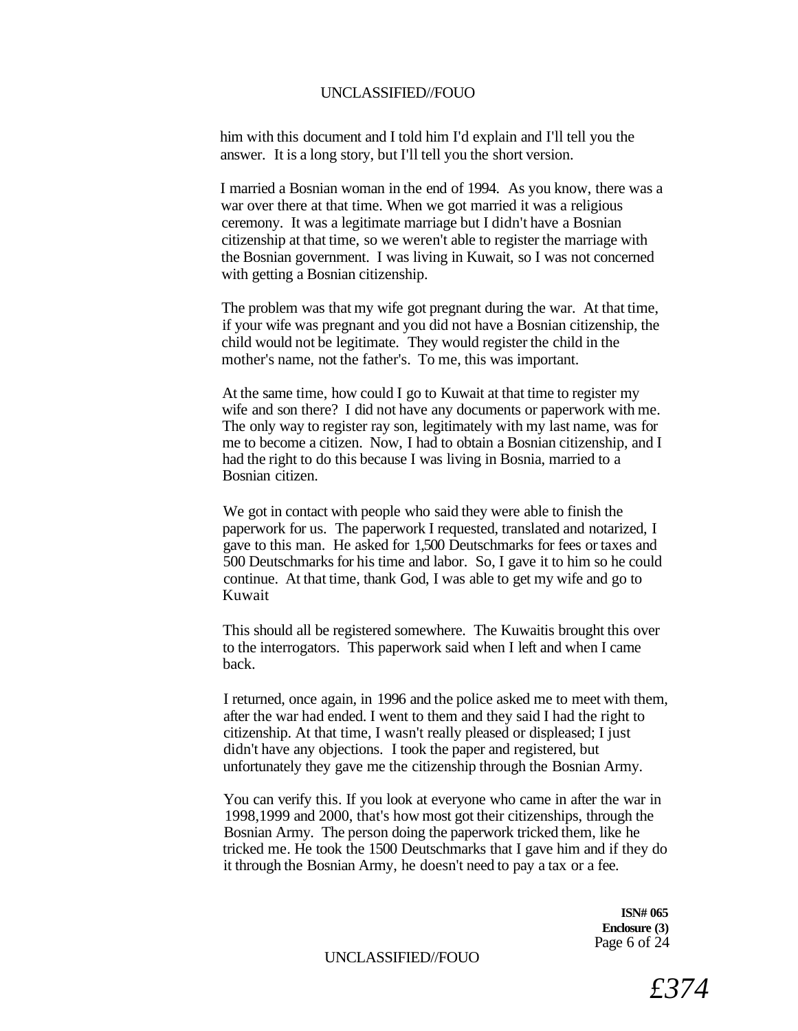him with this document and I told him I'd explain and I'll tell you the answer. It is a long story, but I'll tell you the short version.

I married a Bosnian woman in the end of 1994. As you know, there was a war over there at that time. When we got married it was a religious ceremony. It was a legitimate marriage but I didn't have a Bosnian citizenship at that time, so we weren't able to register the marriage with the Bosnian government. I was living in Kuwait, so I was not concerned with getting a Bosnian citizenship.

The problem was that my wife got pregnant during the war. At that time, if your wife was pregnant and you did not have a Bosnian citizenship, the child would not be legitimate. They would register the child in the mother's name, not the father's. To me, this was important.

At the same time, how could I go to Kuwait at that time to register my wife and son there? I did not have any documents or paperwork with me. The only way to register ray son, legitimately with my last name, was for me to become a citizen. Now, I had to obtain a Bosnian citizenship, and I had the right to do this because I was living in Bosnia, married to a Bosnian citizen.

We got in contact with people who said they were able to finish the paperwork for us. The paperwork I requested, translated and notarized, I gave to this man. He asked for 1,500 Deutschmarks for fees or taxes and 500 Deutschmarks for his time and labor. So, I gave it to him so he could continue. At that time, thank God, I was able to get my wife and go to Kuwait

This should all be registered somewhere. The Kuwaitis brought this over to the interrogators. This paperwork said when I left and when I came back.

I returned, once again, in 1996 and the police asked me to meet with them, after the war had ended. I went to them and they said I had the right to citizenship. At that time, I wasn't really pleased or displeased; I just didn't have any objections. I took the paper and registered, but unfortunately they gave me the citizenship through the Bosnian Army.

You can verify this. If you look at everyone who came in after the war in 1998,1999 and 2000, that's how most got their citizenships, through the Bosnian Army. The person doing the paperwork tricked them, like he tricked me. He took the 1500 Deutschmarks that I gave him and if they do it through the Bosnian Army, he doesn't need to pay a tax or a fee.

**ISN# 065**
**Enclosure (3)**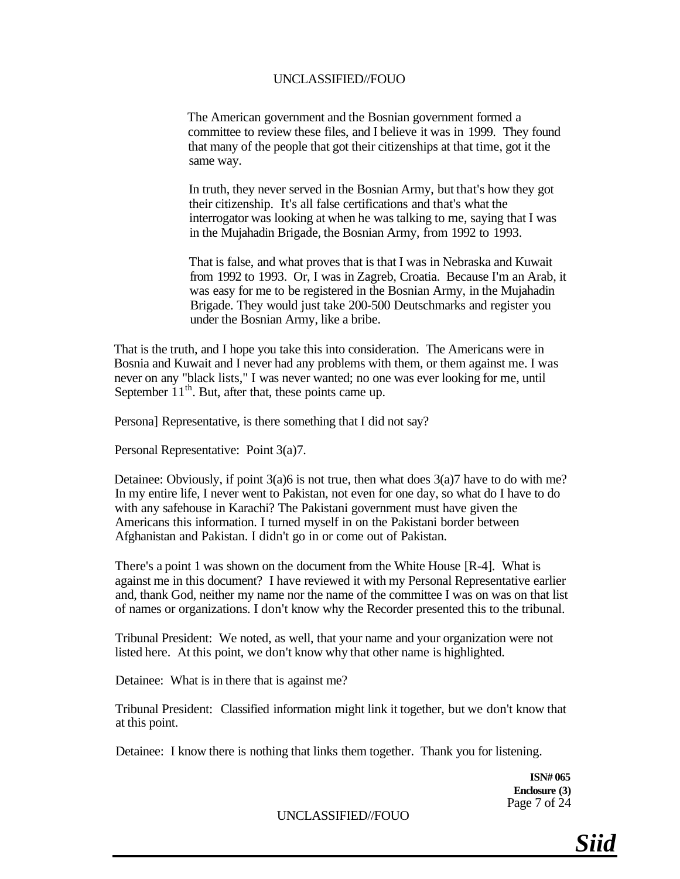The American government and the Bosnian government formed a committee to review these files, and I believe it was in 1999. They found that many of the people that got their citizenships at that time, got it the same way.

In truth, they never served in the Bosnian Army, but that's how they got their citizenship. It's all false certifications and that's what the interrogator was looking at when he was talking to me, saying that I was in the Mujahadin Brigade, the Bosnian Army, from 1992 to 1993.

That is false, and what proves that is that I was in Nebraska and Kuwait from 1992 to 1993. Or, I was in Zagreb, Croatia. Because I'm an Arab, it was easy for me to be registered in the Bosnian Army, in the Mujahadin Brigade. They would just take 200-500 Deutschmarks and register you under the Bosnian Army, like a bribe.

That is the truth, and I hope you take this into consideration. The Americans were in Bosnia and Kuwait and I never had any problems with them, or them against me. I was never on any "black lists," I was never wanted; no one was ever looking for me, until September 11th. But, after that, these points came up.

Persona] Representative, is there something that I did not say?

Personal Representative: Point 3(a)7.

Detainee: Obviously, if point 3(a)6 is not true, then what does 3(a)7 have to do with me? In my entire life, I never went to Pakistan, not even for one day, so what do I have to do with any safehouse in Karachi? The Pakistani government must have given the Americans this information. I turned myself in on the Pakistani border between Afghanistan and Pakistan. I didn't go in or come out of Pakistan.

There's a point 1 was shown on the document from the White House [R-4]. What is against me in this document? I have reviewed it with my Personal Representative earlier and, thank God, neither my name nor the name of the committee I was on was on that list of names or organizations. I don't know why the Recorder presented this to the tribunal.

Tribunal President: We noted, as well, that your name and your organization were not listed here. At this point, we don't know why that other name is highlighted.

Detainee: What is in there that is against me?

Tribunal President: Classified information might link it together, but we don't know that at this point.

Detainee: I know there is nothing that links them together. Thank you for listening.

**ISN# 065**
**Enclosure (3)**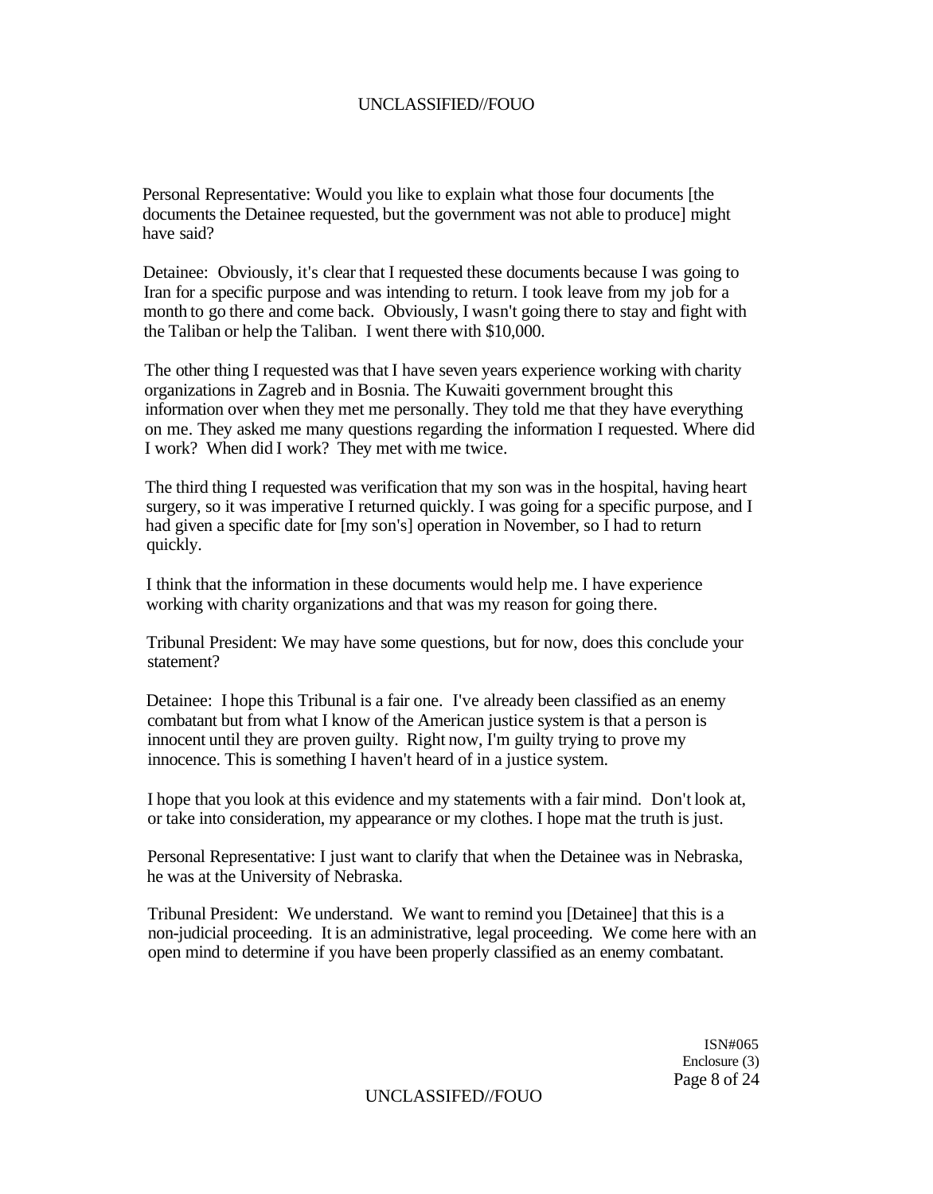Personal Representative: Would you like to explain what those four documents [the documents the Detainee requested, but the government was not able to produce] might have said?

Detainee: Obviously, it's clear that I requested these documents because I was going to Iran for a specific purpose and was intending to return. I took leave from my job for a month to go there and come back. Obviously, I wasn't going there to stay and fight with the Taliban or help the Taliban. I went there with $10,000.

The other thing I requested was that I have seven years experience working with charity organizations in Zagreb and in Bosnia. The Kuwaiti government brought this information over when they met me personally. They told me that they have everything on me. They asked me many questions regarding the information I requested. Where did I work? When did I work? They met with me twice.

The third thing I requested was verification that my son was in the hospital, having heart surgery, so it was imperative I returned quickly. I was going for a specific purpose, and I had given a specific date for [my son's] operation in November, so I had to return quickly.

I think that the information in these documents would help me. I have experience working with charity organizations and that was my reason for going there.

Tribunal President: We may have some questions, but for now, does this conclude your statement?

Detainee: I hope this Tribunal is a fair one. I've already been classified as an enemy combatant but from what I know of the American justice system is that a person is innocent until they are proven guilty. Right now, I'm guilty trying to prove my innocence. This is something I haven't heard of in a justice system.

I hope that you look at this evidence and my statements with a fair mind. Don't look at, or take into consideration, my appearance or my clothes. I hope mat the truth is just.

Personal Representative: I just want to clarify that when the Detainee was in Nebraska, he was at the University of Nebraska.

Tribunal President: We understand. We want to remind you [Detainee] that this is a non-judicial proceeding. It is an administrative, legal proceeding. We come here with an open mind to determine if you have been properly classified as an enemy combatant.

ISN#065
Enclosure (3)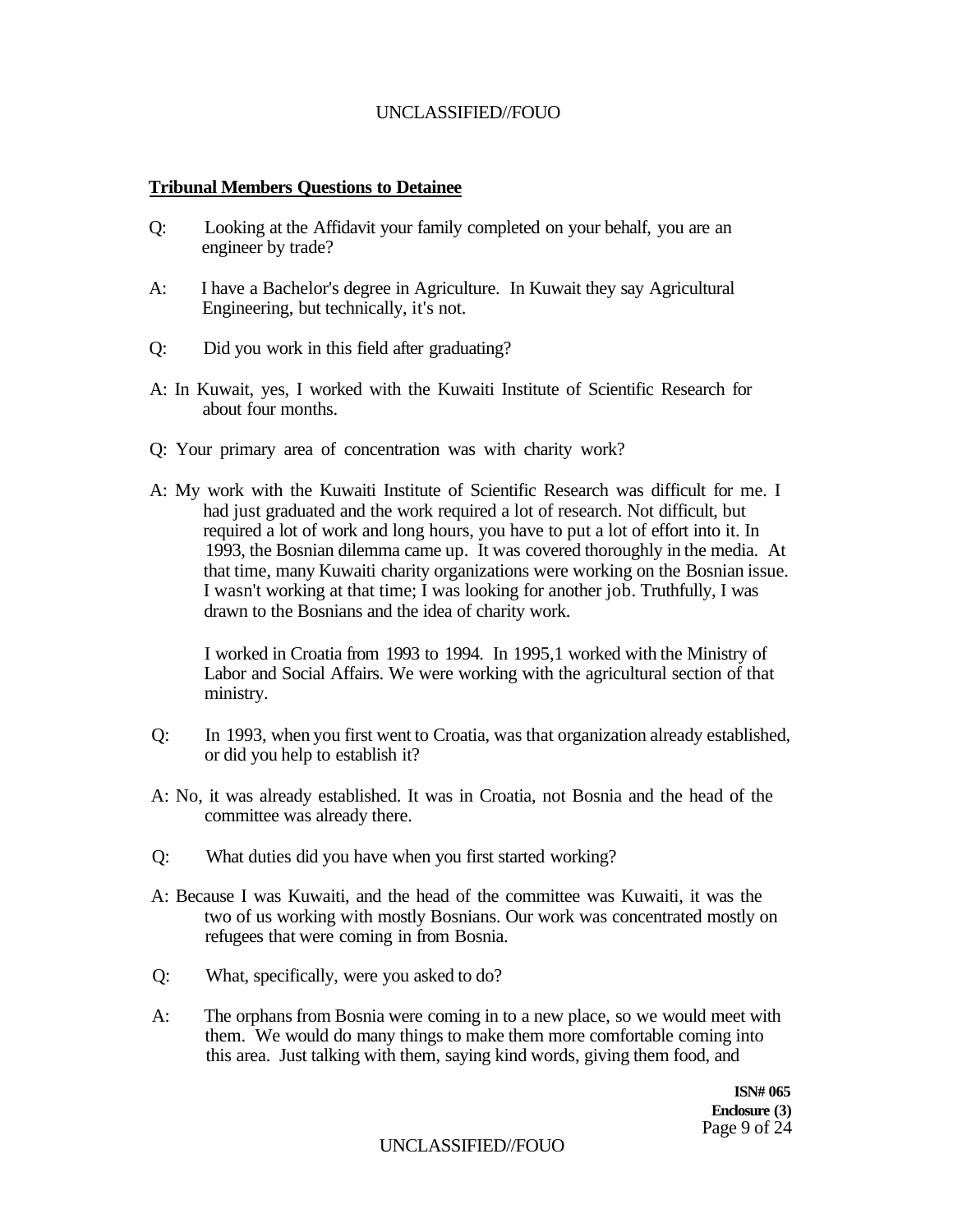**Tribunal Members Questions to Detainee**

Q: Looking at the Affidavit your family completed on your behalf, you are an engineer by trade?

A: I have a Bachelor's degree in Agriculture. In Kuwait they say Agricultural Engineering, but technically, it's not.

Q: Did you work in this field after graduating?

A: In Kuwait, yes, I worked with the Kuwaiti Institute of Scientific Research for about four months.

Q: Your primary area of concentration was with charity work?

A: My work with the Kuwaiti Institute of Scientific Research was difficult for me. I had just graduated and the work required a lot of research. Not difficult, but required a lot of work and long hours, you have to put a lot of effort into it. In 1993, the Bosnian dilemma came up. It was covered thoroughly in the media. At that time, many Kuwaiti charity organizations were working on the Bosnian issue. I wasn't working at that time; I was looking for another job. Truthfully, I was drawn to the Bosnians and the idea of charity work.

I worked in Croatia from 1993 to 1994. In 1995,1 worked with the Ministry of Labor and Social Affairs. We were working with the agricultural section of that ministry.

Q: In 1993, when you first went to Croatia, was that organization already established, or did you help to establish it?

A: No, it was already established. It was in Croatia, not Bosnia and the head of the committee was already there.

Q: What duties did you have when you first started working?

A: Because I was Kuwaiti, and the head of the committee was Kuwaiti, it was the two of us working with mostly Bosnians. Our work was concentrated mostly on refugees that were coming in from Bosnia.

Q: What, specifically, were you asked to do?

A: The orphans from Bosnia were coming in to a new place, so we would meet with them. We would do many things to make them more comfortable coming into this area. Just talking with them, saying kind words, giving them food, and

**ISN# 065**
**Enclosure (3)**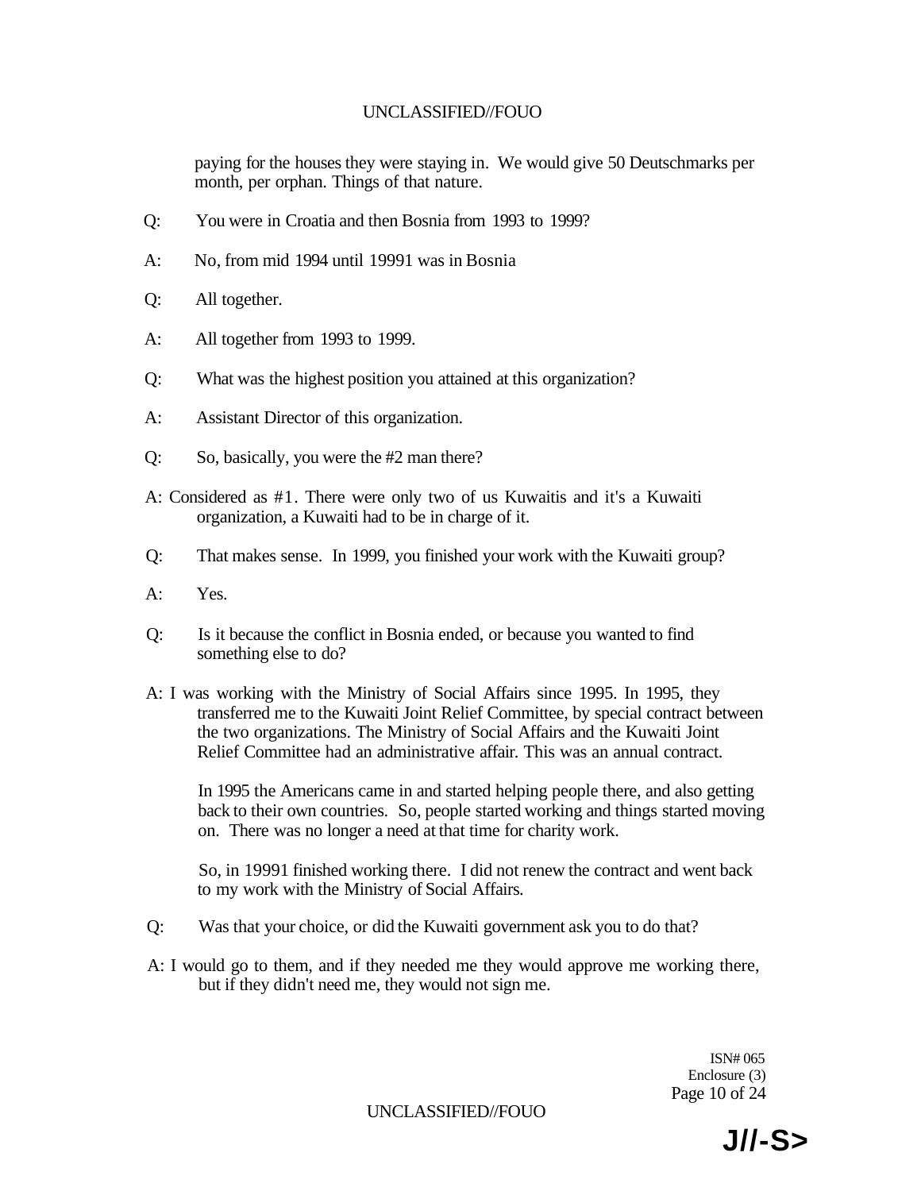paying for the houses they were staying in. We would give 50 Deutschmarks per month, per orphan. Things of that nature.

Q: You were in Croatia and then Bosnia from 1993 to 1999?

A: No, from mid 1994 until 19991 was in Bosnia

Q: All together.

A: All together from 1993 to 1999.

Q: What was the highest position you attained at this organization?

A: Assistant Director of this organization.

Q: So, basically, you were the #2 man there?

A: Considered as #1. There were only two of us Kuwaitis and it's a Kuwaiti organization, a Kuwaiti had to be in charge of it.

Q: That makes sense. In 1999, you finished your work with the Kuwaiti group?

A: Yes.

Q: Is it because the conflict in Bosnia ended, or because you wanted to find something else to do?

A: I was working with the Ministry of Social Affairs since 1995. In 1995, they transferred me to the Kuwaiti Joint Relief Committee, by special contract between the two organizations. The Ministry of Social Affairs and the Kuwaiti Joint Relief Committee had an administrative affair. This was an annual contract.

In 1995 the Americans came in and started helping people there, and also getting back to their own countries. So, people started working and things started moving on. There was no longer a need at that time for charity work.

So, in 19991 finished working there. I did not renew the contract and went back to my work with the Ministry of Social Affairs.

Q: Was that your choice, or did the Kuwaiti government ask you to do that?

A: I would go to them, and if they needed me they would approve me working there, but if they didn't need me, they would not sign me.

ISN# 065
Enclosure (3)

J//-S>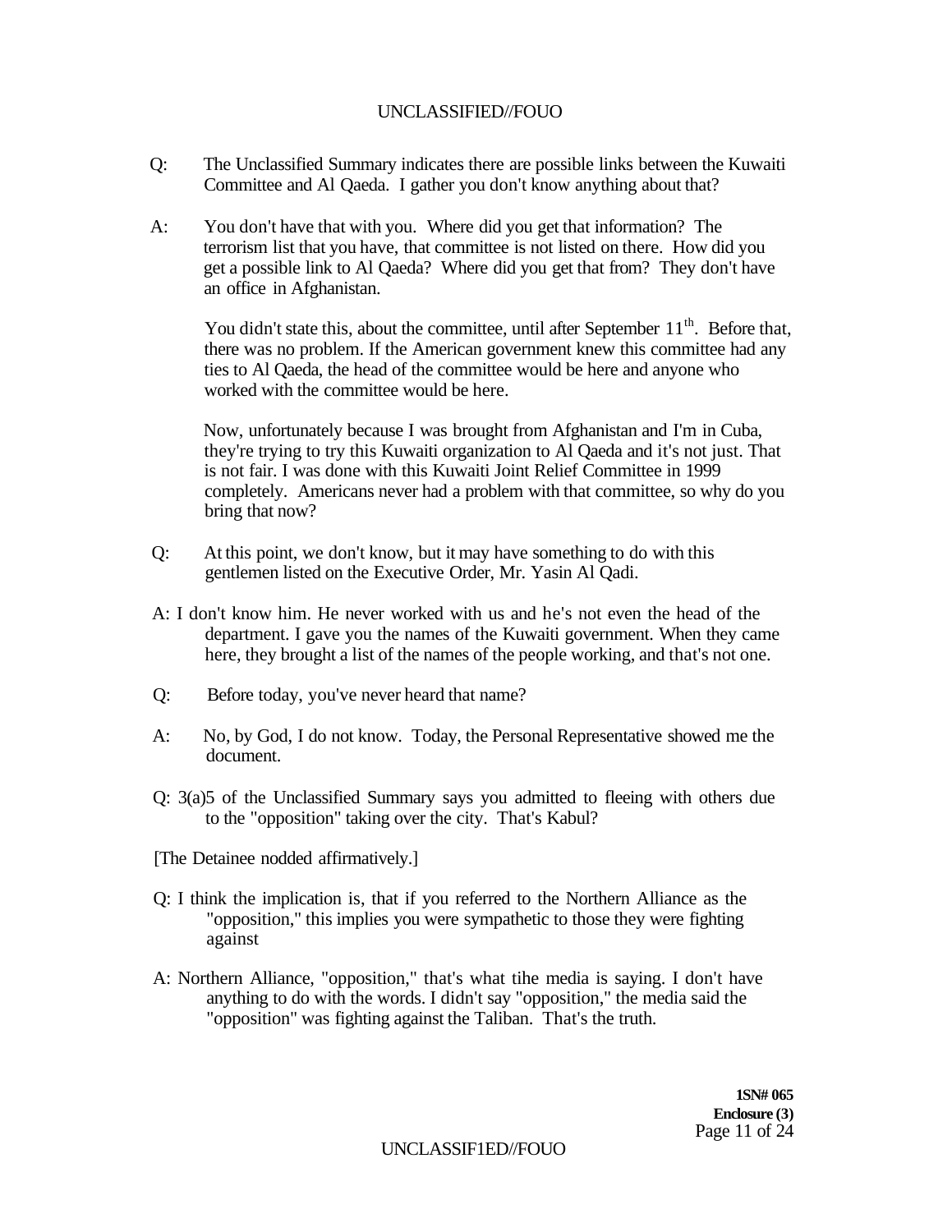Q: The Unclassified Summary indicates there are possible links between the Kuwaiti Committee and Al Qaeda. I gather you don't know anything about that?

A: You don't have that with you. Where did you get that information? The terrorism list that you have, that committee is not listed on there. How did you get a possible link to Al Qaeda? Where did you get that from? They don't have an office in Afghanistan.

You didn't state this, about the committee, until after September 11th. Before that, there was no problem. If the American government knew this committee had any ties to Al Qaeda, the head of the committee would be here and anyone who worked with the committee would be here.

Now, unfortunately because I was brought from Afghanistan and I'm in Cuba, they're trying to try this Kuwaiti organization to Al Qaeda and it's not just. That is not fair. I was done with this Kuwaiti Joint Relief Committee in 1999 completely. Americans never had a problem with that committee, so why do you bring that now?

Q: At this point, we don't know, but it may have something to do with this gentlemen listed on the Executive Order, Mr. Yasin Al Qadi.

A: I don't know him. He never worked with us and he's not even the head of the department. I gave you the names of the Kuwaiti government. When they came here, they brought a list of the names of the people working, and that's not one.

Q: Before today, you've never heard that name?

A: No, by God, I do not know. Today, the Personal Representative showed me the document.

Q: 3(a)5 of the Unclassified Summary says you admitted to fleeing with others due to the "opposition" taking over the city. That's Kabul?

[The Detainee nodded affirmatively.]

Q: I think the implication is, that if you referred to the Northern Alliance as the "opposition," this implies you were sympathetic to those they were fighting against

A: Northern Alliance, "opposition," that's what tihe media is saying. I don't have anything to do with the words. I didn't say "opposition," the media said the "opposition" was fighting against the Taliban. That's the truth.

**1SN# 065**
**Enclosure (3)**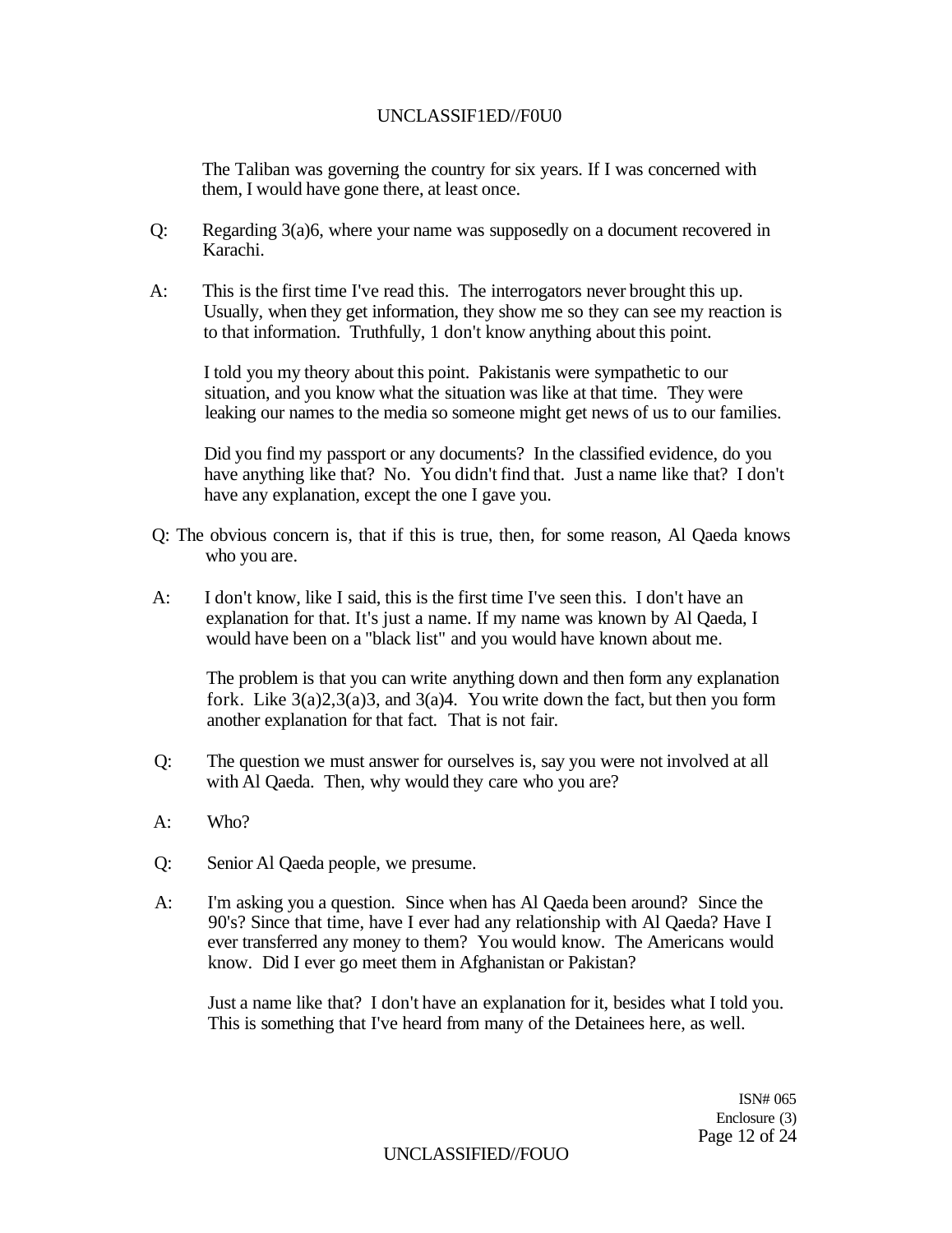The Taliban was governing the country for six years. If I was concerned with them, I would have gone there, at least once.

Q: Regarding 3(a)6, where your name was supposedly on a document recovered in Karachi.

A: This is the first time I've read this. The interrogators never brought this up. Usually, when they get information, they show me so they can see my reaction is to that information. Truthfully, 1 don't know anything about this point.

I told you my theory about this point. Pakistanis were sympathetic to our situation, and you know what the situation was like at that time. They were leaking our names to the media so someone might get news of us to our families.

Did you find my passport or any documents? In the classified evidence, do you have anything like that? No. You didn't find that. Just a name like that? I don't have any explanation, except the one I gave you.

Q: The obvious concern is, that if this is true, then, for some reason, Al Qaeda knows who you are.

A: I don't know, like I said, this is the first time I've seen this. I don't have an explanation for that. It's just a name. If my name was known by Al Qaeda, I would have been on a "black list" and you would have known about me.

The problem is that you can write anything down and then form any explanation fork. Like 3(a)2,3(a)3, and 3(a)4. You write down the fact, but then you form another explanation for that fact. That is not fair.

Q: The question we must answer for ourselves is, say you were not involved at all with Al Qaeda. Then, why would they care who you are?

A: Who?

Q: Senior Al Qaeda people, we presume.

A: I'm asking you a question. Since when has Al Qaeda been around? Since the 90's? Since that time, have I ever had any relationship with Al Qaeda? Have I ever transferred any money to them? You would know. The Americans would know. Did I ever go meet them in Afghanistan or Pakistan?

Just a name like that? I don't have an explanation for it, besides what I told you. This is something that I've heard from many of the Detainees here, as well.

ISN# 065
Enclosure (3)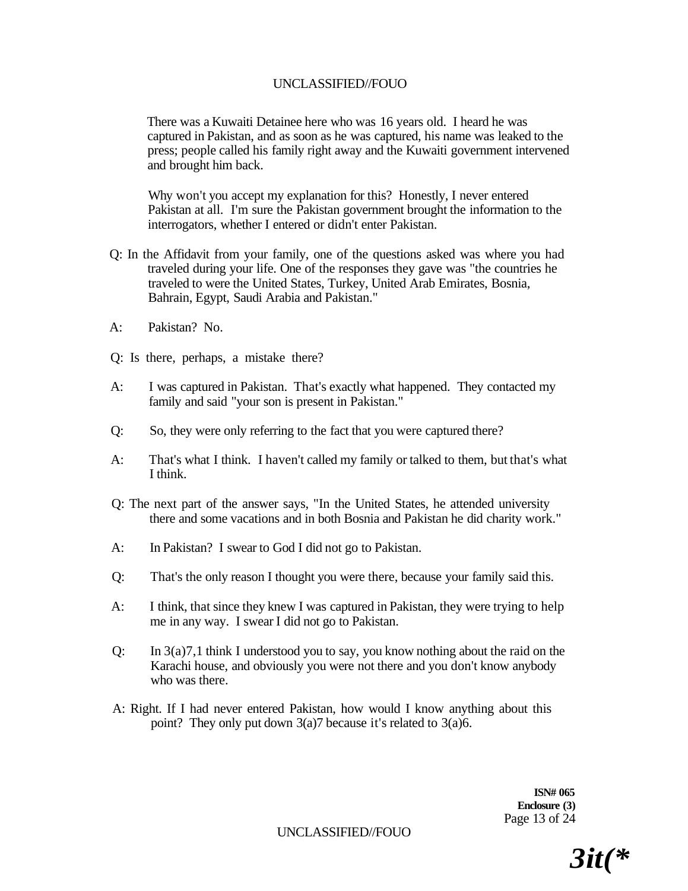There was a Kuwaiti Detainee here who was 16 years old. I heard he was captured in Pakistan, and as soon as he was captured, his name was leaked to the press; people called his family right away and the Kuwaiti government intervened and brought him back.

Why won't you accept my explanation for this? Honestly, I never entered Pakistan at all. I'm sure the Pakistan government brought the information to the interrogators, whether I entered or didn't enter Pakistan.

Q: In the Affidavit from your family, one of the questions asked was where you had traveled during your life. One of the responses they gave was "the countries he traveled to were the United States, Turkey, United Arab Emirates, Bosnia, Bahrain, Egypt, Saudi Arabia and Pakistan."

A: Pakistan? No.

Q: Is there, perhaps, a mistake there?

A: I was captured in Pakistan. That's exactly what happened. They contacted my family and said "your son is present in Pakistan."

Q: So, they were only referring to the fact that you were captured there?

A: That's what I think. I haven't called my family or talked to them, but that's what I think.

Q: The next part of the answer says, "In the United States, he attended university there and some vacations and in both Bosnia and Pakistan he did charity work."

A: In Pakistan? I swear to God I did not go to Pakistan.

Q: That's the only reason I thought you were there, because your family said this.

A: I think, that since they knew I was captured in Pakistan, they were trying to help me in any way. I swear I did not go to Pakistan.

Q: In 3(a)7,1 think I understood you to say, you know nothing about the raid on the Karachi house, and obviously you were not there and you don't know anybody who was there.

A: Right. If I had never entered Pakistan, how would I know anything about this point? They only put down 3(a)7 because it's related to 3(a)6.

**ISN# 065**
**Enclosure (3)**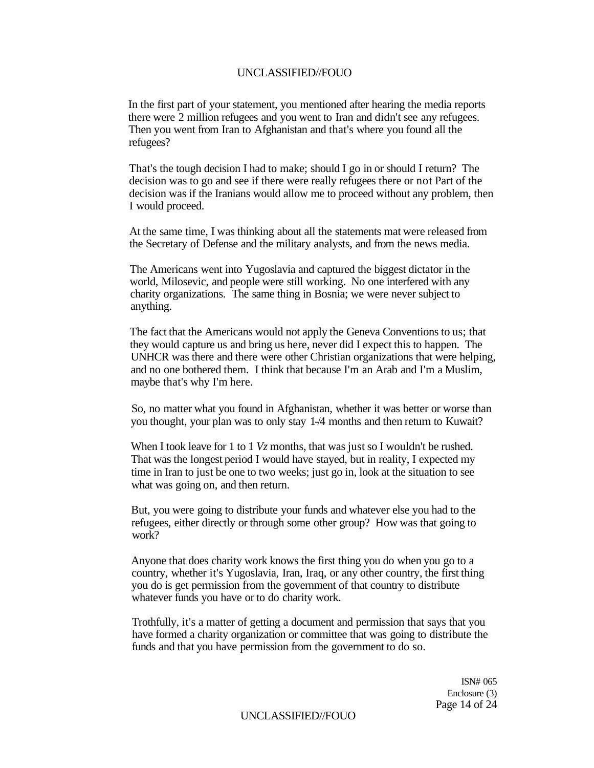In the first part of your statement, you mentioned after hearing the media reports there were 2 million refugees and you went to Iran and didn't see any refugees. Then you went from Iran to Afghanistan and that's where you found all the refugees?

That's the tough decision I had to make; should I go in or should I return? The decision was to go and see if there were really refugees there or not Part of the decision was if the Iranians would allow me to proceed without any problem, then I would proceed.

At the same time, I was thinking about all the statements mat were released from the Secretary of Defense and the military analysts, and from the news media.

The Americans went into Yugoslavia and captured the biggest dictator in the world, Milosevic, and people were still working. No one interfered with any charity organizations. The same thing in Bosnia; we were never subject to anything.

The fact that the Americans would not apply the Geneva Conventions to us; that they would capture us and bring us here, never did I expect this to happen. The UNHCR was there and there were other Christian organizations that were helping, and no one bothered them. I think that because I'm an Arab and I'm a Muslim, maybe that's why I'm here.

So, no matter what you found in Afghanistan, whether it was better or worse than you thought, your plan was to only stay 1-/4 months and then return to Kuwait?

When I took leave for 1 to 1 *Vz* months, that was just so I wouldn't be rushed. That was the longest period I would have stayed, but in reality, I expected my time in Iran to just be one to two weeks; just go in, look at the situation to see what was going on, and then return.

But, you were going to distribute your funds and whatever else you had to the refugees, either directly or through some other group? How was that going to work?

Anyone that does charity work knows the first thing you do when you go to a country, whether it's Yugoslavia, Iran, Iraq, or any other country, the first thing you do is get permission from the government of that country to distribute whatever funds you have or to do charity work.

Trothfully, it's a matter of getting a document and permission that says that you have formed a charity organization or committee that was going to distribute the funds and that you have permission from the government to do so.

ISN# 065
Enclosure (3)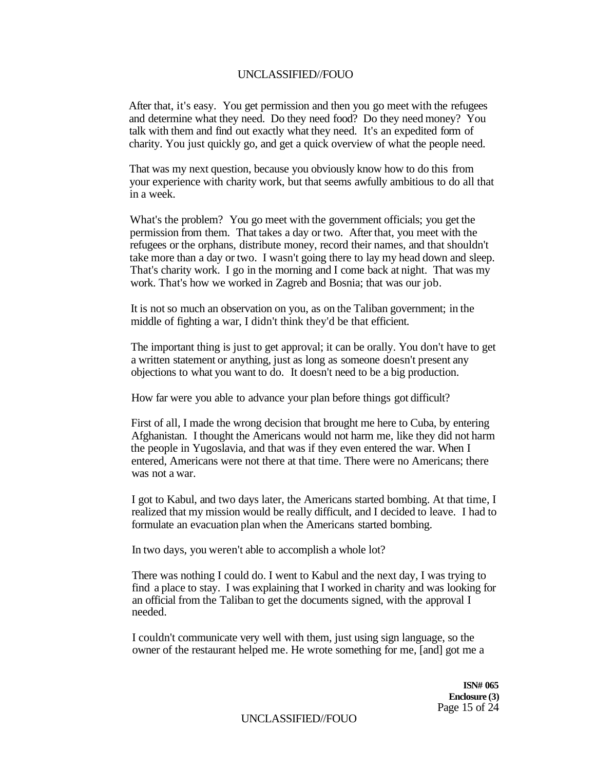After that, it's easy. You get permission and then you go meet with the refugees and determine what they need. Do they need food? Do they need money? You talk with them and find out exactly what they need. It's an expedited form of charity. You just quickly go, and get a quick overview of what the people need.

That was my next question, because you obviously know how to do this from your experience with charity work, but that seems awfully ambitious to do all that in a week.

What's the problem? You go meet with the government officials; you get the permission from them. That takes a day or two. After that, you meet with the refugees or the orphans, distribute money, record their names, and that shouldn't take more than a day or two. I wasn't going there to lay my head down and sleep. That's charity work. I go in the morning and I come back at night. That was my work. That's how we worked in Zagreb and Bosnia; that was our job.

It is not so much an observation on you, as on the Taliban government; in the middle of fighting a war, I didn't think they'd be that efficient.

The important thing is just to get approval; it can be orally. You don't have to get a written statement or anything, just as long as someone doesn't present any objections to what you want to do. It doesn't need to be a big production.

How far were you able to advance your plan before things got difficult?

First of all, I made the wrong decision that brought me here to Cuba, by entering Afghanistan. I thought the Americans would not harm me, like they did not harm the people in Yugoslavia, and that was if they even entered the war. When I entered, Americans were not there at that time. There were no Americans; there was not a war.

I got to Kabul, and two days later, the Americans started bombing. At that time, I realized that my mission would be really difficult, and I decided to leave. I had to formulate an evacuation plan when the Americans started bombing.

In two days, you weren't able to accomplish a whole lot?

There was nothing I could do. I went to Kabul and the next day, I was trying to find a place to stay. I was explaining that I worked in charity and was looking for an official from the Taliban to get the documents signed, with the approval I needed.

I couldn't communicate very well with them, just using sign language, so the owner of the restaurant helped me. He wrote something for me, [and] got me a

ISN# 065
Enclosure (3)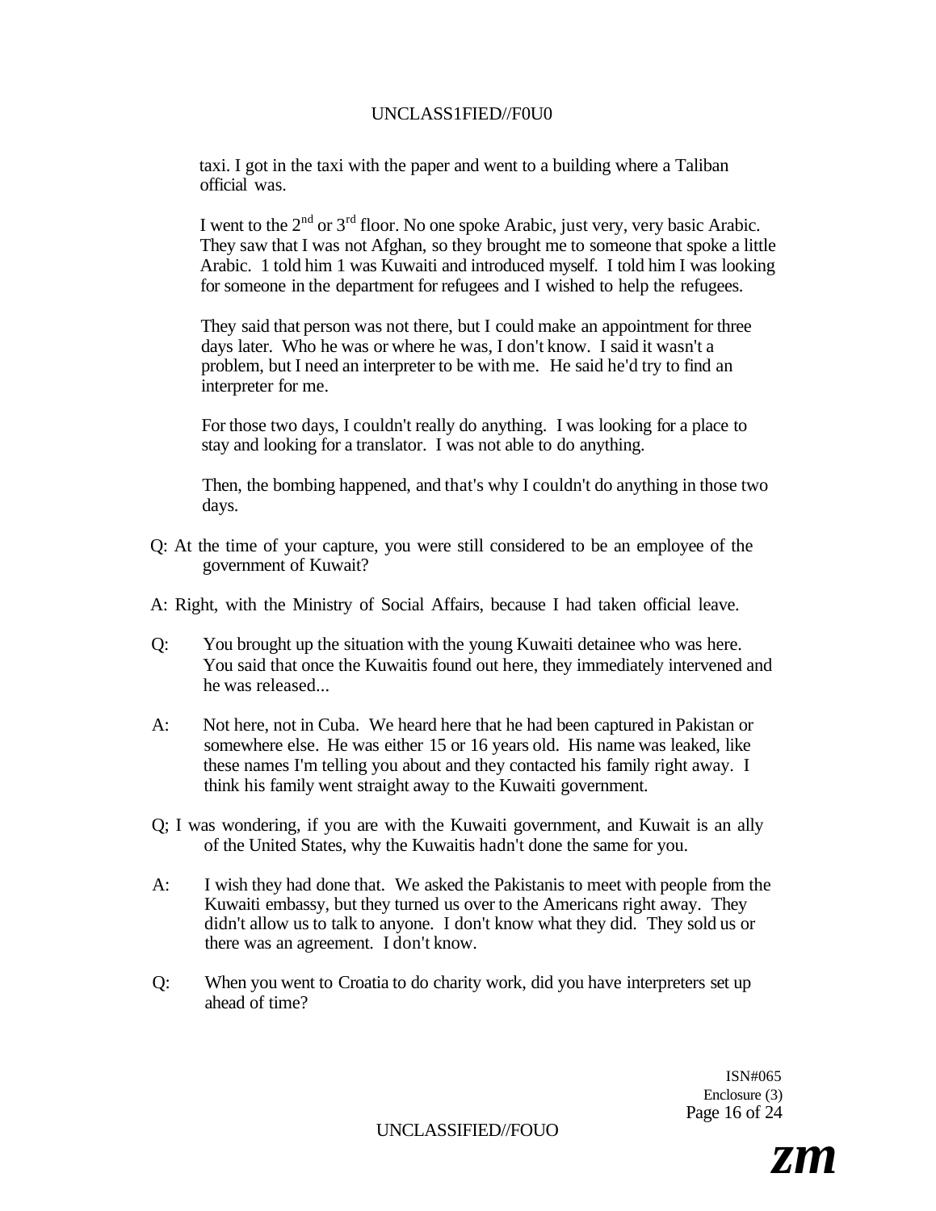taxi. I got in the taxi with the paper and went to a building where a Taliban official was.

I went to the 2nd or 3rd floor. No one spoke Arabic, just very, very basic Arabic. They saw that I was not Afghan, so they brought me to someone that spoke a little Arabic. 1 told him 1 was Kuwaiti and introduced myself. I told him I was looking for someone in the department for refugees and I wished to help the refugees.

They said that person was not there, but I could make an appointment for three days later. Who he was or where he was, I don't know. I said it wasn't a problem, but I need an interpreter to be with me. He said he'd try to find an interpreter for me.

For those two days, I couldn't really do anything. I was looking for a place to stay and looking for a translator. I was not able to do anything.

Then, the bombing happened, and that's why I couldn't do anything in those two days.

Q: At the time of your capture, you were still considered to be an employee of the government of Kuwait?

A: Right, with the Ministry of Social Affairs, because I had taken official leave.

Q: You brought up the situation with the young Kuwaiti detainee who was here. You said that once the Kuwaitis found out here, they immediately intervened and he was released...

A: Not here, not in Cuba. We heard here that he had been captured in Pakistan or somewhere else. He was either 15 or 16 years old. His name was leaked, like these names I'm telling you about and they contacted his family right away. I think his family went straight away to the Kuwaiti government.

Q; I was wondering, if you are with the Kuwaiti government, and Kuwait is an ally of the United States, why the Kuwaitis hadn't done the same for you.

A: I wish they had done that. We asked the Pakistanis to meet with people from the Kuwaiti embassy, but they turned us over to the Americans right away. They didn't allow us to talk to anyone. I don't know what they did. They sold us or there was an agreement. I don't know.

Q: When you went to Croatia to do charity work, did you have interpreters set up ahead of time?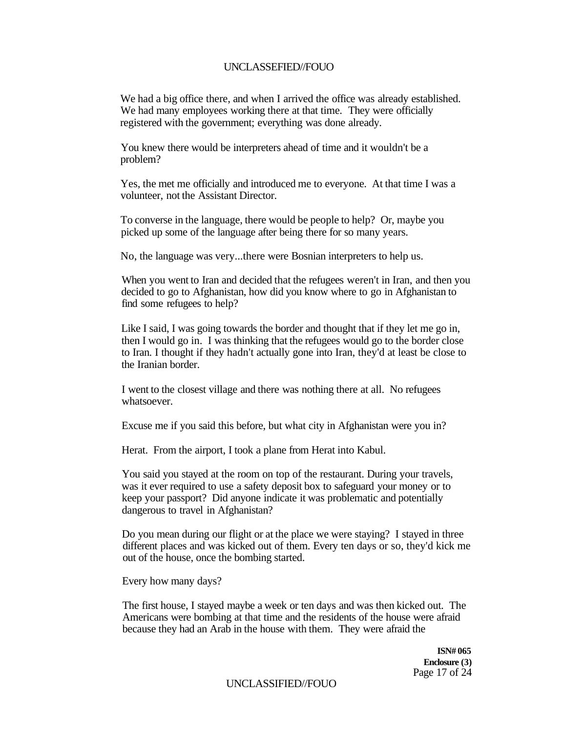We had a big office there, and when I arrived the office was already established. We had many employees working there at that time. They were officially registered with the government; everything was done already.

You knew there would be interpreters ahead of time and it wouldn't be a problem?

Yes, the met me officially and introduced me to everyone. At that time I was a volunteer, not the Assistant Director.

To converse in the language, there would be people to help? Or, maybe you picked up some of the language after being there for so many years.

No, the language was very...there were Bosnian interpreters to help us.

When you went to Iran and decided that the refugees weren't in Iran, and then you decided to go to Afghanistan, how did you know where to go in Afghanistan to find some refugees to help?

Like I said, I was going towards the border and thought that if they let me go in, then I would go in. I was thinking that the refugees would go to the border close to Iran. I thought if they hadn't actually gone into Iran, they'd at least be close to the Iranian border.

I went to the closest village and there was nothing there at all. No refugees whatsoever.

Excuse me if you said this before, but what city in Afghanistan were you in?

Herat. From the airport, I took a plane from Herat into Kabul.

You said you stayed at the room on top of the restaurant. During your travels, was it ever required to use a safety deposit box to safeguard your money or to keep your passport? Did anyone indicate it was problematic and potentially dangerous to travel in Afghanistan?

Do you mean during our flight or at the place we were staying? I stayed in three different places and was kicked out of them. Every ten days or so, they'd kick me out of the house, once the bombing started.

Every how many days?

The first house, I stayed maybe a week or ten days and was then kicked out. The Americans were bombing at that time and the residents of the house were afraid because they had an Arab in the house with them. They were afraid the

**ISN# 065**
**Enclosure (3)**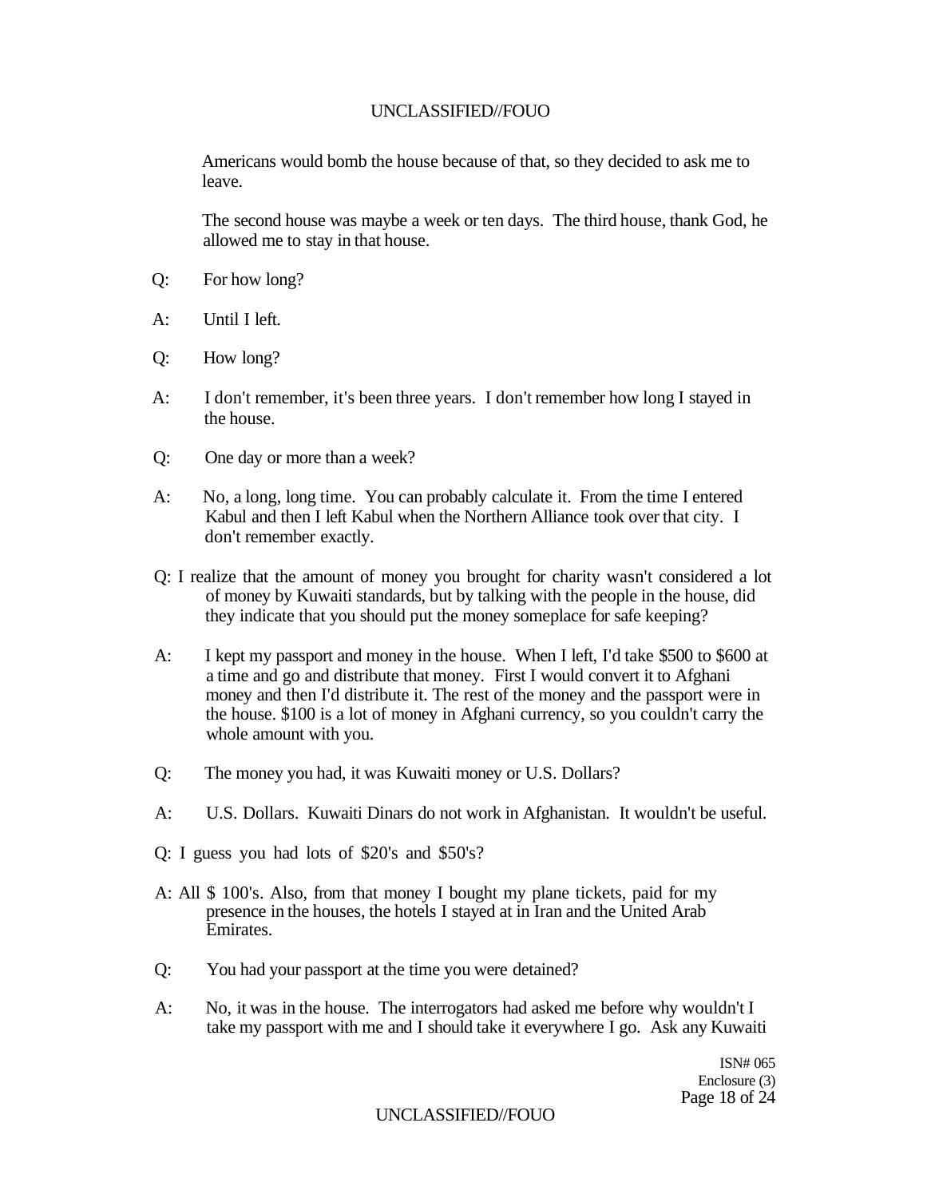Americans would bomb the house because of that, so they decided to ask me to leave.

The second house was maybe a week or ten days. The third house, thank God, he allowed me to stay in that house.

Q: For how long?

A: Until I left.

Q: How long?

A: I don't remember, it's been three years. I don't remember how long I stayed in the house.

Q: One day or more than a week?

A: No, a long, long time. You can probably calculate it. From the time I entered Kabul and then I left Kabul when the Northern Alliance took over that city. I don't remember exactly.

Q: I realize that the amount of money you brought for charity wasn't considered a lot of money by Kuwaiti standards, but by talking with the people in the house, did they indicate that you should put the money someplace for safe keeping?

A: I kept my passport and money in the house. When I left, I'd take $500 to $600 at a time and go and distribute that money. First I would convert it to Afghani money and then I'd distribute it. The rest of the money and the passport were in the house. $100 is a lot of money in Afghani currency, so you couldn't carry the whole amount with you.

Q: The money you had, it was Kuwaiti money or U.S. Dollars?

A: U.S. Dollars. Kuwaiti Dinars do not work in Afghanistan. It wouldn't be useful.

Q: I guess you had lots of $20's and $50's?

A: All $ 100's. Also, from that money I bought my plane tickets, paid for my presence in the houses, the hotels I stayed at in Iran and the United Arab Emirates.

Q: You had your passport at the time you were detained?

A: No, it was in the house. The interrogators had asked me before why wouldn't I take my passport with me and I should take it everywhere I go. Ask any Kuwaiti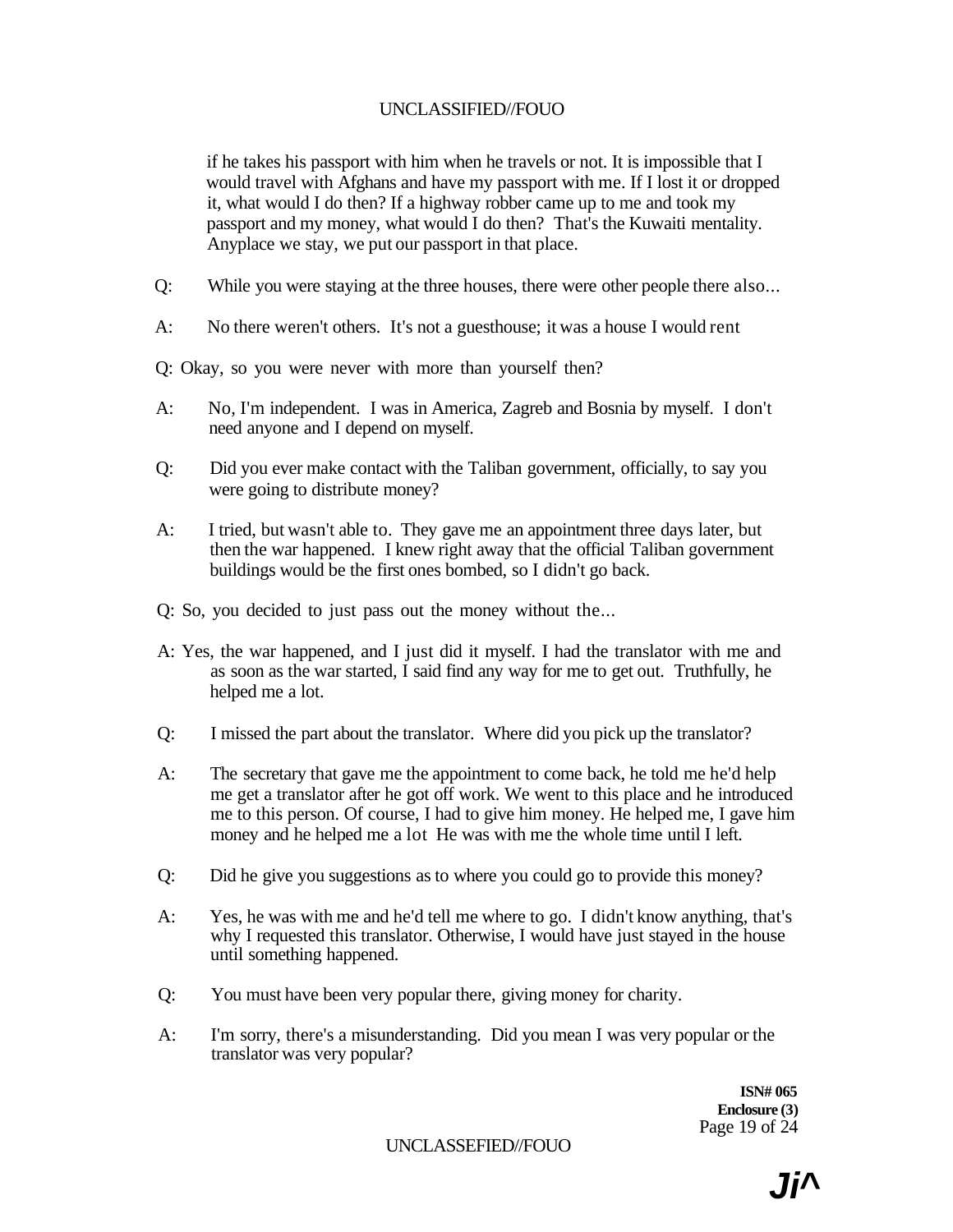if he takes his passport with him when he travels or not. It is impossible that I would travel with Afghans and have my passport with me. If I lost it or dropped it, what would I do then? If a highway robber came up to me and took my passport and my money, what would I do then? That's the Kuwaiti mentality. Anyplace we stay, we put our passport in that place.

Q: While you were staying at the three houses, there were other people there also...

A: No there weren't others. It's not a guesthouse; it was a house I would rent

Q: Okay, so you were never with more than yourself then?

A: No, I'm independent. I was in America, Zagreb and Bosnia by myself. I don't need anyone and I depend on myself.

Q: Did you ever make contact with the Taliban government, officially, to say you were going to distribute money?

A: I tried, but wasn't able to. They gave me an appointment three days later, but then the war happened. I knew right away that the official Taliban government buildings would be the first ones bombed, so I didn't go back.

Q: So, you decided to just pass out the money without the...

A: Yes, the war happened, and I just did it myself. I had the translator with me and as soon as the war started, I said find any way for me to get out. Truthfully, he helped me a lot.

Q: I missed the part about the translator. Where did you pick up the translator?

A: The secretary that gave me the appointment to come back, he told me he'd help me get a translator after he got off work. We went to this place and he introduced me to this person. Of course, I had to give him money. He helped me, I gave him money and he helped me a lot He was with me the whole time until I left.

Q: Did he give you suggestions as to where you could go to provide this money?

A: Yes, he was with me and he'd tell me where to go. I didn't know anything, that's why I requested this translator. Otherwise, I would have just stayed in the house until something happened.

Q: You must have been very popular there, giving money for charity.

A: I'm sorry, there's a misunderstanding. Did you mean I was very popular or the translator was very popular?

**ISN# 065**
**Enclosure (3)**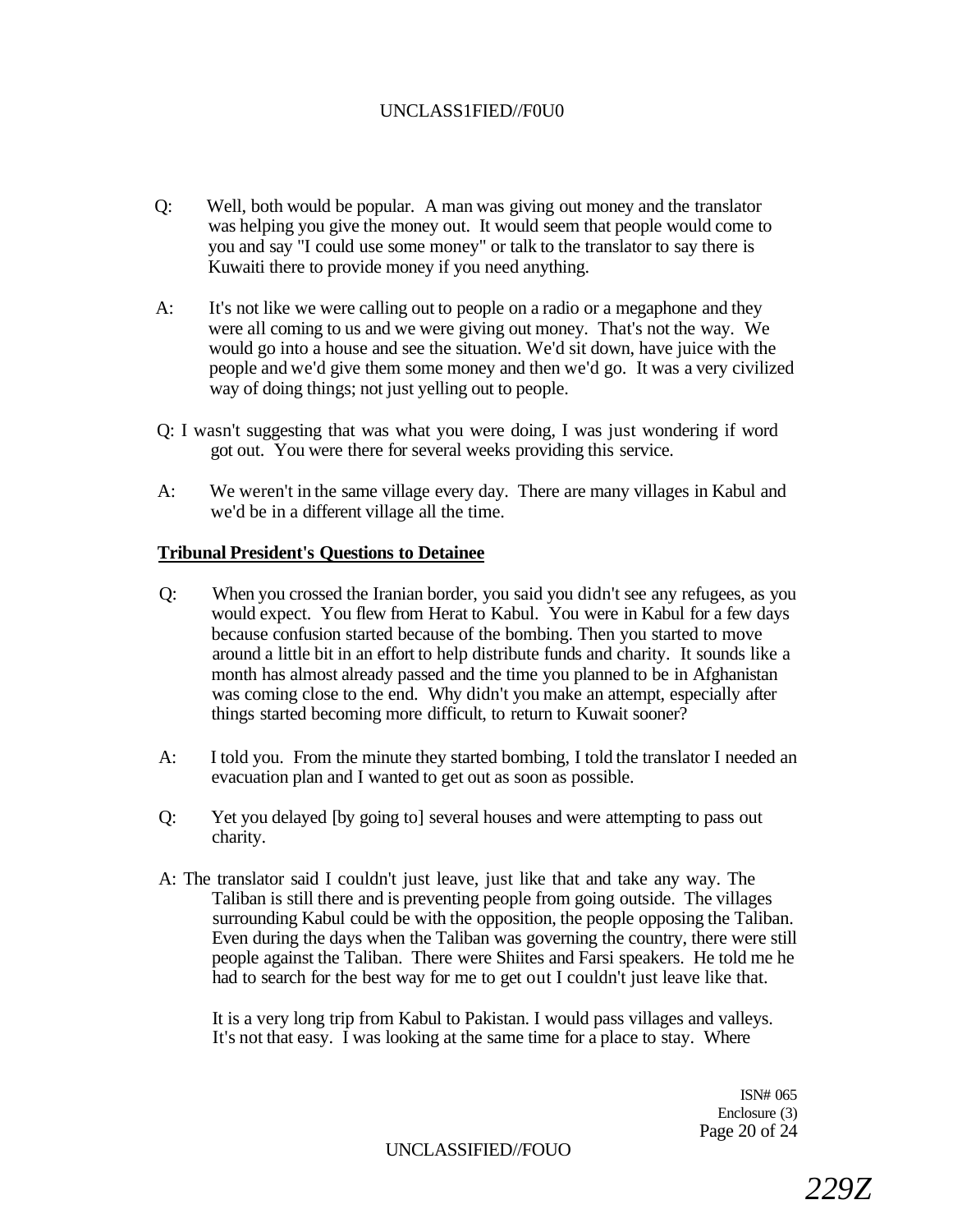Q: Well, both would be popular. A man was giving out money and the translator was helping you give the money out. It would seem that people would come to you and say "I could use some money" or talk to the translator to say there is Kuwaiti there to provide money if you need anything.

A: It's not like we were calling out to people on a radio or a megaphone and they were all coming to us and we were giving out money. That's not the way. We would go into a house and see the situation. We'd sit down, have juice with the people and we'd give them some money and then we'd go. It was a very civilized way of doing things; not just yelling out to people.

Q: I wasn't suggesting that was what you were doing, I was just wondering if word got out. You were there for several weeks providing this service.

A: We weren't in the same village every day. There are many villages in Kabul and we'd be in a different village all the time.

**Tribunal President's Questions to Detainee**

Q: When you crossed the Iranian border, you said you didn't see any refugees, as you would expect. You flew from Herat to Kabul. You were in Kabul for a few days because confusion started because of the bombing. Then you started to move around a little bit in an effort to help distribute funds and charity. It sounds like a month has almost already passed and the time you planned to be in Afghanistan was coming close to the end. Why didn't you make an attempt, especially after things started becoming more difficult, to return to Kuwait sooner?

A: I told you. From the minute they started bombing, I told the translator I needed an evacuation plan and I wanted to get out as soon as possible.

Q: Yet you delayed [by going to] several houses and were attempting to pass out charity.

A: The translator said I couldn't just leave, just like that and take any way. The Taliban is still there and is preventing people from going outside. The villages surrounding Kabul could be with the opposition, the people opposing the Taliban. Even during the days when the Taliban was governing the country, there were still people against the Taliban. There were Shiites and Farsi speakers. He told me he had to search for the best way for me to get out I couldn't just leave like that.

It is a very long trip from Kabul to Pakistan. I would pass villages and valleys. It's not that easy. I was looking at the same time for a place to stay. Where

ISN# 065
Enclosure (3)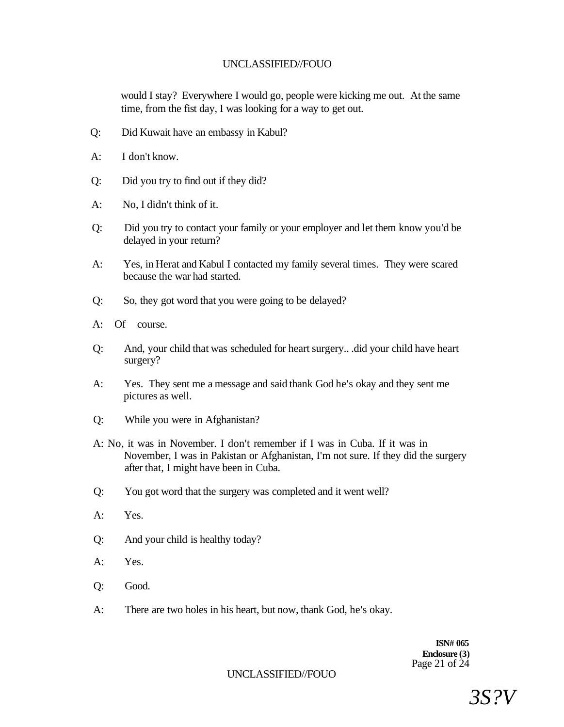would I stay? Everywhere I would go, people were kicking me out. At the same time, from the fist day, I was looking for a way to get out.

Q: Did Kuwait have an embassy in Kabul?

A: I don't know.

Q: Did you try to find out if they did?

A: No, I didn't think of it.

Q: Did you try to contact your family or your employer and let them know you'd be delayed in your return?

A: Yes, in Herat and Kabul I contacted my family several times. They were scared because the war had started.

Q: So, they got word that you were going to be delayed?

A: Of course.

Q: And, your child that was scheduled for heart surgery.. .did your child have heart surgery?

A: Yes. They sent me a message and said thank God he's okay and they sent me pictures as well.

Q: While you were in Afghanistan?

A: No, it was in November. I don't remember if I was in Cuba. If it was in November, I was in Pakistan or Afghanistan, I'm not sure. If they did the surgery after that, I might have been in Cuba.

Q: You got word that the surgery was completed and it went well?

A: Yes.

Q: And your child is healthy today?

A: Yes.

Q: Good.

A: There are two holes in his heart, but now, thank God, he's okay.

**ISN# 065**
**Enclosure (3)**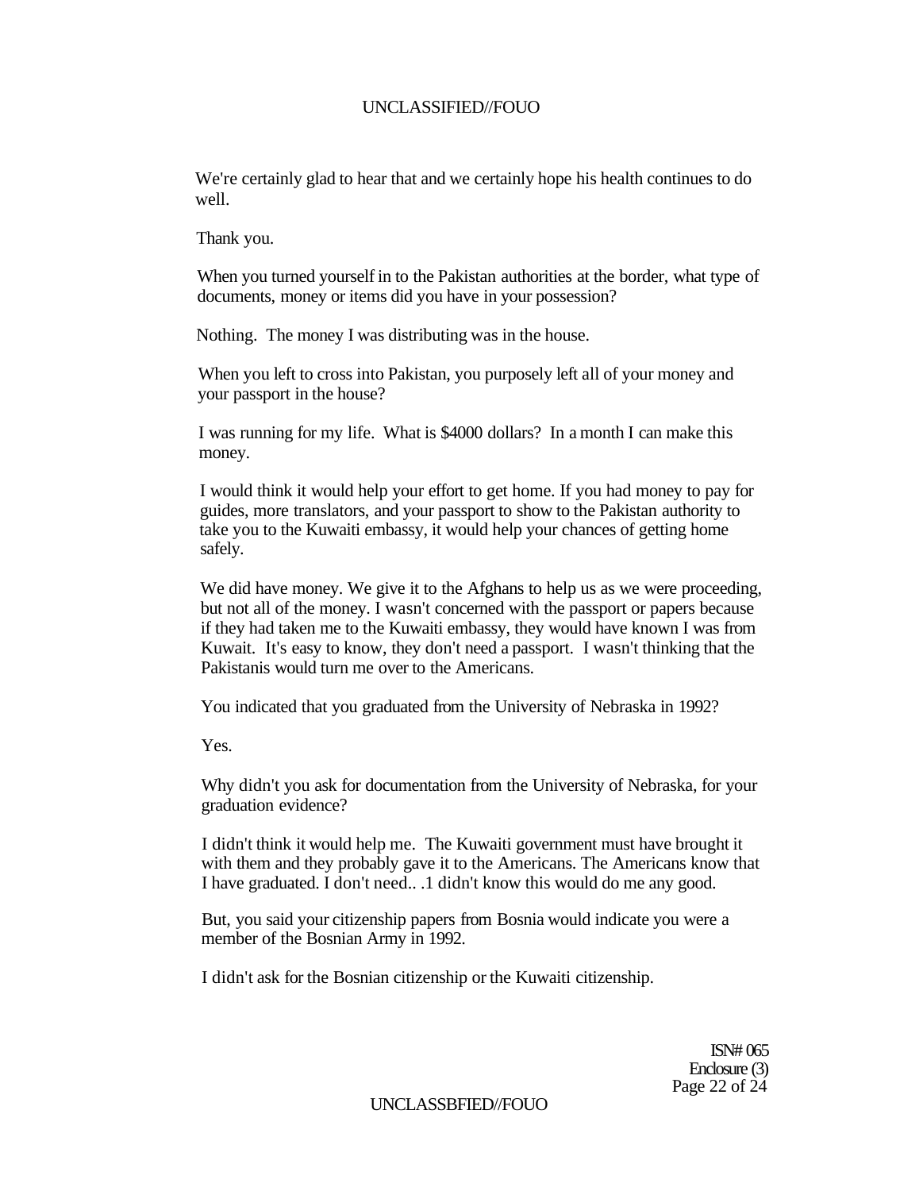We're certainly glad to hear that and we certainly hope his health continues to do well.

Thank you.

When you turned yourself in to the Pakistan authorities at the border, what type of documents, money or items did you have in your possession?

Nothing. The money I was distributing was in the house.

When you left to cross into Pakistan, you purposely left all of your money and your passport in the house?

I was running for my life. What is $4000 dollars? In a month I can make this money.

I would think it would help your effort to get home. If you had money to pay for guides, more translators, and your passport to show to the Pakistan authority to take you to the Kuwaiti embassy, it would help your chances of getting home safely.

We did have money. We give it to the Afghans to help us as we were proceeding, but not all of the money. I wasn't concerned with the passport or papers because if they had taken me to the Kuwaiti embassy, they would have known I was from Kuwait. It's easy to know, they don't need a passport. I wasn't thinking that the Pakistanis would turn me over to the Americans.

You indicated that you graduated from the University of Nebraska in 1992?

Yes.

Why didn't you ask for documentation from the University of Nebraska, for your graduation evidence?

I didn't think it would help me. The Kuwaiti government must have brought it with them and they probably gave it to the Americans. The Americans know that I have graduated. I don't need.. .1 didn't know this would do me any good.

But, you said your citizenship papers from Bosnia would indicate you were a member of the Bosnian Army in 1992.

I didn't ask for the Bosnian citizenship or the Kuwaiti citizenship.

ISN# 065
Enclosure (3)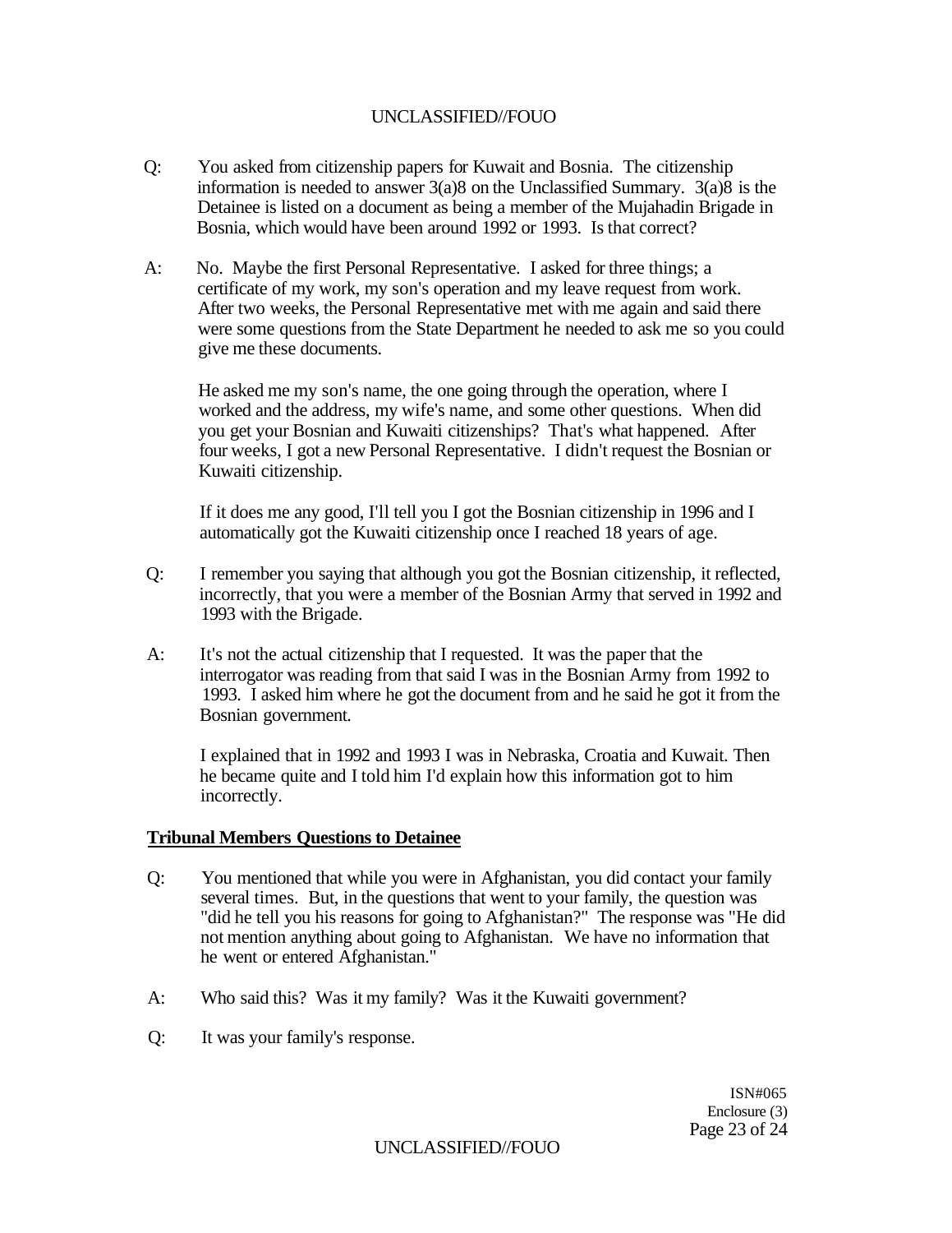Q: You asked from citizenship papers for Kuwait and Bosnia. The citizenship information is needed to answer 3(a)8 on the Unclassified Summary. 3(a)8 is the Detainee is listed on a document as being a member of the Mujahadin Brigade in Bosnia, which would have been around 1992 or 1993. Is that correct?

A: No. Maybe the first Personal Representative. I asked for three things; a certificate of my work, my son's operation and my leave request from work. After two weeks, the Personal Representative met with me again and said there were some questions from the State Department he needed to ask me so you could give me these documents.

He asked me my son's name, the one going through the operation, where I worked and the address, my wife's name, and some other questions. When did you get your Bosnian and Kuwaiti citizenships? That's what happened. After four weeks, I got a new Personal Representative. I didn't request the Bosnian or Kuwaiti citizenship.

If it does me any good, I'll tell you I got the Bosnian citizenship in 1996 and I automatically got the Kuwaiti citizenship once I reached 18 years of age.

Q: I remember you saying that although you got the Bosnian citizenship, it reflected, incorrectly, that you were a member of the Bosnian Army that served in 1992 and 1993 with the Brigade.

A: It's not the actual citizenship that I requested. It was the paper that the interrogator was reading from that said I was in the Bosnian Army from 1992 to 1993. I asked him where he got the document from and he said he got it from the Bosnian government.

I explained that in 1992 and 1993 I was in Nebraska, Croatia and Kuwait. Then he became quite and I told him I'd explain how this information got to him incorrectly.

**Tribunal Members Questions to Detainee**

Q: You mentioned that while you were in Afghanistan, you did contact your family several times. But, in the questions that went to your family, the question was "did he tell you his reasons for going to Afghanistan?" The response was "He did not mention anything about going to Afghanistan. We have no information that he went or entered Afghanistan."

A: Who said this? Was it my family? Was it the Kuwaiti government?

Q: It was your family's response.

ISN#065
Enclosure (3)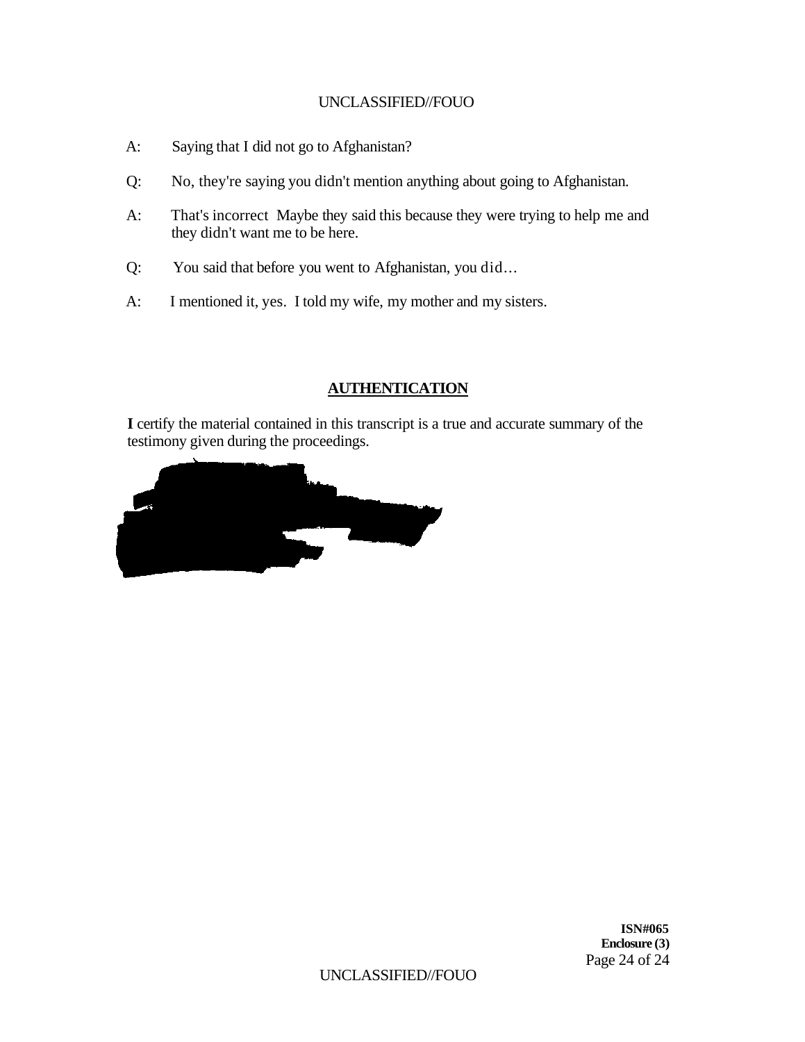A: Saying that I did not go to Afghanistan?

Q: No, they're saying you didn't mention anything about going to Afghanistan.

A: That's incorrect Maybe they said this because they were trying to help me and they didn't want me to be here.

Q: You said that before you went to Afghanistan, you did…

A: I mentioned it, yes. I told my wife, my mother and my sisters.

## AUTHENTICATION

**I** certify the material contained in this transcript is a true and accurate summary of the testimony given during the proceedings.

**ISN#065**
**Enclosure (3)**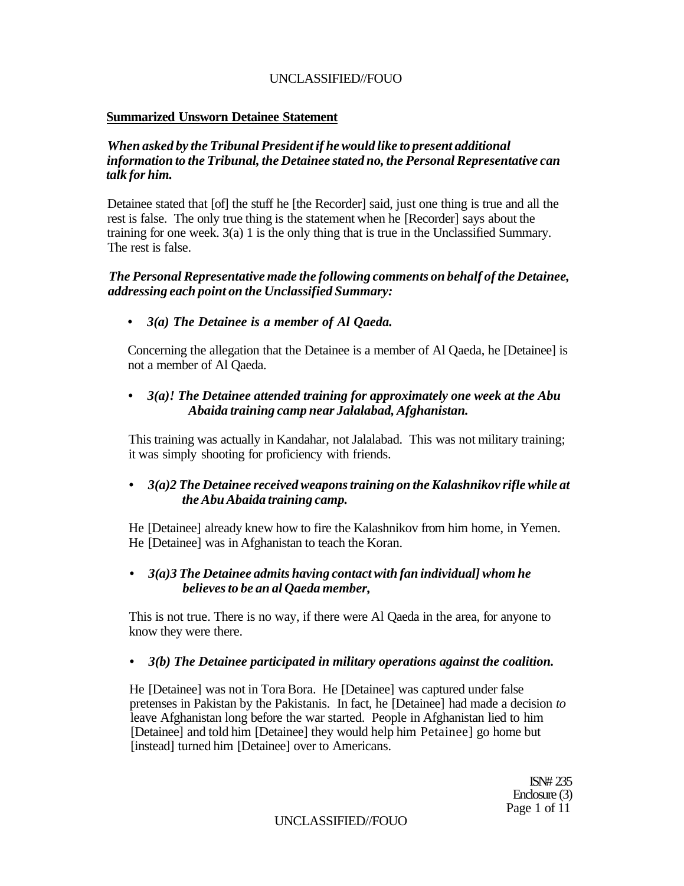**Summarized Unsworn Detainee Statement**

***When asked by the Tribunal President if he would like to present additional information to the Tribunal, the Detainee stated no, the Personal Representative can talk for him.***

Detainee stated that [of] the stuff he [the Recorder] said, just one thing is true and all the rest is false. The only true thing is the statement when he [Recorder] says about the training for one week. 3(a) 1 is the only thing that is true in the Unclassified Summary. The rest is false.

***The Personal Representative made the following comments on behalf of the Detainee, addressing each point on the Unclassified Summary:***

- ***3(a) The Detainee is a member of Al Qaeda.***

Concerning the allegation that the Detainee is a member of Al Qaeda, he [Detainee] is not a member of Al Qaeda.

- ***3(a)! The Detainee attended training for approximately one week at the Abu Abaida training camp near Jalalabad, Afghanistan.***

This training was actually in Kandahar, not Jalalabad. This was not military training; it was simply shooting for proficiency with friends.

- ***3(a)2 The Detainee received weapons training on the Kalashnikov rifle while at the Abu Abaida training camp.***

He [Detainee] already knew how to fire the Kalashnikov from him home, in Yemen. He [Detainee] was in Afghanistan to teach the Koran.

- ***3(a)3 The Detainee admits having contact with fan individual] whom he believes to be an al Qaeda member,***

This is not true. There is no way, if there were Al Qaeda in the area, for anyone to know they were there.

- ***3(b) The Detainee participated in military operations against the coalition.***

He [Detainee] was not in Tora Bora. He [Detainee] was captured under false pretenses in Pakistan by the Pakistanis. In fact, he [Detainee] had made a decision *to* leave Afghanistan long before the war started. People in Afghanistan lied to him [Detainee] and told him [Detainee] they would help him Petainee] go home but [instead] turned him [Detainee] over to Americans.

ISN# 235
Enclosure (3)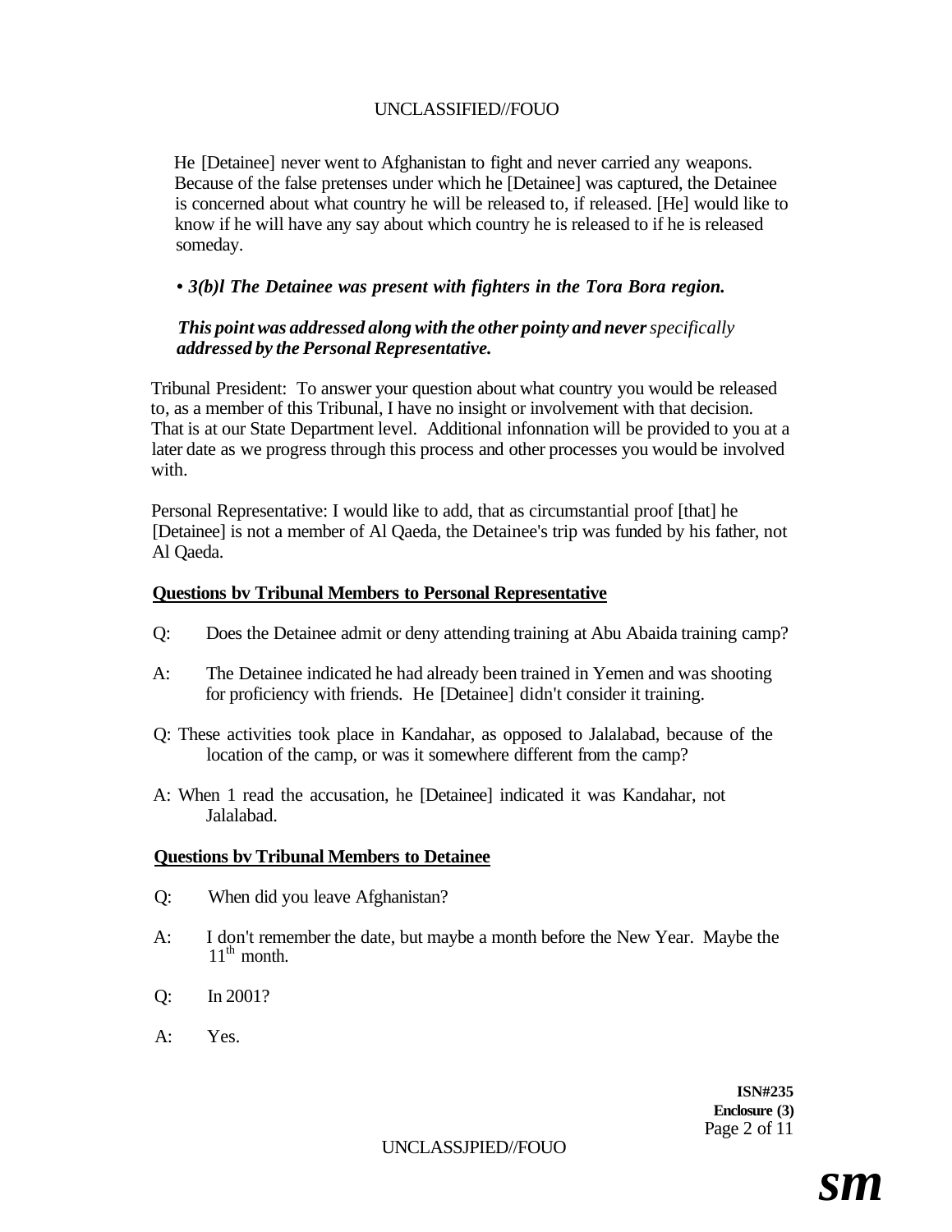He [Detainee] never went to Afghanistan to fight and never carried any weapons. Because of the false pretenses under which he [Detainee] was captured, the Detainee is concerned about what country he will be released to, if released. [He] would like to know if he will have any say about which country he is released to if he is released someday.

• ***3(b)l The Detainee was present with fighters in the Tora Bora region.***

***This point was addressed along with the other pointy and never** specifically **addressed by the Personal Representative.***

Tribunal President: To answer your question about what country you would be released to, as a member of this Tribunal, I have no insight or involvement with that decision. That is at our State Department level. Additional infonnation will be provided to you at a later date as we progress through this process and other processes you would be involved with.

Personal Representative: I would like to add, that as circumstantial proof [that] he [Detainee] is not a member of Al Qaeda, the Detainee's trip was funded by his father, not Al Qaeda.

**Questions bv Tribunal Members to Personal Representative**

Q: Does the Detainee admit or deny attending training at Abu Abaida training camp?

A: The Detainee indicated he had already been trained in Yemen and was shooting for proficiency with friends. He [Detainee] didn't consider it training.

Q: These activities took place in Kandahar, as opposed to Jalalabad, because of the location of the camp, or was it somewhere different from the camp?

A: When 1 read the accusation, he [Detainee] indicated it was Kandahar, not Jalalabad.

**Questions bv Tribunal Members to Detainee**

Q: When did you leave Afghanistan?

A: I don't remember the date, but maybe a month before the New Year. Maybe the 11th month.

Q: In 2001?

A: Yes.

**ISN#235**
**Enclosure (3)**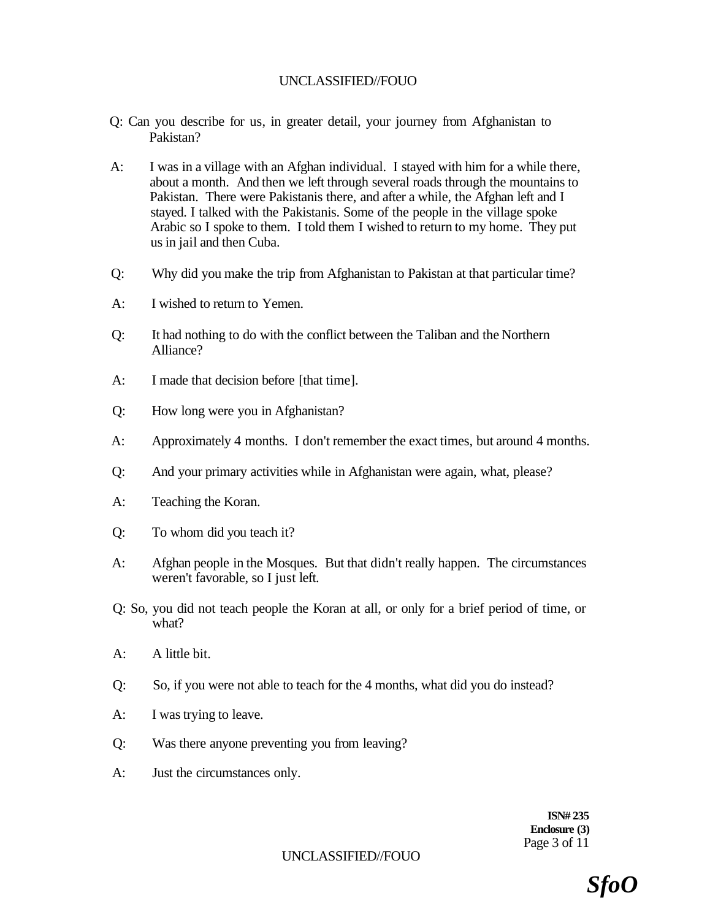Q: Can you describe for us, in greater detail, your journey from Afghanistan to Pakistan?

A: I was in a village with an Afghan individual. I stayed with him for a while there, about a month. And then we left through several roads through the mountains to Pakistan. There were Pakistanis there, and after a while, the Afghan left and I stayed. I talked with the Pakistanis. Some of the people in the village spoke Arabic so I spoke to them. I told them I wished to return to my home. They put us in jail and then Cuba.

Q: Why did you make the trip from Afghanistan to Pakistan at that particular time?

A: I wished to return to Yemen.

Q: It had nothing to do with the conflict between the Taliban and the Northern Alliance?

A: I made that decision before [that time].

Q: How long were you in Afghanistan?

A: Approximately 4 months. I don't remember the exact times, but around 4 months.

Q: And your primary activities while in Afghanistan were again, what, please?

A: Teaching the Koran.

Q: To whom did you teach it?

A: Afghan people in the Mosques. But that didn't really happen. The circumstances weren't favorable, so I just left.

Q: So, you did not teach people the Koran at all, or only for a brief period of time, or what?

A: A little bit.

Q: So, if you were not able to teach for the 4 months, what did you do instead?

A: I was trying to leave.

Q: Was there anyone preventing you from leaving?

A: Just the circumstances only.

**ISN# 235**
**Enclosure (3)**

*SfoO*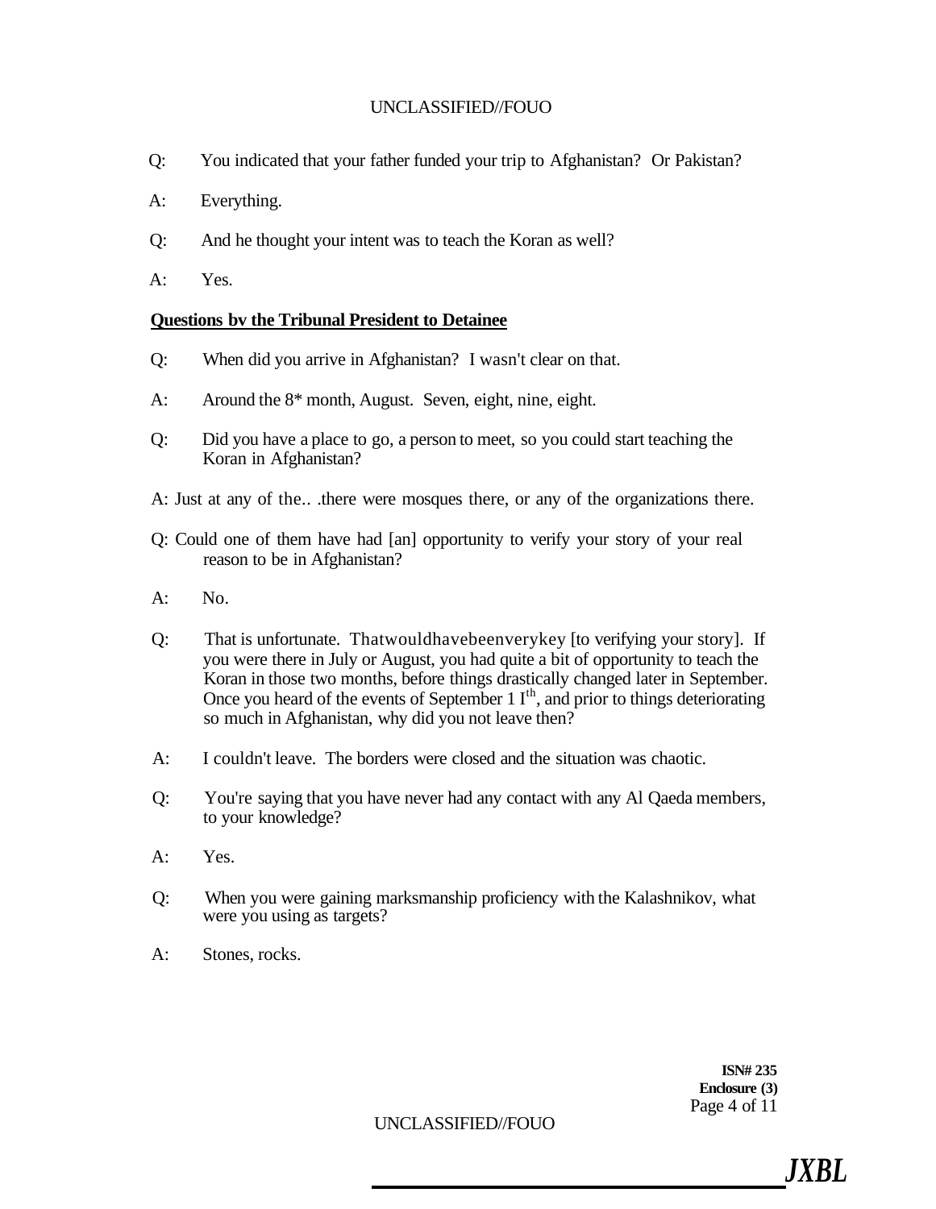Q: You indicated that your father funded your trip to Afghanistan? Or Pakistan?

A: Everything.

Q: And he thought your intent was to teach the Koran as well?

A: Yes.

**Questions bv the Tribunal President to Detainee**

Q: When did you arrive in Afghanistan? I wasn't clear on that.

A: Around the 8* month, August. Seven, eight, nine, eight.

Q: Did you have a place to go, a person to meet, so you could start teaching the Koran in Afghanistan?

A: Just at any of the.. .there were mosques there, or any of the organizations there.

Q: Could one of them have had [an] opportunity to verify your story of your real reason to be in Afghanistan?

A: No.

Q: That is unfortunate. Thatwouldhavebeenverykey [to verifying your story]. If you were there in July or August, you had quite a bit of opportunity to teach the Koran in those two months, before things drastically changed later in September. Once you heard of the events of September 1 I[th], and prior to things deteriorating so much in Afghanistan, why did you not leave then?

A: I couldn't leave. The borders were closed and the situation was chaotic.

Q: You're saying that you have never had any contact with any Al Qaeda members, to your knowledge?

A: Yes.

Q: When you were gaining marksmanship proficiency with the Kalashnikov, what were you using as targets?

A: Stones, rocks.

**ISN# 235**
**Enclosure (3)**

*JXBL*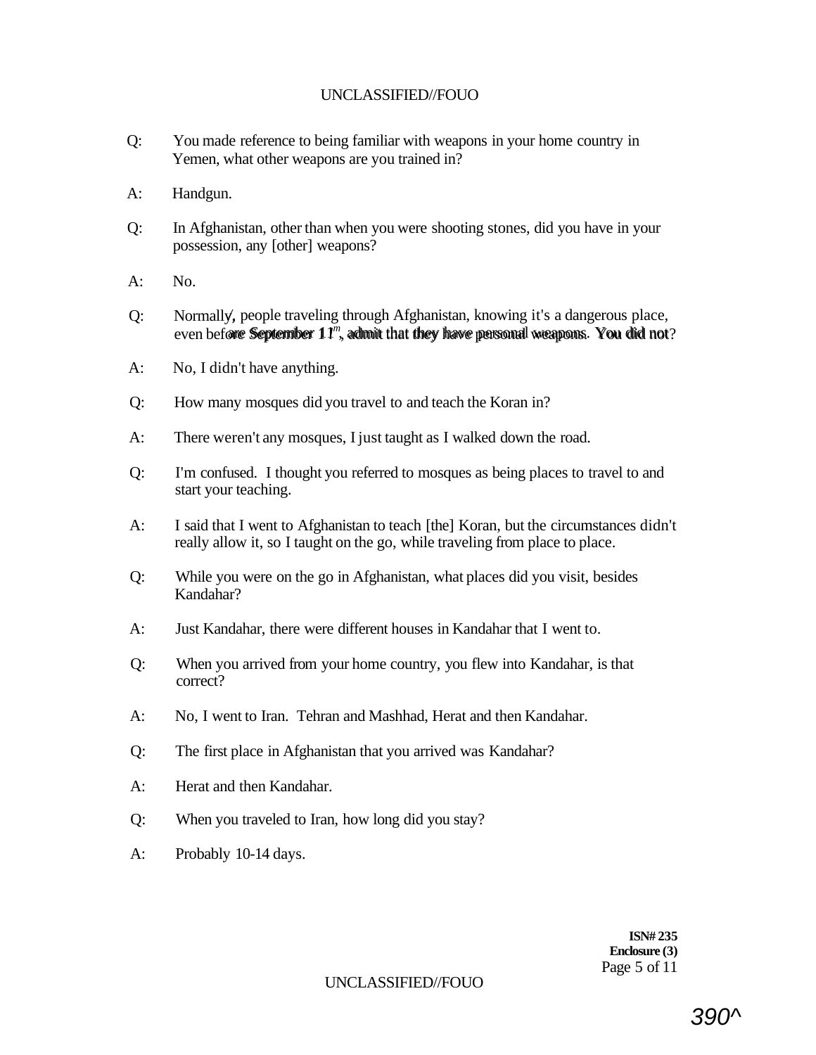Q: You made reference to being familiar with weapons in your home country in Yemen, what other weapons are you trained in?

A: Handgun.

Q: In Afghanistan, other than when you were shooting stones, did you have in your possession, any [other] weapons?

A: No.

Q: Normally, people traveling through Afghanistan, knowing it's a dangerous place, even before September 11th, admit that they have personal weapons. You did not?

A: No, I didn't have anything.

Q: How many mosques did you travel to and teach the Koran in?

A: There weren't any mosques, I just taught as I walked down the road.

Q: I'm confused. I thought you referred to mosques as being places to travel to and start your teaching.

A: I said that I went to Afghanistan to teach [the] Koran, but the circumstances didn't really allow it, so I taught on the go, while traveling from place to place.

Q: While you were on the go in Afghanistan, what places did you visit, besides Kandahar?

A: Just Kandahar, there were different houses in Kandahar that I went to.

Q: When you arrived from your home country, you flew into Kandahar, is that correct?

A: No, I went to Iran. Tehran and Mashhad, Herat and then Kandahar.

Q: The first place in Afghanistan that you arrived was Kandahar?

A: Herat and then Kandahar.

Q: When you traveled to Iran, how long did you stay?

A: Probably 10-14 days.

**ISN# 235**
**Enclosure (3)**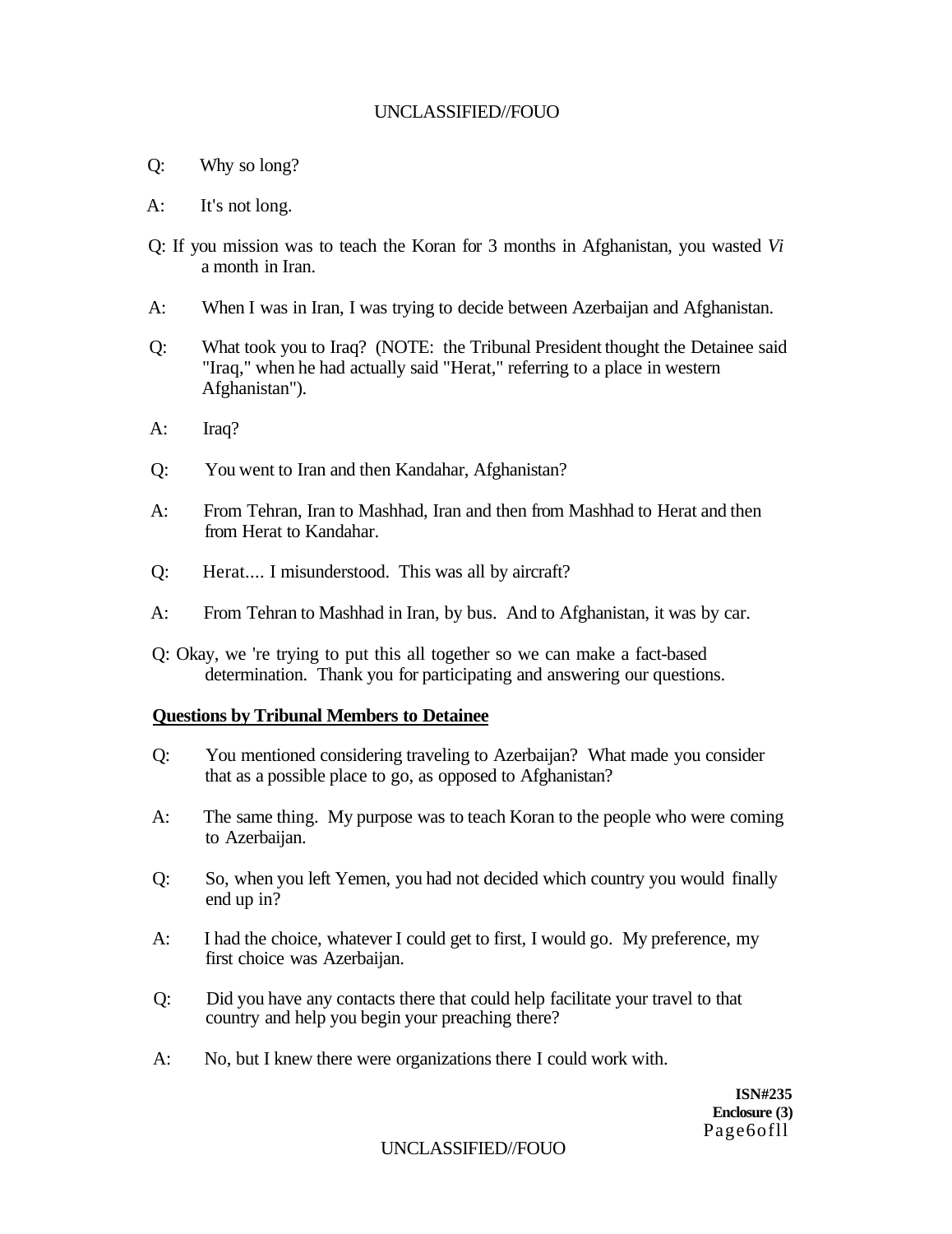Q: Why so long?

A: It's not long.

Q: If you mission was to teach the Koran for 3 months in Afghanistan, you wasted *Vi* a month in Iran.

A: When I was in Iran, I was trying to decide between Azerbaijan and Afghanistan.

Q: What took you to Iraq? (NOTE: the Tribunal President thought the Detainee said "Iraq," when he had actually said "Herat," referring to a place in western Afghanistan").

A: Iraq?

Q: You went to Iran and then Kandahar, Afghanistan?

A: From Tehran, Iran to Mashhad, Iran and then from Mashhad to Herat and then from Herat to Kandahar.

Q: Herat.... I misunderstood. This was all by aircraft?

A: From Tehran to Mashhad in Iran, by bus. And to Afghanistan, it was by car.

Q: Okay, we 're trying to put this all together so we can make a fact-based determination. Thank you for participating and answering our questions.

**Questions by Tribunal Members to Detainee**

Q: You mentioned considering traveling to Azerbaijan? What made you consider that as a possible place to go, as opposed to Afghanistan?

A: The same thing. My purpose was to teach Koran to the people who were coming to Azerbaijan.

Q: So, when you left Yemen, you had not decided which country you would finally end up in?

A: I had the choice, whatever I could get to first, I would go. My preference, my first choice was Azerbaijan.

Q: Did you have any contacts there that could help facilitate your travel to that country and help you begin your preaching there?

A: No, but I knew there were organizations there I could work with.

**ISN#235**
**Enclosure (3)**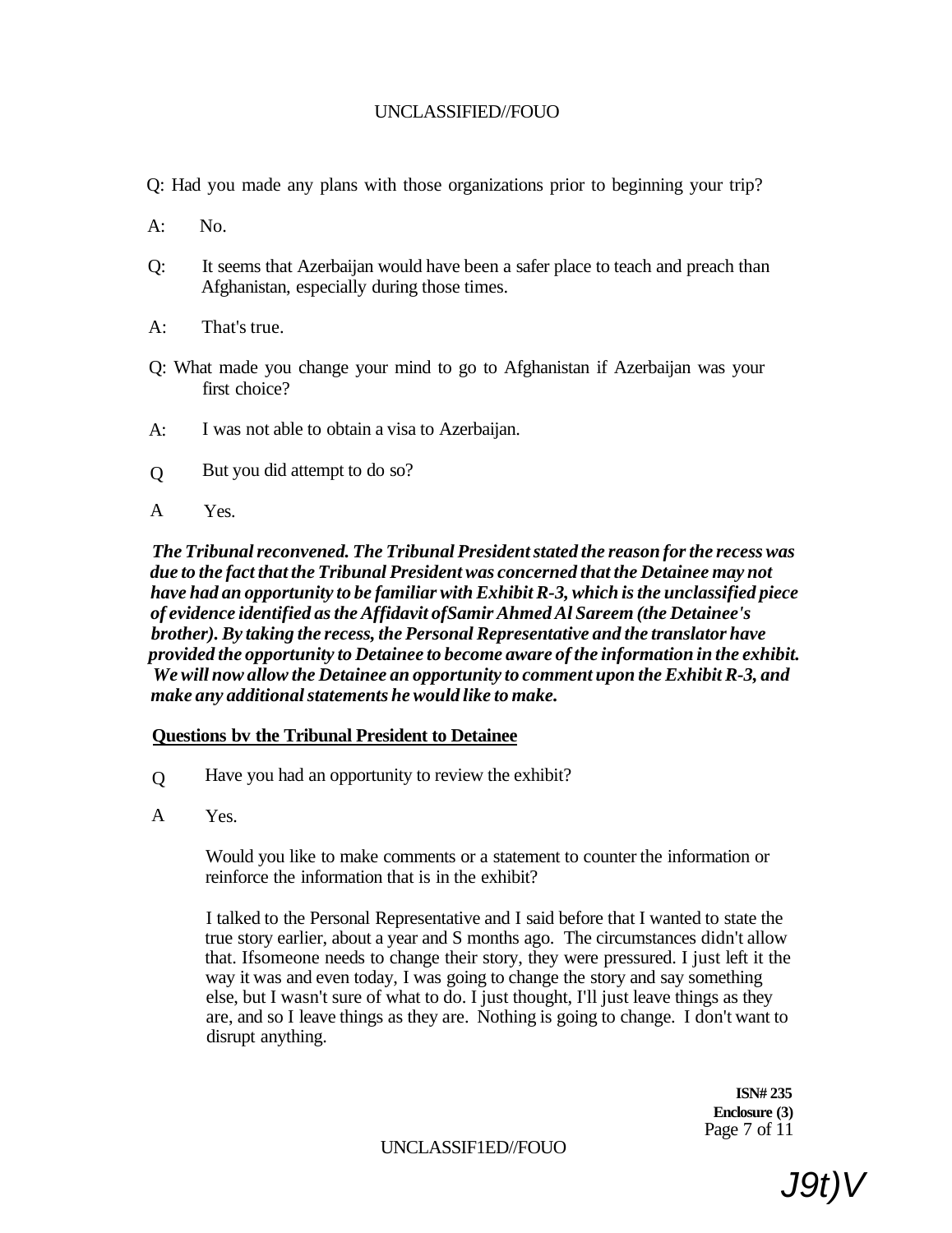Q: Had you made any plans with those organizations prior to beginning your trip?

A: No.

Q: It seems that Azerbaijan would have been a safer place to teach and preach than Afghanistan, especially during those times.

A: That's true.

Q: What made you change your mind to go to Afghanistan if Azerbaijan was your first choice?

A: I was not able to obtain a visa to Azerbaijan.

Q But you did attempt to do so?

A Yes.

***The Tribunal reconvened. The Tribunal President stated the reason for the recess was due to the fact that the Tribunal President was concerned that the Detainee may not have had an opportunity to be familiar with Exhibit R-3, which is the unclassified piece of evidence identified as the Affidavit ofSamir Ahmed Al Sareem (the Detainee's brother). By taking the recess, the Personal Representative and the translator have provided the opportunity to Detainee to become aware of the information in the exhibit. We will now allow the Detainee an opportunity to comment upon the Exhibit R-3, and make any additional statements he would like to make.***

**Questions bv the Tribunal President to Detainee**

Q Have you had an opportunity to review the exhibit?

A Yes.

Would you like to make comments or a statement to counter the information or reinforce the information that is in the exhibit?

I talked to the Personal Representative and I said before that I wanted to state the true story earlier, about a year and S months ago. The circumstances didn't allow that. Ifsomeone needs to change their story, they were pressured. I just left it the way it was and even today, I was going to change the story and say something else, but I wasn't sure of what to do. I just thought, I'll just leave things as they are, and so I leave things as they are. Nothing is going to change. I don't want to disrupt anything.

**ISN# 235**
**Enclosure (3)**

J9t)V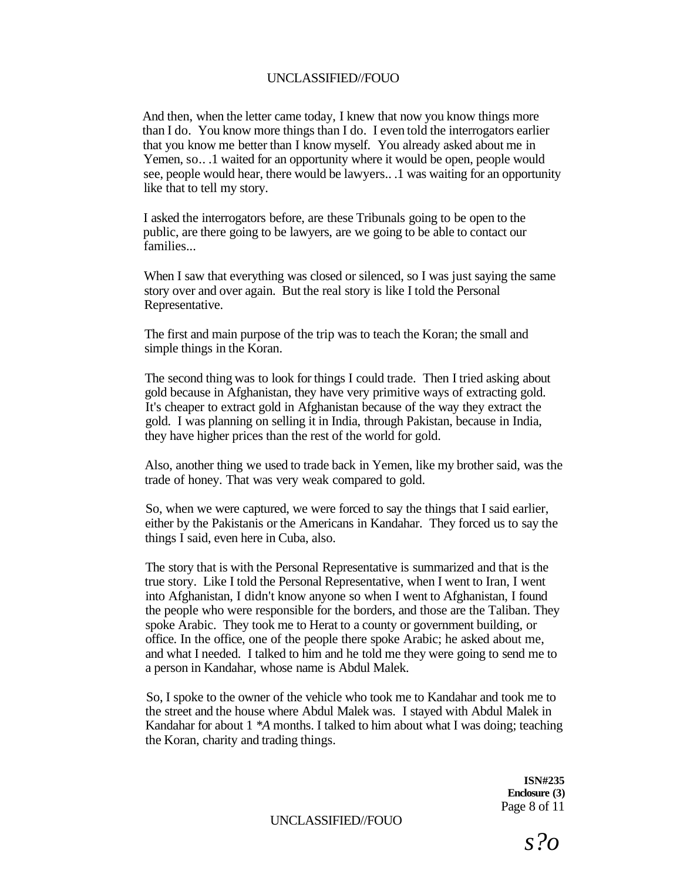And then, when the letter came today, I knew that now you know things more than I do. You know more things than I do. I even told the interrogators earlier that you know me better than I know myself. You already asked about me in Yemen, so.. .1 waited for an opportunity where it would be open, people would see, people would hear, there would be lawyers.. .1 was waiting for an opportunity like that to tell my story.

I asked the interrogators before, are these Tribunals going to be open to the public, are there going to be lawyers, are we going to be able to contact our families...

When I saw that everything was closed or silenced, so I was just saying the same story over and over again. But the real story is like I told the Personal Representative.

The first and main purpose of the trip was to teach the Koran; the small and simple things in the Koran.

The second thing was to look for things I could trade. Then I tried asking about gold because in Afghanistan, they have very primitive ways of extracting gold. It's cheaper to extract gold in Afghanistan because of the way they extract the gold. I was planning on selling it in India, through Pakistan, because in India, they have higher prices than the rest of the world for gold.

Also, another thing we used to trade back in Yemen, like my brother said, was the trade of honey. That was very weak compared to gold.

So, when we were captured, we were forced to say the things that I said earlier, either by the Pakistanis or the Americans in Kandahar. They forced us to say the things I said, even here in Cuba, also.

The story that is with the Personal Representative is summarized and that is the true story. Like I told the Personal Representative, when I went to Iran, I went into Afghanistan, I didn't know anyone so when I went to Afghanistan, I found the people who were responsible for the borders, and those are the Taliban. They spoke Arabic. They took me to Herat to a county or government building, or office. In the office, one of the people there spoke Arabic; he asked about me, and what I needed. I talked to him and he told me they were going to send me to a person in Kandahar, whose name is Abdul Malek.

So, I spoke to the owner of the vehicle who took me to Kandahar and took me to the street and the house where Abdul Malek was. I stayed with Abdul Malek in Kandahar for about 1 *A months. I talked to him about what I was doing; teaching the Koran, charity and trading things.

**ISN#235**
**Enclosure (3)**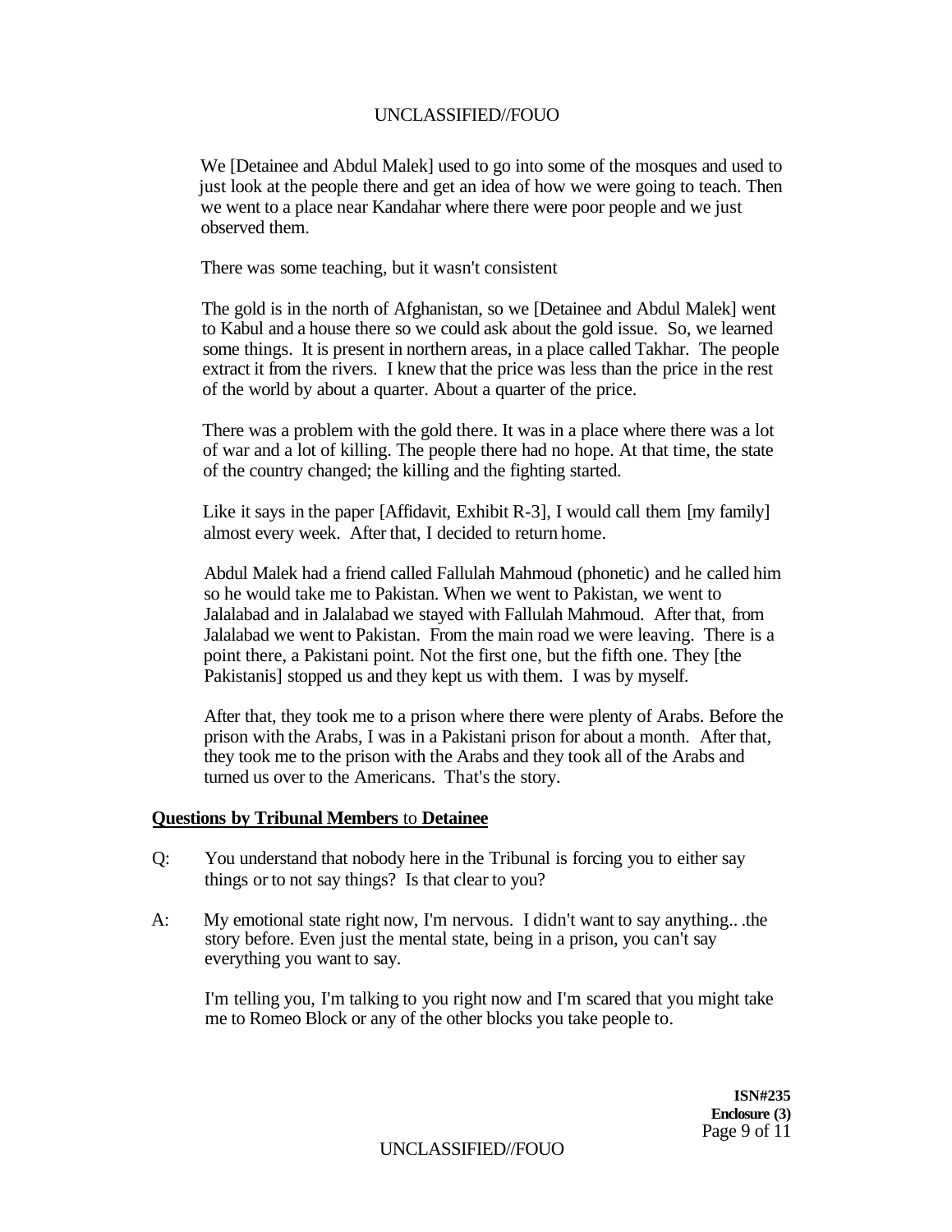We [Detainee and Abdul Malek] used to go into some of the mosques and used to just look at the people there and get an idea of how we were going to teach. Then we went to a place near Kandahar where there were poor people and we just observed them.

There was some teaching, but it wasn't consistent

The gold is in the north of Afghanistan, so we [Detainee and Abdul Malek] went to Kabul and a house there so we could ask about the gold issue. So, we learned some things. It is present in northern areas, in a place called Takhar. The people extract it from the rivers. I knew that the price was less than the price in the rest of the world by about a quarter. About a quarter of the price.

There was a problem with the gold there. It was in a place where there was a lot of war and a lot of killing. The people there had no hope. At that time, the state of the country changed; the killing and the fighting started.

Like it says in the paper [Affidavit, Exhibit R-3], I would call them [my family] almost every week. After that, I decided to return home.

Abdul Malek had a friend called Fallulah Mahmoud (phonetic) and he called him so he would take me to Pakistan. When we went to Pakistan, we went to Jalalabad and in Jalalabad we stayed with Fallulah Mahmoud. After that, from Jalalabad we went to Pakistan. From the main road we were leaving. There is a point there, a Pakistani point. Not the first one, but the fifth one. They [the Pakistanis] stopped us and they kept us with them. I was by myself.

After that, they took me to a prison where there were plenty of Arabs. Before the prison with the Arabs, I was in a Pakistani prison for about a month. After that, they took me to the prison with the Arabs and they took all of the Arabs and turned us over to the Americans. That's the story.

**Questions by Tribunal Members** to **Detainee**

Q: You understand that nobody here in the Tribunal is forcing you to either say things or to not say things? Is that clear to you?

A: My emotional state right now, I'm nervous. I didn't want to say anything.. .the story before. Even just the mental state, being in a prison, you can't say everything you want to say.

I'm telling you, I'm talking to you right now and I'm scared that you might take me to Romeo Block or any of the other blocks you take people to.

**ISN#235**
**Enclosure (3)**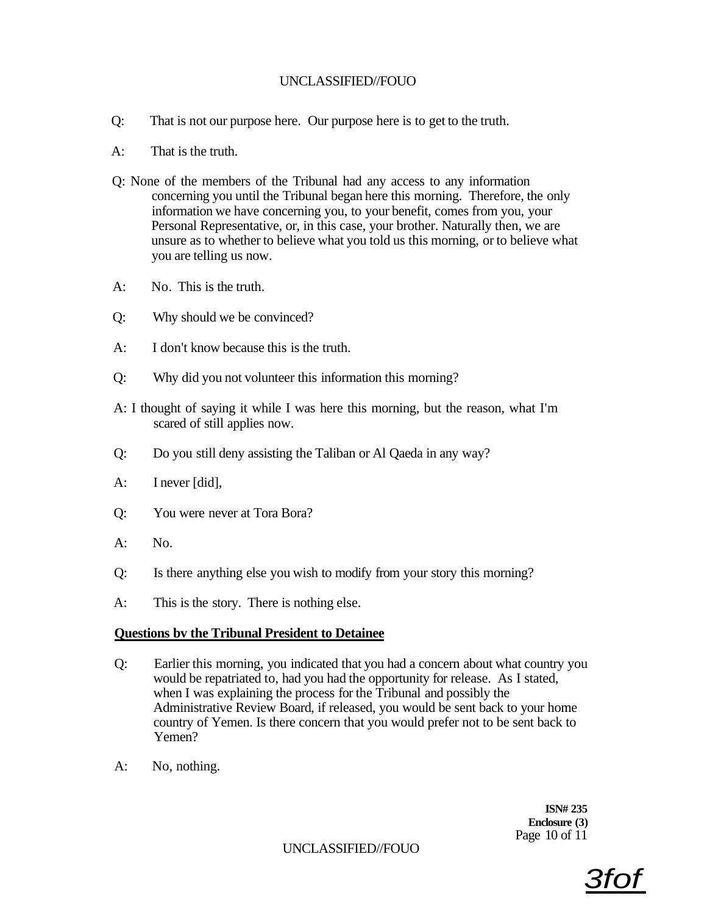Q: That is not our purpose here. Our purpose here is to get to the truth.

A: That is the truth.

Q: None of the members of the Tribunal had any access to any information concerning you until the Tribunal began here this morning. Therefore, the only information we have concerning you, to your benefit, comes from you, your Personal Representative, or, in this case, your brother. Naturally then, we are unsure as to whether to believe what you told us this morning, or to believe what you are telling us now.

A: No. This is the truth.

Q: Why should we be convinced?

A: I don't know because this is the truth.

Q: Why did you not volunteer this information this morning?

A: I thought of saying it while I was here this morning, but the reason, what I'm scared of still applies now.

Q: Do you still deny assisting the Taliban or Al Qaeda in any way?

A: I never [did],

Q: You were never at Tora Bora?

A: No.

Q: Is there anything else you wish to modify from your story this morning?

A: This is the story. There is nothing else.

**Questions bv the Tribunal President to Detainee**

Q: Earlier this morning, you indicated that you had a concern about what country you would be repatriated to, had you had the opportunity for release. As I stated, when I was explaining the process for the Tribunal and possibly the Administrative Review Board, if released, you would be sent back to your home country of Yemen. Is there concern that you would prefer not to be sent back to Yemen?

A: No, nothing.

**ISN# 235**
**Enclosure (3)**

3fof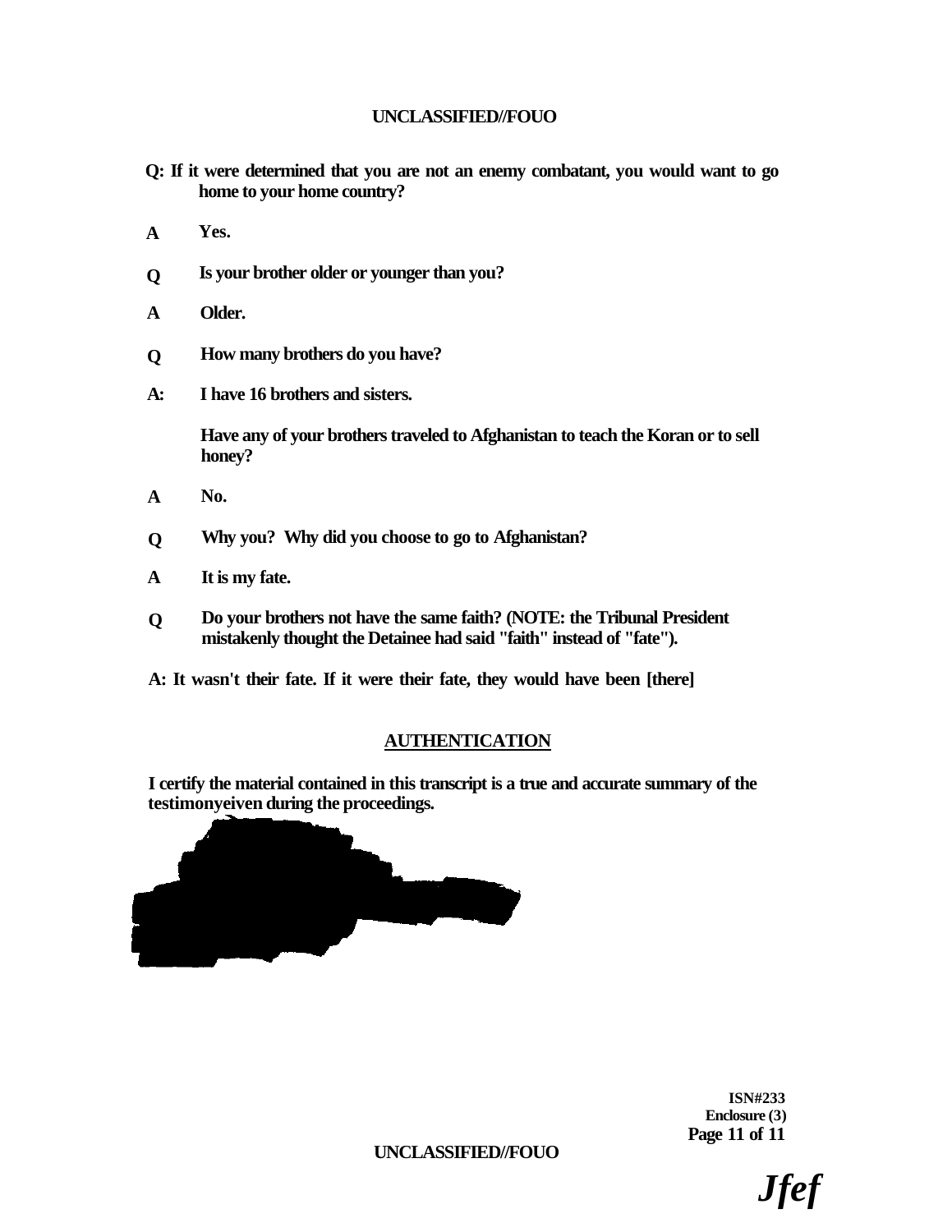**Q: If it were determined that you are not an enemy combatant, you would want to go home to your home country?**

**A Yes.**

**Q Is your brother older or younger than you?**

**A Older.**

**Q How many brothers do you have?**

**A: I have 16 brothers and sisters.**

**Have any of your brothers traveled to Afghanistan to teach the Koran or to sell honey?**

**A No.**

**Q Why you? Why did you choose to go to Afghanistan?**

**A It is my fate.**

**Q Do your brothers not have the same faith? (NOTE: the Tribunal President mistakenly thought the Detainee had said "faith" instead of "fate").**

**A: It wasn't their fate. If it were their fate, they would have been [there]**

## AUTHENTICATION

**I certify the material contained in this transcript is a true and accurate summary of the testimonyeiven during the proceedings.**

**ISN#233**
**Enclosure (3)**

*Jfef*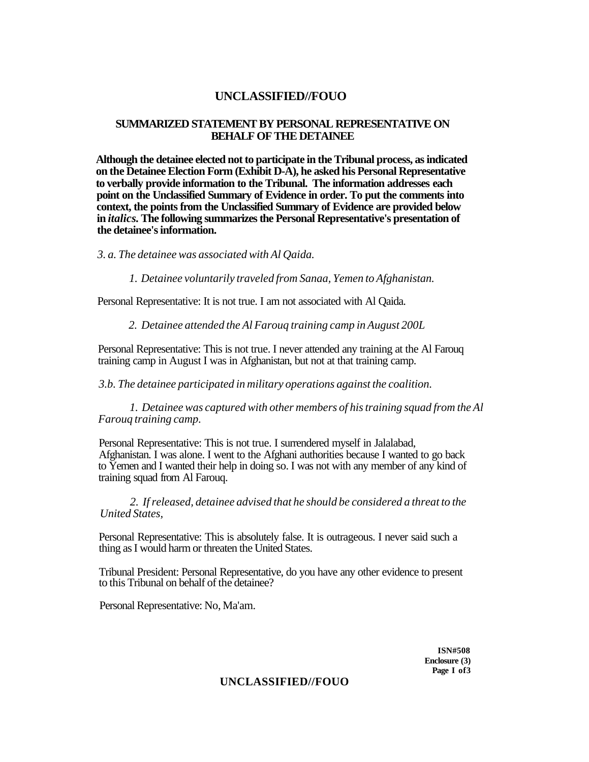# UNCLASSIFIED//FOUO

## SUMMARIZED STATEMENT BY PERSONAL REPRESENTATIVE ON BEHALF OF THE DETAINEE

**Although the detainee elected not to participate in the Tribunal process, as indicated on the Detainee Election Form (Exhibit D-A), he asked his Personal Representative to verbally provide information to the Tribunal. The information addresses each point on the Unclassified Summary of Evidence in order. To put the comments into context, the points from the Unclassified Summary of Evidence are provided below in *italics*. The following summarizes the Personal Representative's presentation of the detainee's information.**

*3. a. The detainee was associated with Al Qaida.*

*1. Detainee voluntarily traveled from Sanaa, Yemen to Afghanistan.*

Personal Representative: It is not true. I am not associated with Al Qaida.

*2. Detainee attended the Al Farouq training camp in August 200L*

Personal Representative: This is not true. I never attended any training at the Al Farouq training camp in August I was in Afghanistan, but not at that training camp.

*3.b. The detainee participated in military operations against the coalition.*

*1. Detainee was captured with other members of his training squad from the Al Farouq training camp.*

Personal Representative: This is not true. I surrendered myself in Jalalabad, Afghanistan. I was alone. I went to the Afghani authorities because I wanted to go back to Yemen and I wanted their help in doing so. I was not with any member of any kind of training squad from Al Farouq.

*2. If released, detainee advised that he should be considered a threat to the United States,*

Personal Representative: This is absolutely false. It is outrageous. I never said such a thing as I would harm or threaten the United States.

Tribunal President: Personal Representative, do you have any other evidence to present to this Tribunal on behalf of the detainee?

Personal Representative: No, Ma'am.

**ISN#508**
**Enclosure (3)**

# UNCLASSIFIED//FOUO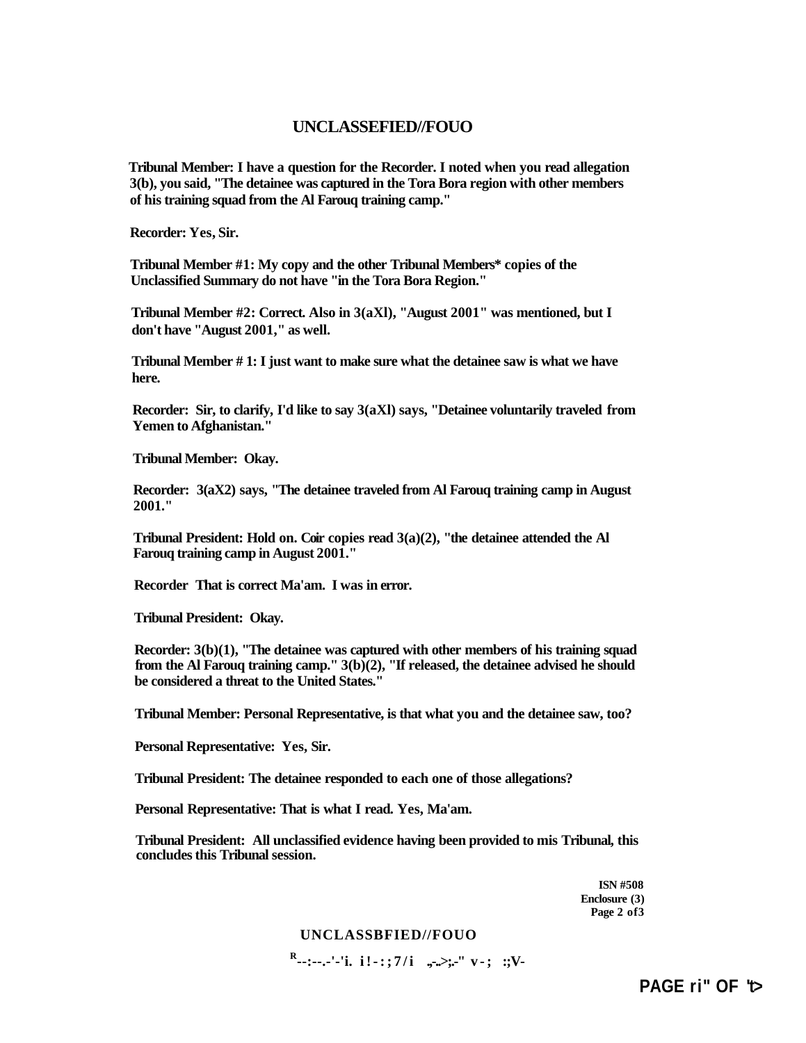Tribunal Member: I have a question for the Recorder. I noted when you read allegation 3(b), you said, "The detainee was captured in the Tora Bora region with other members of his training squad from the Al Farouq training camp."

Recorder: Yes, Sir.

Tribunal Member #1: My copy and the other Tribunal Members* copies of the Unclassified Summary do not have "in the Tora Bora Region."

Tribunal Member #2: Correct. Also in 3(aXl), "August 2001" was mentioned, but I don't have "August 2001," as well.

Tribunal Member # 1: I just want to make sure what the detainee saw is what we have here.

Recorder: Sir, to clarify, I'd like to say 3(aXl) says, "Detainee voluntarily traveled from Yemen to Afghanistan."

Tribunal Member: Okay.

Recorder: 3(aX2) says, "The detainee traveled from Al Farouq training camp in August 2001."

Tribunal President: Hold on. Coir copies read 3(a)(2), "the detainee attended the Al Farouq training camp in August 2001."

Recorder That is correct Ma'am. I was in error.

Tribunal President: Okay.

Recorder: 3(b)(1), "The detainee was captured with other members of his training squad from the Al Farouq training camp." 3(b)(2), "If released, the detainee advised he should be considered a threat to the United States."

Tribunal Member: Personal Representative, is that what you and the detainee saw, too?

Personal Representative: Yes, Sir.

Tribunal President: The detainee responded to each one of those allegations?

Personal Representative: That is what I read. Yes, Ma'am.

Tribunal President: All unclassified evidence having been provided to mis Tribunal, this concludes this Tribunal session.

ISN #508
Enclosure (3)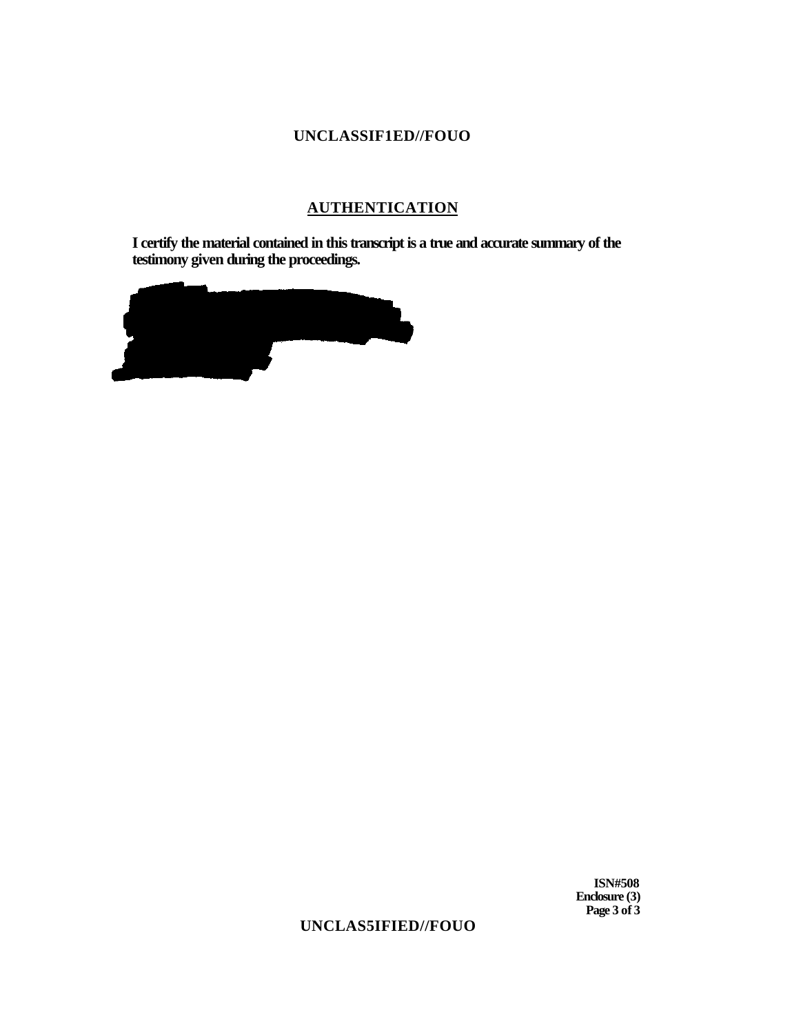## AUTHENTICATION

**I certify the material contained in this transcript is a true and accurate summary of the testimony given during the proceedings.**

**ISN#508**
**Enclosure (3)**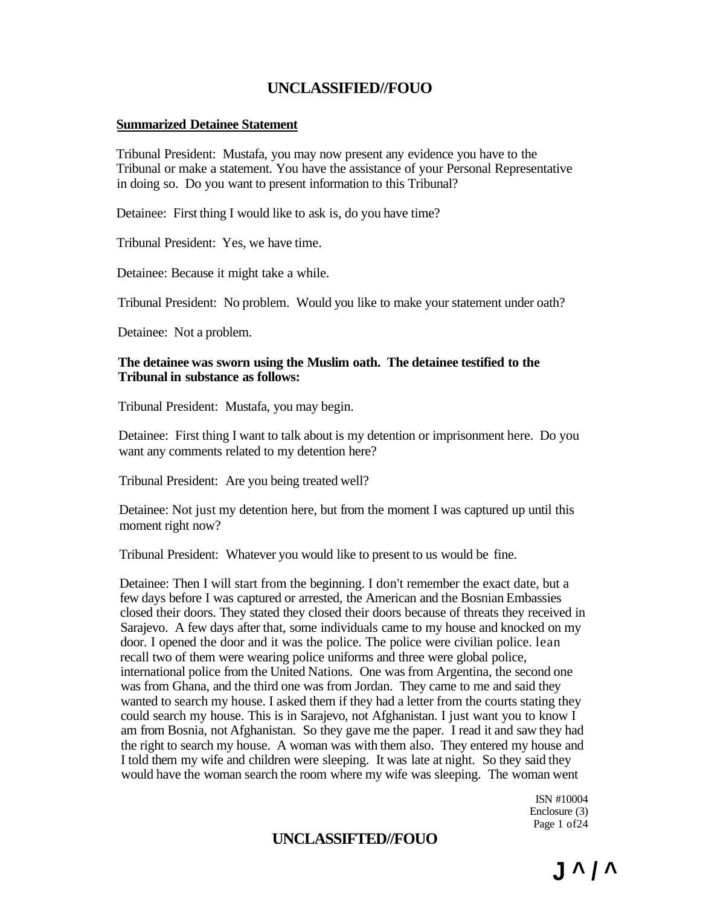**Summarized Detainee Statement**

Tribunal President: Mustafa, you may now present any evidence you have to the Tribunal or make a statement. You have the assistance of your Personal Representative in doing so. Do you want to present information to this Tribunal?

Detainee: First thing I would like to ask is, do you have time?

Tribunal President: Yes, we have time.

Detainee: Because it might take a while.

Tribunal President: No problem. Would you like to make your statement under oath?

Detainee: Not a problem.

**The detainee was sworn using the Muslim oath. The detainee testified to the Tribunal in substance as follows:**

Tribunal President: Mustafa, you may begin.

Detainee: First thing I want to talk about is my detention or imprisonment here. Do you want any comments related to my detention here?

Tribunal President: Are you being treated well?

Detainee: Not just my detention here, but from the moment I was captured up until this moment right now?

Tribunal President: Whatever you would like to present to us would be fine.

Detainee: Then I will start from the beginning. I don't remember the exact date, but a few days before I was captured or arrested, the American and the Bosnian Embassies closed their doors. They stated they closed their doors because of threats they received in Sarajevo. A few days after that, some individuals came to my house and knocked on my door. I opened the door and it was the police. The police were civilian police. lean recall two of them were wearing police uniforms and three were global police, international police from the United Nations. One was from Argentina, the second one was from Ghana, and the third one was from Jordan. They came to me and said they wanted to search my house. I asked them if they had a letter from the courts stating they could search my house. This is in Sarajevo, not Afghanistan. I just want you to know I am from Bosnia, not Afghanistan. So they gave me the paper. I read it and saw they had the right to search my house. A woman was with them also. They entered my house and I told them my wife and children were sleeping. It was late at night. So they said they would have the woman search the room where my wife was sleeping. The woman went

ISN #10004
Enclosure (3)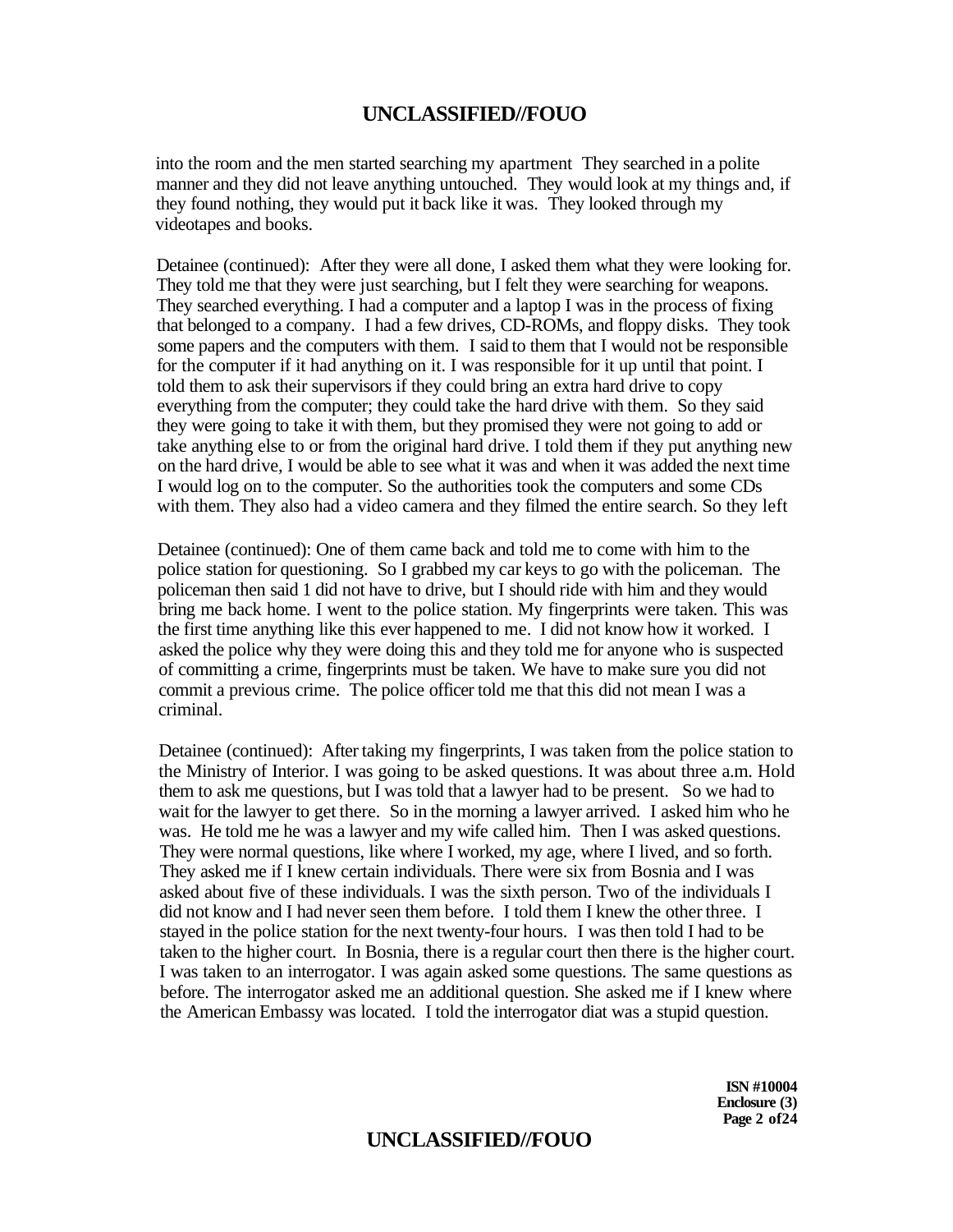into the room and the men started searching my apartment They searched in a polite manner and they did not leave anything untouched. They would look at my things and, if they found nothing, they would put it back like it was. They looked through my videotapes and books.

Detainee (continued): After they were all done, I asked them what they were looking for. They told me that they were just searching, but I felt they were searching for weapons. They searched everything. I had a computer and a laptop I was in the process of fixing that belonged to a company. I had a few drives, CD-ROMs, and floppy disks. They took some papers and the computers with them. I said to them that I would not be responsible for the computer if it had anything on it. I was responsible for it up until that point. I told them to ask their supervisors if they could bring an extra hard drive to copy everything from the computer; they could take the hard drive with them. So they said they were going to take it with them, but they promised they were not going to add or take anything else to or from the original hard drive. I told them if they put anything new on the hard drive, I would be able to see what it was and when it was added the next time I would log on to the computer. So the authorities took the computers and some CDs with them. They also had a video camera and they filmed the entire search. So they left

Detainee (continued): One of them came back and told me to come with him to the police station for questioning. So I grabbed my car keys to go with the policeman. The policeman then said 1 did not have to drive, but I should ride with him and they would bring me back home. I went to the police station. My fingerprints were taken. This was the first time anything like this ever happened to me. I did not know how it worked. I asked the police why they were doing this and they told me for anyone who is suspected of committing a crime, fingerprints must be taken. We have to make sure you did not commit a previous crime. The police officer told me that this did not mean I was a criminal.

Detainee (continued): After taking my fingerprints, I was taken from the police station to the Ministry of Interior. I was going to be asked questions. It was about three a.m. Hold them to ask me questions, but I was told that a lawyer had to be present. So we had to wait for the lawyer to get there. So in the morning a lawyer arrived. I asked him who he was. He told me he was a lawyer and my wife called him. Then I was asked questions. They were normal questions, like where I worked, my age, where I lived, and so forth. They asked me if I knew certain individuals. There were six from Bosnia and I was asked about five of these individuals. I was the sixth person. Two of the individuals I did not know and I had never seen them before. I told them I knew the other three. I stayed in the police station for the next twenty-four hours. I was then told I had to be taken to the higher court. In Bosnia, there is a regular court then there is the higher court. I was taken to an interrogator. I was again asked some questions. The same questions as before. The interrogator asked me an additional question. She asked me if I knew where the American Embassy was located. I told the interrogator diat was a stupid question.

ISN #10004
Enclosure (3)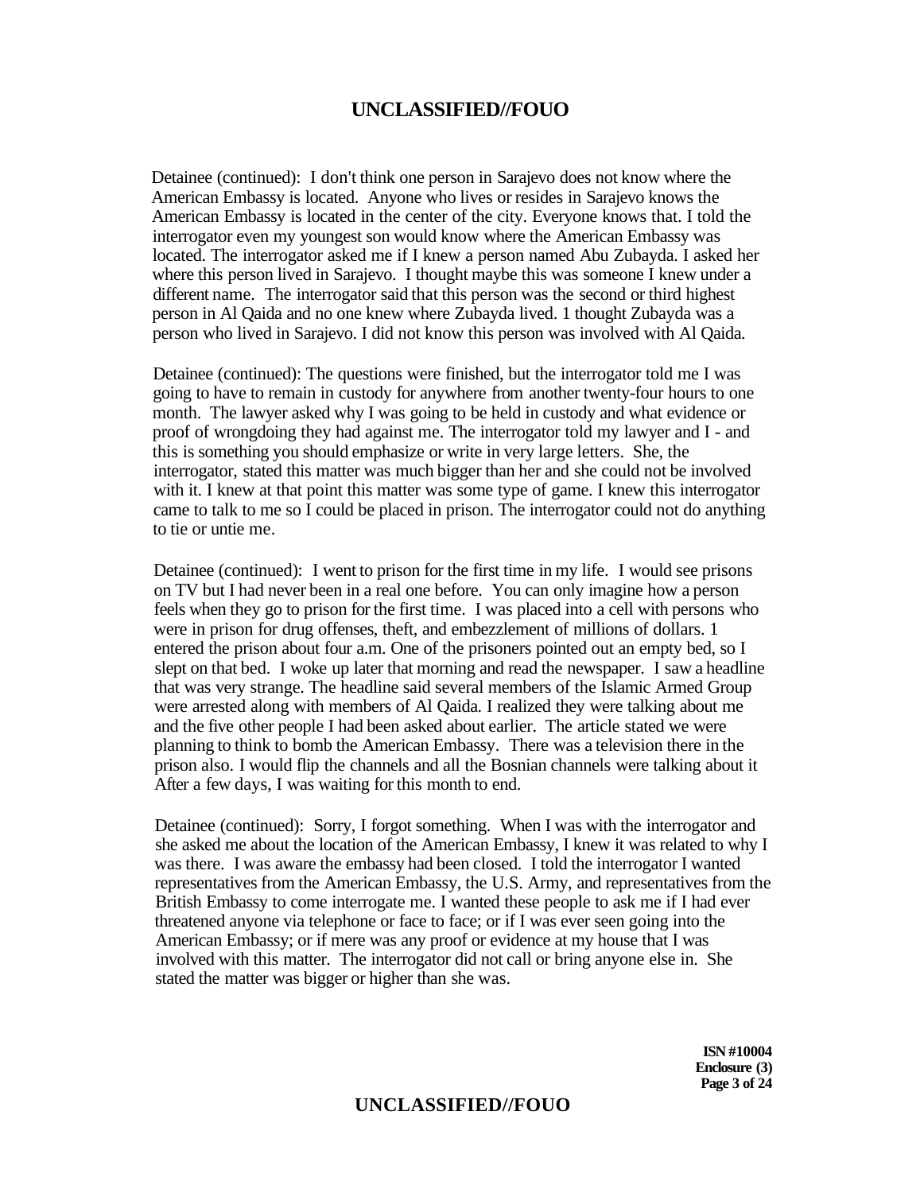Detainee (continued): I don't think one person in Sarajevo does not know where the American Embassy is located. Anyone who lives or resides in Sarajevo knows the American Embassy is located in the center of the city. Everyone knows that. I told the interrogator even my youngest son would know where the American Embassy was located. The interrogator asked me if I knew a person named Abu Zubayda. I asked her where this person lived in Sarajevo. I thought maybe this was someone I knew under a different name. The interrogator said that this person was the second or third highest person in Al Qaida and no one knew where Zubayda lived. 1 thought Zubayda was a person who lived in Sarajevo. I did not know this person was involved with Al Qaida.

Detainee (continued): The questions were finished, but the interrogator told me I was going to have to remain in custody for anywhere from another twenty-four hours to one month. The lawyer asked why I was going to be held in custody and what evidence or proof of wrongdoing they had against me. The interrogator told my lawyer and I - and this is something you should emphasize or write in very large letters. She, the interrogator, stated this matter was much bigger than her and she could not be involved with it. I knew at that point this matter was some type of game. I knew this interrogator came to talk to me so I could be placed in prison. The interrogator could not do anything to tie or untie me.

Detainee (continued): I went to prison for the first time in my life. I would see prisons on TV but I had never been in a real one before. You can only imagine how a person feels when they go to prison for the first time. I was placed into a cell with persons who were in prison for drug offenses, theft, and embezzlement of millions of dollars. 1 entered the prison about four a.m. One of the prisoners pointed out an empty bed, so I slept on that bed. I woke up later that morning and read the newspaper. I saw a headline that was very strange. The headline said several members of the Islamic Armed Group were arrested along with members of Al Qaida. I realized they were talking about me and the five other people I had been asked about earlier. The article stated we were planning to think to bomb the American Embassy. There was a television there in the prison also. I would flip the channels and all the Bosnian channels were talking about it After a few days, I was waiting for this month to end.

Detainee (continued): Sorry, I forgot something. When I was with the interrogator and she asked me about the location of the American Embassy, I knew it was related to why I was there. I was aware the embassy had been closed. I told the interrogator I wanted representatives from the American Embassy, the U.S. Army, and representatives from the British Embassy to come interrogate me. I wanted these people to ask me if I had ever threatened anyone via telephone or face to face; or if I was ever seen going into the American Embassy; or if mere was any proof or evidence at my house that I was involved with this matter. The interrogator did not call or bring anyone else in. She stated the matter was bigger or higher than she was.

**ISN #10004**
**Enclosure (3)**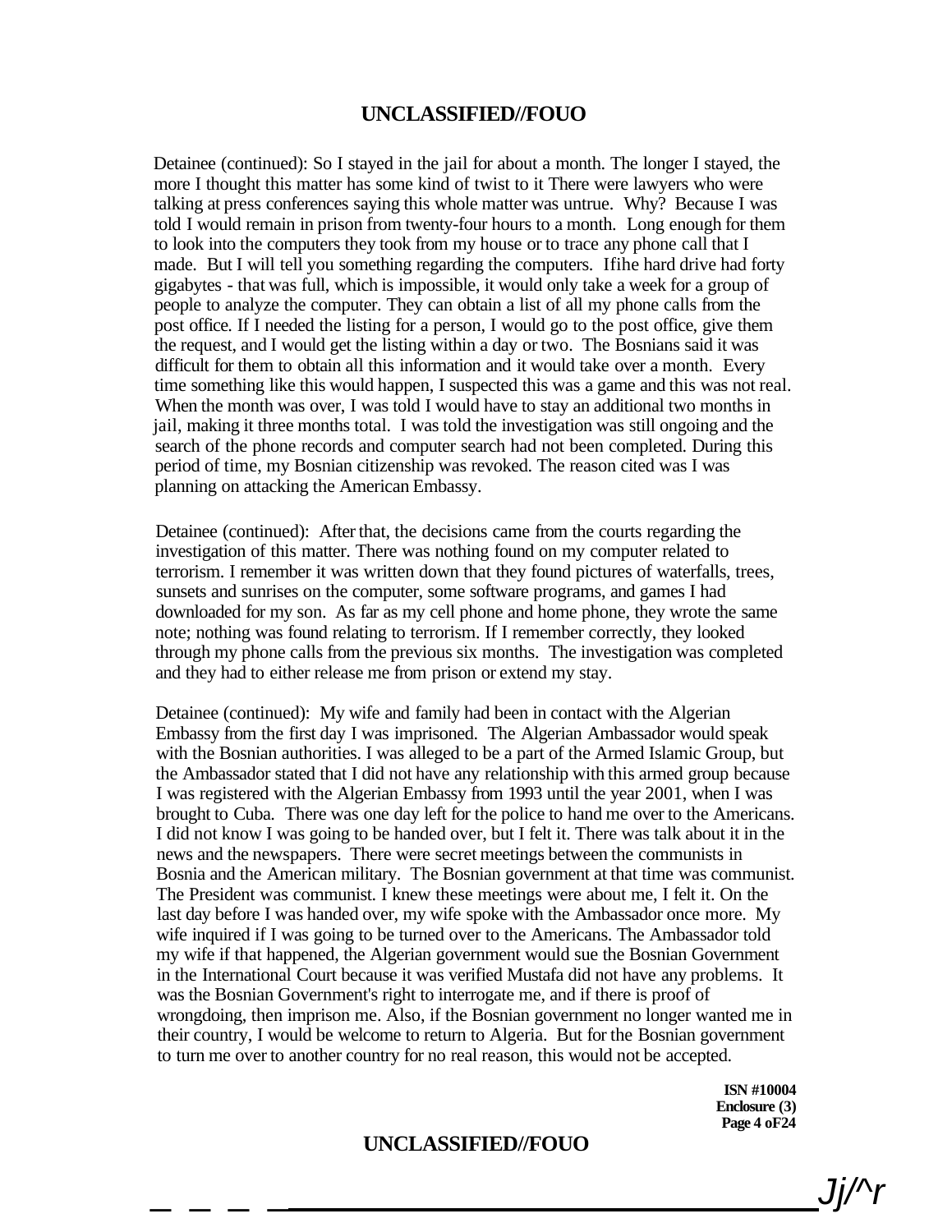Detainee (continued): So I stayed in the jail for about a month. The longer I stayed, the more I thought this matter has some kind of twist to it There were lawyers who were talking at press conferences saying this whole matter was untrue. Why? Because I was told I would remain in prison from twenty-four hours to a month. Long enough for them to look into the computers they took from my house or to trace any phone call that I made. But I will tell you something regarding the computers. Ifihe hard drive had forty gigabytes - that was full, which is impossible, it would only take a week for a group of people to analyze the computer. They can obtain a list of all my phone calls from the post office. If I needed the listing for a person, I would go to the post office, give them the request, and I would get the listing within a day or two. The Bosnians said it was difficult for them to obtain all this information and it would take over a month. Every time something like this would happen, I suspected this was a game and this was not real. When the month was over, I was told I would have to stay an additional two months in jail, making it three months total. I was told the investigation was still ongoing and the search of the phone records and computer search had not been completed. During this period of time, my Bosnian citizenship was revoked. The reason cited was I was planning on attacking the American Embassy.

Detainee (continued): After that, the decisions came from the courts regarding the investigation of this matter. There was nothing found on my computer related to terrorism. I remember it was written down that they found pictures of waterfalls, trees, sunsets and sunrises on the computer, some software programs, and games I had downloaded for my son. As far as my cell phone and home phone, they wrote the same note; nothing was found relating to terrorism. If I remember correctly, they looked through my phone calls from the previous six months. The investigation was completed and they had to either release me from prison or extend my stay.

Detainee (continued): My wife and family had been in contact with the Algerian Embassy from the first day I was imprisoned. The Algerian Ambassador would speak with the Bosnian authorities. I was alleged to be a part of the Armed Islamic Group, but the Ambassador stated that I did not have any relationship with this armed group because I was registered with the Algerian Embassy from 1993 until the year 2001, when I was brought to Cuba. There was one day left for the police to hand me over to the Americans. I did not know I was going to be handed over, but I felt it. There was talk about it in the news and the newspapers. There were secret meetings between the communists in Bosnia and the American military. The Bosnian government at that time was communist. The President was communist. I knew these meetings were about me, I felt it. On the last day before I was handed over, my wife spoke with the Ambassador once more. My wife inquired if I was going to be turned over to the Americans. The Ambassador told my wife if that happened, the Algerian government would sue the Bosnian Government in the International Court because it was verified Mustafa did not have any problems. It was the Bosnian Government's right to interrogate me, and if there is proof of wrongdoing, then imprison me. Also, if the Bosnian government no longer wanted me in their country, I would be welcome to return to Algeria. But for the Bosnian government to turn me over to another country for no real reason, this would not be accepted.

**ISN #10004**
**Enclosure (3)**
**Page 4 oF24**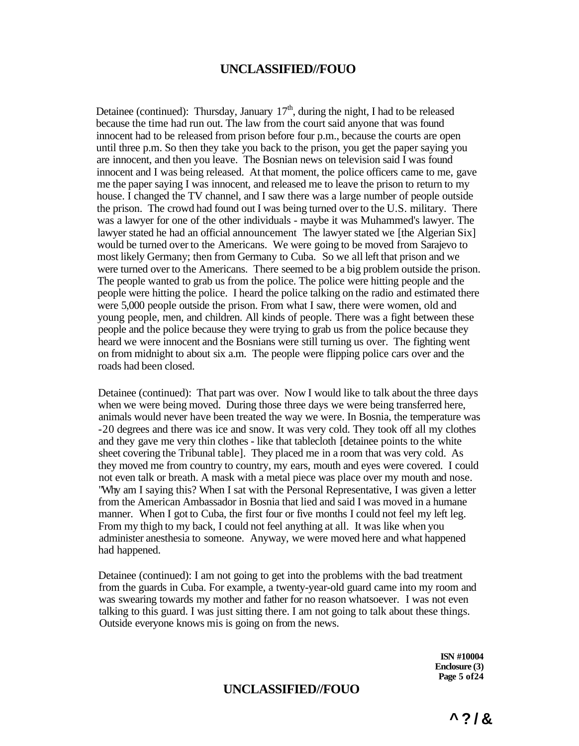Detainee (continued): Thursday, January 17th, during the night, I had to be released because the time had run out. The law from the court said anyone that was found innocent had to be released from prison before four p.m., because the courts are open until three p.m. So then they take you back to the prison, you get the paper saying you are innocent, and then you leave. The Bosnian news on television said I was found innocent and I was being released. At that moment, the police officers came to me, gave me the paper saying I was innocent, and released me to leave the prison to return to my house. I changed the TV channel, and I saw there was a large number of people outside the prison. The crowd had found out I was being turned over to the U.S. military. There was a lawyer for one of the other individuals - maybe it was Muhammed's lawyer. The lawyer stated he had an official announcement The lawyer stated we [the Algerian Six] would be turned over to the Americans. We were going to be moved from Sarajevo to most likely Germany; then from Germany to Cuba. So we all left that prison and we were turned over to the Americans. There seemed to be a big problem outside the prison. The people wanted to grab us from the police. The police were hitting people and the people were hitting the police. I heard the police talking on the radio and estimated there were 5,000 people outside the prison. From what I saw, there were women, old and young people, men, and children. All kinds of people. There was a fight between these people and the police because they were trying to grab us from the police because they heard we were innocent and the Bosnians were still turning us over. The fighting went on from midnight to about six a.m. The people were flipping police cars over and the roads had been closed.

Detainee (continued): That part was over. Now I would like to talk about the three days when we were being moved. During those three days we were being transferred here, animals would never have been treated the way we were. In Bosnia, the temperature was -20 degrees and there was ice and snow. It was very cold. They took off all my clothes and they gave me very thin clothes - like that tablecloth [detainee points to the white sheet covering the Tribunal table]. They placed me in a room that was very cold. As they moved me from country to country, my ears, mouth and eyes were covered. I could not even talk or breath. A mask with a metal piece was place over my mouth and nose. "Why am I saying this? When I sat with the Personal Representative, I was given a letter from the American Ambassador in Bosnia that lied and said I was moved in a humane manner. When I got to Cuba, the first four or five months I could not feel my left leg. From my thigh to my back, I could not feel anything at all. It was like when you administer anesthesia to someone. Anyway, we were moved here and what happened had happened.

Detainee (continued): I am not going to get into the problems with the bad treatment from the guards in Cuba. For example, a twenty-year-old guard came into my room and was swearing towards my mother and father for no reason whatsoever. I was not even talking to this guard. I was just sitting there. I am not going to talk about these things. Outside everyone knows mis is going on from the news.

ISN #10004
Enclosure (3)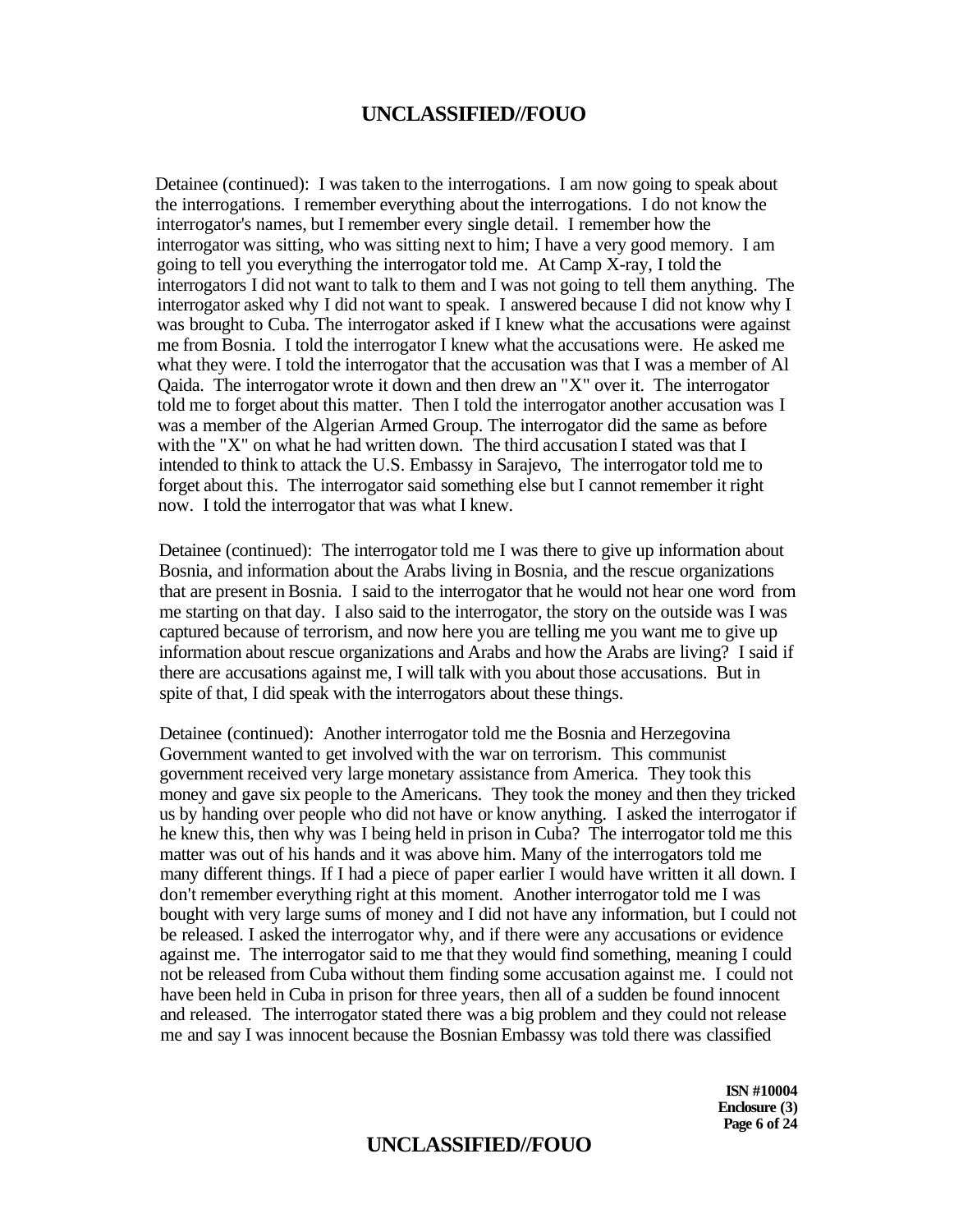Detainee (continued): I was taken to the interrogations. I am now going to speak about the interrogations. I remember everything about the interrogations. I do not know the interrogator's names, but I remember every single detail. I remember how the interrogator was sitting, who was sitting next to him; I have a very good memory. I am going to tell you everything the interrogator told me. At Camp X-ray, I told the interrogators I did not want to talk to them and I was not going to tell them anything. The interrogator asked why I did not want to speak. I answered because I did not know why I was brought to Cuba. The interrogator asked if I knew what the accusations were against me from Bosnia. I told the interrogator I knew what the accusations were. He asked me what they were. I told the interrogator that the accusation was that I was a member of Al Qaida. The interrogator wrote it down and then drew an "X" over it. The interrogator told me to forget about this matter. Then I told the interrogator another accusation was I was a member of the Algerian Armed Group. The interrogator did the same as before with the "X" on what he had written down. The third accusation I stated was that I intended to think to attack the U.S. Embassy in Sarajevo, The interrogator told me to forget about this. The interrogator said something else but I cannot remember it right now. I told the interrogator that was what I knew.

Detainee (continued): The interrogator told me I was there to give up information about Bosnia, and information about the Arabs living in Bosnia, and the rescue organizations that are present in Bosnia. I said to the interrogator that he would not hear one word from me starting on that day. I also said to the interrogator, the story on the outside was I was captured because of terrorism, and now here you are telling me you want me to give up information about rescue organizations and Arabs and how the Arabs are living? I said if there are accusations against me, I will talk with you about those accusations. But in spite of that, I did speak with the interrogators about these things.

Detainee (continued): Another interrogator told me the Bosnia and Herzegovina Government wanted to get involved with the war on terrorism. This communist government received very large monetary assistance from America. They took this money and gave six people to the Americans. They took the money and then they tricked us by handing over people who did not have or know anything. I asked the interrogator if he knew this, then why was I being held in prison in Cuba? The interrogator told me this matter was out of his hands and it was above him. Many of the interrogators told me many different things. If I had a piece of paper earlier I would have written it all down. I don't remember everything right at this moment. Another interrogator told me I was bought with very large sums of money and I did not have any information, but I could not be released. I asked the interrogator why, and if there were any accusations or evidence against me. The interrogator said to me that they would find something, meaning I could not be released from Cuba without them finding some accusation against me. I could not have been held in Cuba in prison for three years, then all of a sudden be found innocent and released. The interrogator stated there was a big problem and they could not release me and say I was innocent because the Bosnian Embassy was told there was classified

**ISN #10004**
**Enclosure (3)**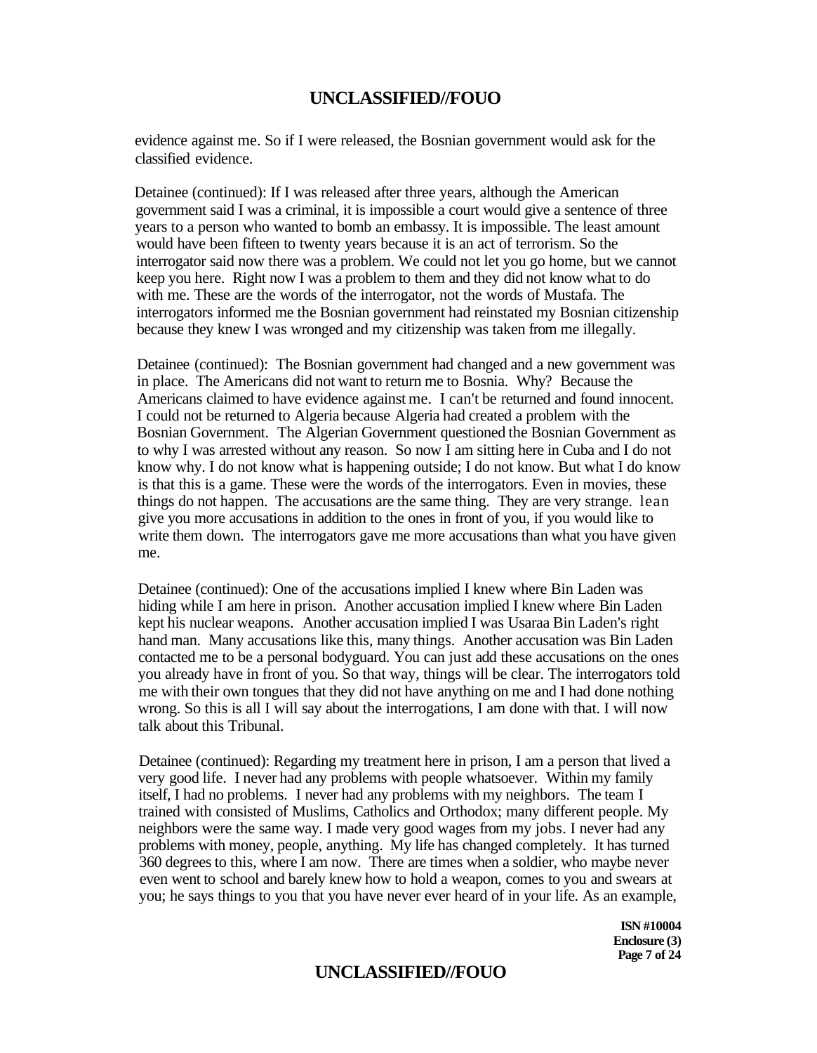evidence against me. So if I were released, the Bosnian government would ask for the classified evidence.

Detainee (continued): If I was released after three years, although the American government said I was a criminal, it is impossible a court would give a sentence of three years to a person who wanted to bomb an embassy. It is impossible. The least amount would have been fifteen to twenty years because it is an act of terrorism. So the interrogator said now there was a problem. We could not let you go home, but we cannot keep you here. Right now I was a problem to them and they did not know what to do with me. These are the words of the interrogator, not the words of Mustafa. The interrogators informed me the Bosnian government had reinstated my Bosnian citizenship because they knew I was wronged and my citizenship was taken from me illegally.

Detainee (continued): The Bosnian government had changed and a new government was in place. The Americans did not want to return me to Bosnia. Why? Because the Americans claimed to have evidence against me. I can't be returned and found innocent. I could not be returned to Algeria because Algeria had created a problem with the Bosnian Government. The Algerian Government questioned the Bosnian Government as to why I was arrested without any reason. So now I am sitting here in Cuba and I do not know why. I do not know what is happening outside; I do not know. But what I do know is that this is a game. These were the words of the interrogators. Even in movies, these things do not happen. The accusations are the same thing. They are very strange. lean give you more accusations in addition to the ones in front of you, if you would like to write them down. The interrogators gave me more accusations than what you have given me.

Detainee (continued): One of the accusations implied I knew where Bin Laden was hiding while I am here in prison. Another accusation implied I knew where Bin Laden kept his nuclear weapons. Another accusation implied I was Usaraa Bin Laden's right hand man. Many accusations like this, many things. Another accusation was Bin Laden contacted me to be a personal bodyguard. You can just add these accusations on the ones you already have in front of you. So that way, things will be clear. The interrogators told me with their own tongues that they did not have anything on me and I had done nothing wrong. So this is all I will say about the interrogations, I am done with that. I will now talk about this Tribunal.

Detainee (continued): Regarding my treatment here in prison, I am a person that lived a very good life. I never had any problems with people whatsoever. Within my family itself, I had no problems. I never had any problems with my neighbors. The team I trained with consisted of Muslims, Catholics and Orthodox; many different people. My neighbors were the same way. I made very good wages from my jobs. I never had any problems with money, people, anything. My life has changed completely. It has turned 360 degrees to this, where I am now. There are times when a soldier, who maybe never even went to school and barely knew how to hold a weapon, comes to you and swears at you; he says things to you that you have never ever heard of in your life. As an example,

ISN #10004
Enclosure (3)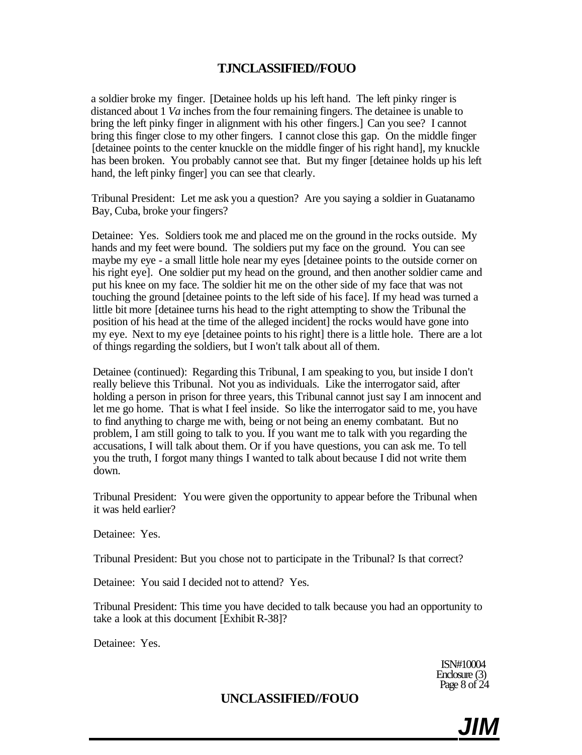a soldier broke my finger. [Detainee holds up his left hand. The left pinky ringer is distanced about 1 *Va* inches from the four remaining fingers. The detainee is unable to bring the left pinky finger in alignment with his other fingers.] Can you see? I cannot bring this finger close to my other fingers. I cannot close this gap. On the middle finger [detainee points to the center knuckle on the middle finger of his right hand], my knuckle has been broken. You probably cannot see that. But my finger [detainee holds up his left hand, the left pinky finger] you can see that clearly.

Tribunal President: Let me ask you a question? Are you saying a soldier in Guatanamo Bay, Cuba, broke your fingers?

Detainee: Yes. Soldiers took me and placed me on the ground in the rocks outside. My hands and my feet were bound. The soldiers put my face on the ground. You can see maybe my eye - a small little hole near my eyes [detainee points to the outside corner on his right eye]. One soldier put my head on the ground, and then another soldier came and put his knee on my face. The soldier hit me on the other side of my face that was not touching the ground [detainee points to the left side of his face]. If my head was turned a little bit more [detainee turns his head to the right attempting to show the Tribunal the position of his head at the time of the alleged incident] the rocks would have gone into my eye. Next to my eye [detainee points to his right] there is a little hole. There are a lot of things regarding the soldiers, but I won't talk about all of them.

Detainee (continued): Regarding this Tribunal, I am speaking to you, but inside I don't really believe this Tribunal. Not you as individuals. Like the interrogator said, after holding a person in prison for three years, this Tribunal cannot just say I am innocent and let me go home. That is what I feel inside. So like the interrogator said to me, you have to find anything to charge me with, being or not being an enemy combatant. But no problem, I am still going to talk to you. If you want me to talk with you regarding the accusations, I will talk about them. Or if you have questions, you can ask me. To tell you the truth, I forgot many things I wanted to talk about because I did not write them down.

Tribunal President: You were given the opportunity to appear before the Tribunal when it was held earlier?

Detainee: Yes.

Tribunal President: But you chose not to participate in the Tribunal? Is that correct?

Detainee: You said I decided not to attend? Yes.

Tribunal President: This time you have decided to talk because you had an opportunity to take a look at this document [Exhibit R-38]?

Detainee: Yes.

ISN#10004
Enclosure (3)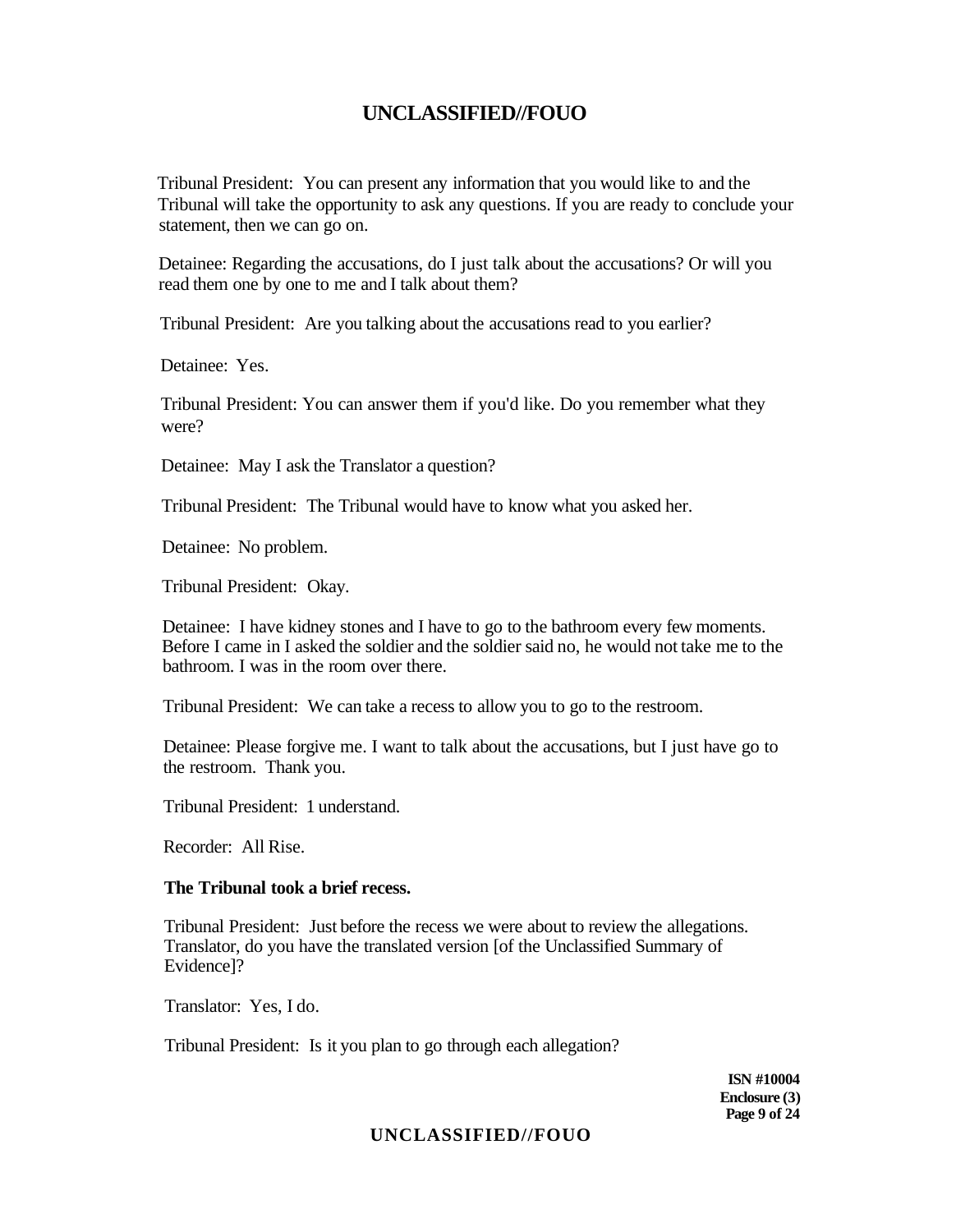Tribunal President: You can present any information that you would like to and the Tribunal will take the opportunity to ask any questions. If you are ready to conclude your statement, then we can go on.

Detainee: Regarding the accusations, do I just talk about the accusations? Or will you read them one by one to me and I talk about them?

Tribunal President: Are you talking about the accusations read to you earlier?

Detainee: Yes.

Tribunal President: You can answer them if you'd like. Do you remember what they were?

Detainee: May I ask the Translator a question?

Tribunal President: The Tribunal would have to know what you asked her.

Detainee: No problem.

Tribunal President: Okay.

Detainee: I have kidney stones and I have to go to the bathroom every few moments. Before I came in I asked the soldier and the soldier said no, he would not take me to the bathroom. I was in the room over there.

Tribunal President: We can take a recess to allow you to go to the restroom.

Detainee: Please forgive me. I want to talk about the accusations, but I just have go to the restroom. Thank you.

Tribunal President: 1 understand.

Recorder: All Rise.

**The Tribunal took a brief recess.**

Tribunal President: Just before the recess we were about to review the allegations. Translator, do you have the translated version [of the Unclassified Summary of Evidence]?

Translator: Yes, I do.

Tribunal President: Is it you plan to go through each allegation?

**ISN #10004**
**Enclosure (3)**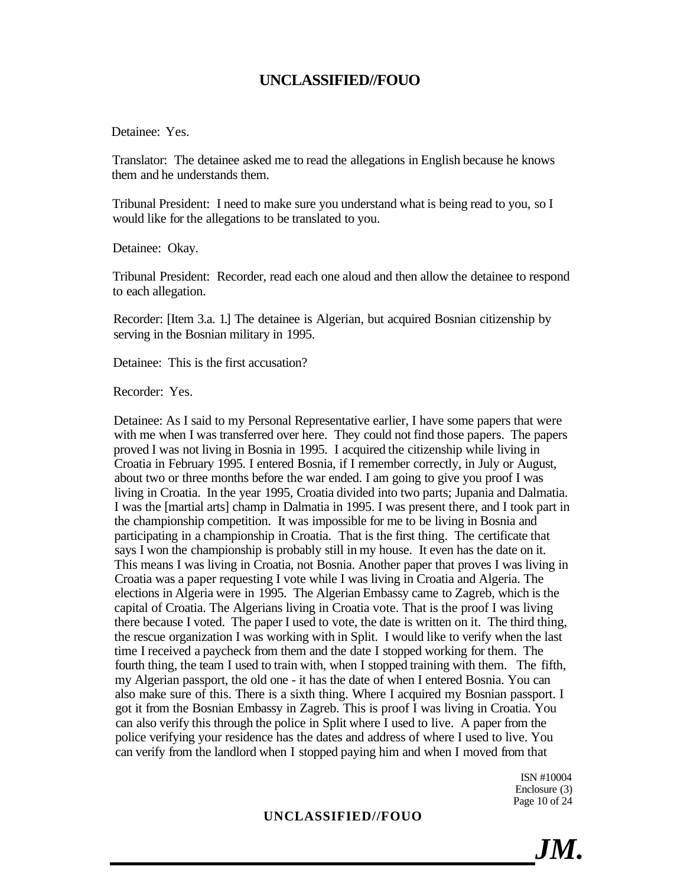Detainee: Yes.

Translator: The detainee asked me to read the allegations in English because he knows them and he understands them.

Tribunal President: I need to make sure you understand what is being read to you, so I would like for the allegations to be translated to you.

Detainee: Okay.

Tribunal President: Recorder, read each one aloud and then allow the detainee to respond to each allegation.

Recorder: [Item 3.a. 1.] The detainee is Algerian, but acquired Bosnian citizenship by serving in the Bosnian military in 1995.

Detainee: This is the first accusation?

Recorder: Yes.

Detainee: As I said to my Personal Representative earlier, I have some papers that were with me when I was transferred over here. They could not find those papers. The papers proved I was not living in Bosnia in 1995. I acquired the citizenship while living in Croatia in February 1995. I entered Bosnia, if I remember correctly, in July or August, about two or three months before the war ended. I am going to give you proof I was living in Croatia. In the year 1995, Croatia divided into two parts; Jupania and Dalmatia. I was the [martial arts] champ in Dalmatia in 1995. I was present there, and I took part in the championship competition. It was impossible for me to be living in Bosnia and participating in a championship in Croatia. That is the first thing. The certificate that says I won the championship is probably still in my house. It even has the date on it. This means I was living in Croatia, not Bosnia. Another paper that proves I was living in Croatia was a paper requesting I vote while I was living in Croatia and Algeria. The elections in Algeria were in 1995. The Algerian Embassy came to Zagreb, which is the capital of Croatia. The Algerians living in Croatia vote. That is the proof I was living there because I voted. The paper I used to vote, the date is written on it. The third thing, the rescue organization I was working with in Split. I would like to verify when the last time I received a paycheck from them and the date I stopped working for them. The fourth thing, the team I used to train with, when I stopped training with them. The fifth, my Algerian passport, the old one - it has the date of when I entered Bosnia. You can also make sure of this. There is a sixth thing. Where I acquired my Bosnian passport. I got it from the Bosnian Embassy in Zagreb. This is proof I was living in Croatia. You can also verify this through the police in Split where I used to live. A paper from the police verifying your residence has the dates and address of where I used to live. You can verify from the landlord when I stopped paying him and when I moved from that

ISN #10004
Enclosure (3)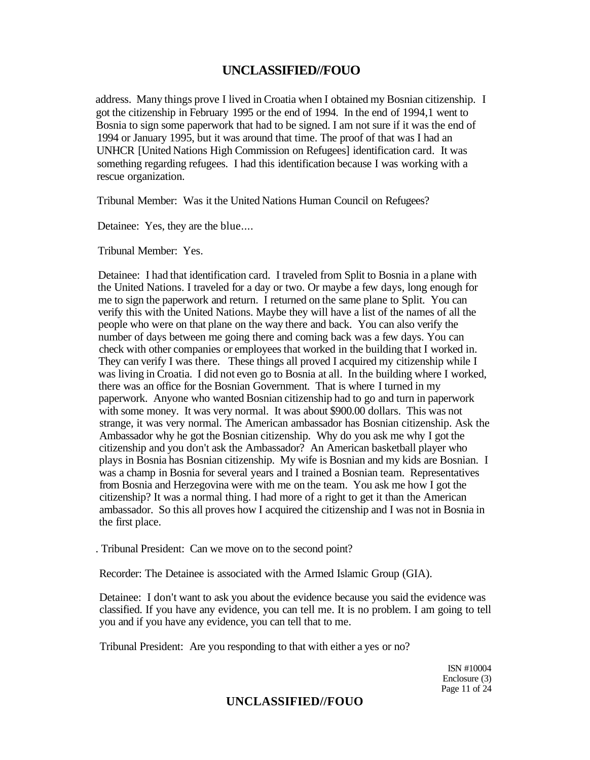address. Many things prove I lived in Croatia when I obtained my Bosnian citizenship. I got the citizenship in February 1995 or the end of 1994. In the end of 1994,1 went to Bosnia to sign some paperwork that had to be signed. I am not sure if it was the end of 1994 or January 1995, but it was around that time. The proof of that was I had an UNHCR [United Nations High Commission on Refugees] identification card. It was something regarding refugees. I had this identification because I was working with a rescue organization.

Tribunal Member: Was it the United Nations Human Council on Refugees?

Detainee: Yes, they are the blue....

Tribunal Member: Yes.

Detainee: I had that identification card. I traveled from Split to Bosnia in a plane with the United Nations. I traveled for a day or two. Or maybe a few days, long enough for me to sign the paperwork and return. I returned on the same plane to Split. You can verify this with the United Nations. Maybe they will have a list of the names of all the people who were on that plane on the way there and back. You can also verify the number of days between me going there and coming back was a few days. You can check with other companies or employees that worked in the building that I worked in. They can verify I was there. These things all proved I acquired my citizenship while I was living in Croatia. I did not even go to Bosnia at all. In the building where I worked, there was an office for the Bosnian Government. That is where I turned in my paperwork. Anyone who wanted Bosnian citizenship had to go and turn in paperwork with some money. It was very normal. It was about $900.00 dollars. This was not strange, it was very normal. The American ambassador has Bosnian citizenship. Ask the Ambassador why he got the Bosnian citizenship. Why do you ask me why I got the citizenship and you don't ask the Ambassador? An American basketball player who plays in Bosnia has Bosnian citizenship. My wife is Bosnian and my kids are Bosnian. I was a champ in Bosnia for several years and I trained a Bosnian team. Representatives from Bosnia and Herzegovina were with me on the team. You ask me how I got the citizenship? It was a normal thing. I had more of a right to get it than the American ambassador. So this all proves how I acquired the citizenship and I was not in Bosnia in the first place.

. Tribunal President: Can we move on to the second point?

Recorder: The Detainee is associated with the Armed Islamic Group (GIA).

Detainee: I don't want to ask you about the evidence because you said the evidence was classified. If you have any evidence, you can tell me. It is no problem. I am going to tell you and if you have any evidence, you can tell that to me.

Tribunal President: Are you responding to that with either a yes or no?

ISN #10004
Enclosure (3)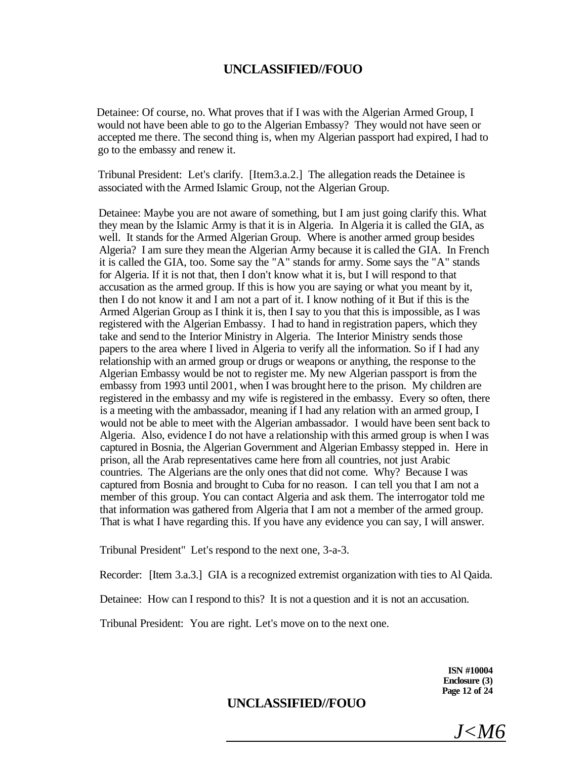Detainee: Of course, no. What proves that if I was with the Algerian Armed Group, I would not have been able to go to the Algerian Embassy? They would not have seen or accepted me there. The second thing is, when my Algerian passport had expired, I had to go to the embassy and renew it.

Tribunal President: Let's clarify. [Item3.a.2.] The allegation reads the Detainee is associated with the Armed Islamic Group, not the Algerian Group.

Detainee: Maybe you are not aware of something, but I am just going clarify this. What they mean by the Islamic Army is that it is in Algeria. In Algeria it is called the GIA, as well. It stands for the Armed Algerian Group. Where is another armed group besides Algeria? I am sure they mean the Algerian Army because it is called the GIA. In French it is called the GIA, too. Some say the "A" stands for army. Some says the "A" stands for Algeria. If it is not that, then I don't know what it is, but I will respond to that accusation as the armed group. If this is how you are saying or what you meant by it, then I do not know it and I am not a part of it. I know nothing of it But if this is the Armed Algerian Group as I think it is, then I say to you that this is impossible, as I was registered with the Algerian Embassy. I had to hand in registration papers, which they take and send to the Interior Ministry in Algeria. The Interior Ministry sends those papers to the area where I lived in Algeria to verify all the information. So if I had any relationship with an armed group or drugs or weapons or anything, the response to the Algerian Embassy would be not to register me. My new Algerian passport is from the embassy from 1993 until 2001, when I was brought here to the prison. My children are registered in the embassy and my wife is registered in the embassy. Every so often, there is a meeting with the ambassador, meaning if I had any relation with an armed group, I would not be able to meet with the Algerian ambassador. I would have been sent back to Algeria. Also, evidence I do not have a relationship with this armed group is when I was captured in Bosnia, the Algerian Government and Algerian Embassy stepped in. Here in prison, all the Arab representatives came here from all countries, not just Arabic countries. The Algerians are the only ones that did not come. Why? Because I was captured from Bosnia and brought to Cuba for no reason. I can tell you that I am not a member of this group. You can contact Algeria and ask them. The interrogator told me that information was gathered from Algeria that I am not a member of the armed group. That is what I have regarding this. If you have any evidence you can say, I will answer.

Tribunal President" Let's respond to the next one, 3-a-3.

Recorder: [Item 3.a.3.] GIA is a recognized extremist organization with ties to Al Qaida.

Detainee: How can I respond to this? It is not a question and it is not an accusation.

Tribunal President: You are right. Let's move on to the next one.

ISN #10004
Enclosure (3)

J<M6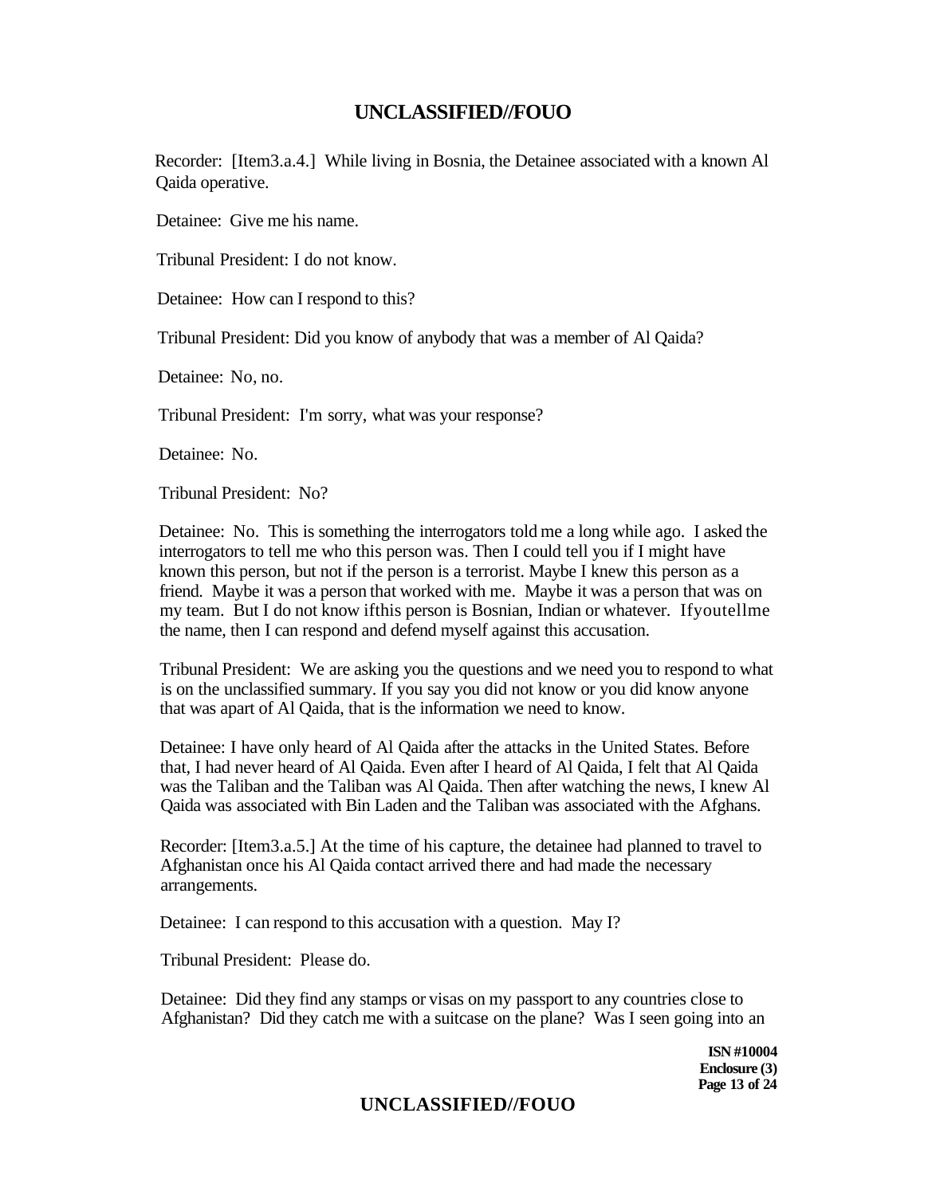Recorder: [Item3.a.4.] While living in Bosnia, the Detainee associated with a known Al Qaida operative.

Detainee: Give me his name.

Tribunal President: I do not know.

Detainee: How can I respond to this?

Tribunal President: Did you know of anybody that was a member of Al Qaida?

Detainee: No, no.

Tribunal President: I'm sorry, what was your response?

Detainee: No.

Tribunal President: No?

Detainee: No. This is something the interrogators told me a long while ago. I asked the interrogators to tell me who this person was. Then I could tell you if I might have known this person, but not if the person is a terrorist. Maybe I knew this person as a friend. Maybe it was a person that worked with me. Maybe it was a person that was on my team. But I do not know ifthis person is Bosnian, Indian or whatever. Ifyoutellme the name, then I can respond and defend myself against this accusation.

Tribunal President: We are asking you the questions and we need you to respond to what is on the unclassified summary. If you say you did not know or you did know anyone that was apart of Al Qaida, that is the information we need to know.

Detainee: I have only heard of Al Qaida after the attacks in the United States. Before that, I had never heard of Al Qaida. Even after I heard of Al Qaida, I felt that Al Qaida was the Taliban and the Taliban was Al Qaida. Then after watching the news, I knew Al Qaida was associated with Bin Laden and the Taliban was associated with the Afghans.

Recorder: [Item3.a.5.] At the time of his capture, the detainee had planned to travel to Afghanistan once his Al Qaida contact arrived there and had made the necessary arrangements.

Detainee: I can respond to this accusation with a question. May I?

Tribunal President: Please do.

Detainee: Did they find any stamps or visas on my passport to any countries close to Afghanistan? Did they catch me with a suitcase on the plane? Was I seen going into an

**ISN #10004**
**Enclosure (3)**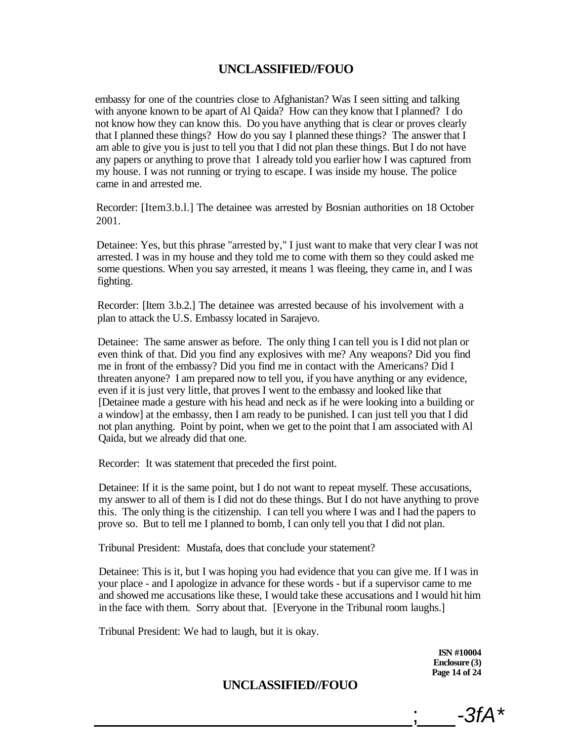embassy for one of the countries close to Afghanistan? Was I seen sitting and talking with anyone known to be apart of Al Qaida? How can they know that I planned? I do not know how they can know this. Do you have anything that is clear or proves clearly that I planned these things? How do you say I planned these things? The answer that I am able to give you is just to tell you that I did not plan these things. But I do not have any papers or anything to prove that I already told you earlier how I was captured from my house. I was not running or trying to escape. I was inside my house. The police came in and arrested me.

Recorder: [Item3.b.l.] The detainee was arrested by Bosnian authorities on 18 October 2001.

Detainee: Yes, but this phrase "arrested by," I just want to make that very clear I was not arrested. I was in my house and they told me to come with them so they could asked me some questions. When you say arrested, it means 1 was fleeing, they came in, and I was fighting.

Recorder: [Item 3.b.2.] The detainee was arrested because of his involvement with a plan to attack the U.S. Embassy located in Sarajevo.

Detainee: The same answer as before. The only thing I can tell you is I did not plan or even think of that. Did you find any explosives with me? Any weapons? Did you find me in front of the embassy? Did you find me in contact with the Americans? Did I threaten anyone? I am prepared now to tell you, if you have anything or any evidence, even if it is just very little, that proves I went to the embassy and looked like that [Detainee made a gesture with his head and neck as if he were looking into a building or a window] at the embassy, then I am ready to be punished. I can just tell you that I did not plan anything. Point by point, when we get to the point that I am associated with Al Qaida, but we already did that one.

Recorder: It was statement that preceded the first point.

Detainee: If it is the same point, but I do not want to repeat myself. These accusations, my answer to all of them is I did not do these things. But I do not have anything to prove this. The only thing is the citizenship. I can tell you where I was and I had the papers to prove so. But to tell me I planned to bomb, I can only tell you that I did not plan.

Tribunal President: Mustafa, does that conclude your statement?

Detainee: This is it, but I was hoping you had evidence that you can give me. If I was in your place - and I apologize in advance for these words - but if a supervisor came to me and showed me accusations like these, I would take these accusations and I would hit him in the face with them. Sorry about that. [Everyone in the Tribunal room laughs.]

Tribunal President: We had to laugh, but it is okay.

ISN #10004
Enclosure (3)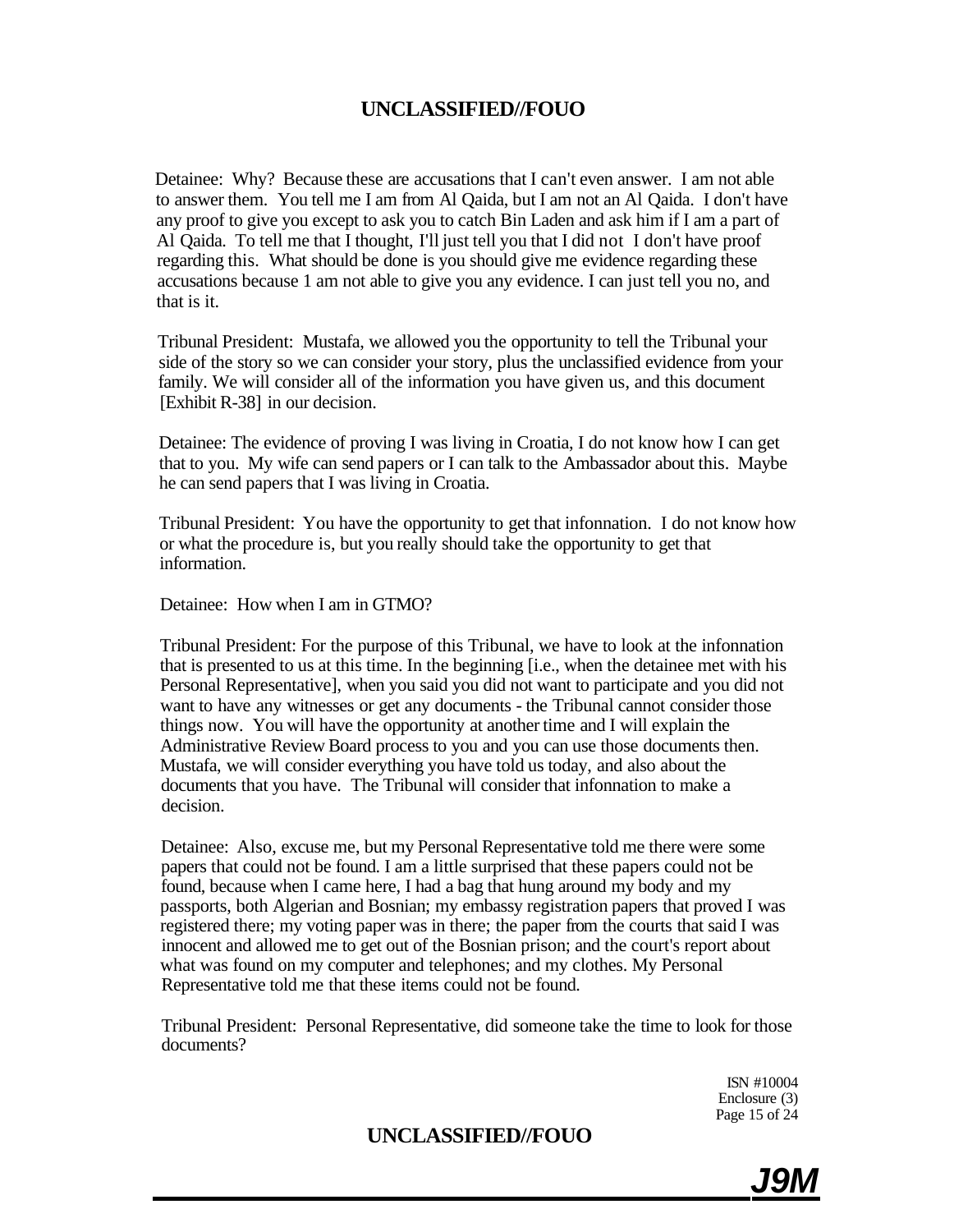Detainee: Why? Because these are accusations that I can't even answer. I am not able to answer them. You tell me I am from Al Qaida, but I am not an Al Qaida. I don't have any proof to give you except to ask you to catch Bin Laden and ask him if I am a part of Al Qaida. To tell me that I thought, I'll just tell you that I did not I don't have proof regarding this. What should be done is you should give me evidence regarding these accusations because 1 am not able to give you any evidence. I can just tell you no, and that is it.

Tribunal President: Mustafa, we allowed you the opportunity to tell the Tribunal your side of the story so we can consider your story, plus the unclassified evidence from your family. We will consider all of the information you have given us, and this document [Exhibit R-38] in our decision.

Detainee: The evidence of proving I was living in Croatia, I do not know how I can get that to you. My wife can send papers or I can talk to the Ambassador about this. Maybe he can send papers that I was living in Croatia.

Tribunal President: You have the opportunity to get that infonnation. I do not know how or what the procedure is, but you really should take the opportunity to get that information.

Detainee: How when I am in GTMO?

Tribunal President: For the purpose of this Tribunal, we have to look at the infonnation that is presented to us at this time. In the beginning [i.e., when the detainee met with his Personal Representative], when you said you did not want to participate and you did not want to have any witnesses or get any documents - the Tribunal cannot consider those things now. You will have the opportunity at another time and I will explain the Administrative Review Board process to you and you can use those documents then. Mustafa, we will consider everything you have told us today, and also about the documents that you have. The Tribunal will consider that infonnation to make a decision.

Detainee: Also, excuse me, but my Personal Representative told me there were some papers that could not be found. I am a little surprised that these papers could not be found, because when I came here, I had a bag that hung around my body and my passports, both Algerian and Bosnian; my embassy registration papers that proved I was registered there; my voting paper was in there; the paper from the courts that said I was innocent and allowed me to get out of the Bosnian prison; and the court's report about what was found on my computer and telephones; and my clothes. My Personal Representative told me that these items could not be found.

Tribunal President: Personal Representative, did someone take the time to look for those documents?

ISN #10004
Enclosure (3)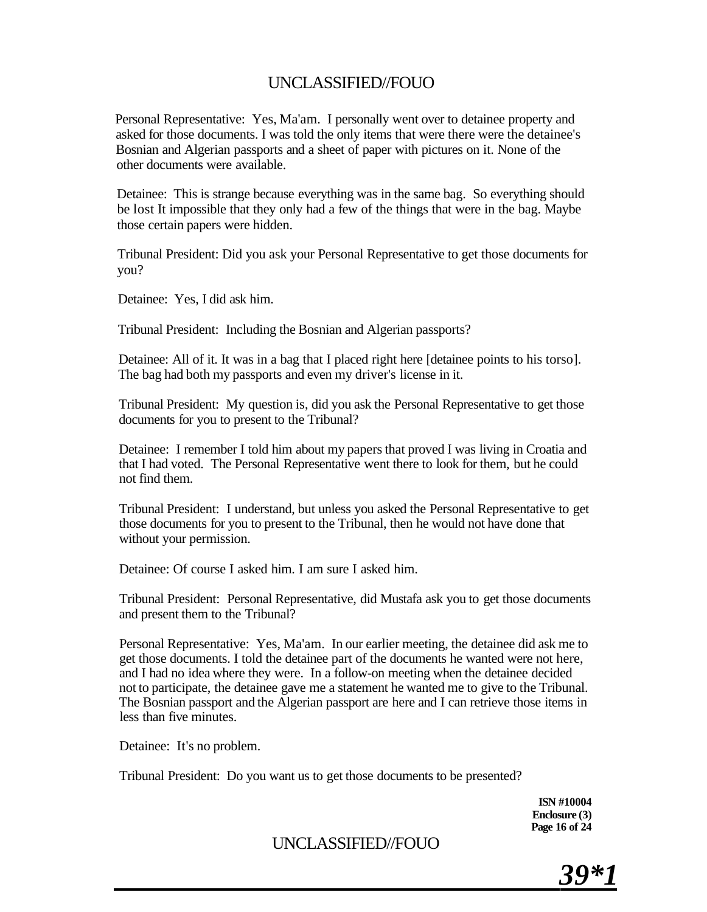Personal Representative: Yes, Ma'am. I personally went over to detainee property and asked for those documents. I was told the only items that were there were the detainee's Bosnian and Algerian passports and a sheet of paper with pictures on it. None of the other documents were available.

Detainee: This is strange because everything was in the same bag. So everything should be lost It impossible that they only had a few of the things that were in the bag. Maybe those certain papers were hidden.

Tribunal President: Did you ask your Personal Representative to get those documents for you?

Detainee: Yes, I did ask him.

Tribunal President: Including the Bosnian and Algerian passports?

Detainee: All of it. It was in a bag that I placed right here [detainee points to his torso]. The bag had both my passports and even my driver's license in it.

Tribunal President: My question is, did you ask the Personal Representative to get those documents for you to present to the Tribunal?

Detainee: I remember I told him about my papers that proved I was living in Croatia and that I had voted. The Personal Representative went there to look for them, but he could not find them.

Tribunal President: I understand, but unless you asked the Personal Representative to get those documents for you to present to the Tribunal, then he would not have done that without your permission.

Detainee: Of course I asked him. I am sure I asked him.

Tribunal President: Personal Representative, did Mustafa ask you to get those documents and present them to the Tribunal?

Personal Representative: Yes, Ma'am. In our earlier meeting, the detainee did ask me to get those documents. I told the detainee part of the documents he wanted were not here, and I had no idea where they were. In a follow-on meeting when the detainee decided not to participate, the detainee gave me a statement he wanted me to give to the Tribunal. The Bosnian passport and the Algerian passport are here and I can retrieve those items in less than five minutes.

Detainee: It's no problem.

Tribunal President: Do you want us to get those documents to be presented?

**ISN #10004**
**Enclosure (3)**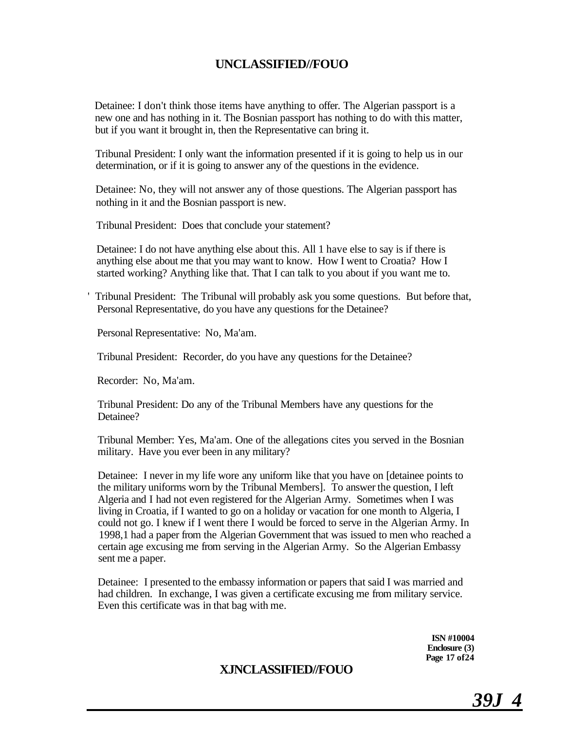Detainee: I don't think those items have anything to offer. The Algerian passport is a new one and has nothing in it. The Bosnian passport has nothing to do with this matter, but if you want it brought in, then the Representative can bring it.

Tribunal President: I only want the information presented if it is going to help us in our determination, or if it is going to answer any of the questions in the evidence.

Detainee: No, they will not answer any of those questions. The Algerian passport has nothing in it and the Bosnian passport is new.

Tribunal President: Does that conclude your statement?

Detainee: I do not have anything else about this. All 1 have else to say is if there is anything else about me that you may want to know. How I went to Croatia? How I started working? Anything like that. That I can talk to you about if you want me to.

' Tribunal President: The Tribunal will probably ask you some questions. But before that, Personal Representative, do you have any questions for the Detainee?

Personal Representative: No, Ma'am.

Tribunal President: Recorder, do you have any questions for the Detainee?

Recorder: No, Ma'am.

Tribunal President: Do any of the Tribunal Members have any questions for the Detainee?

Tribunal Member: Yes, Ma'am. One of the allegations cites you served in the Bosnian military. Have you ever been in any military?

Detainee: I never in my life wore any uniform like that you have on [detainee points to the military uniforms worn by the Tribunal Members]. To answer the question, I left Algeria and I had not even registered for the Algerian Army. Sometimes when I was living in Croatia, if I wanted to go on a holiday or vacation for one month to Algeria, I could not go. I knew if I went there I would be forced to serve in the Algerian Army. In 1998,1 had a paper from the Algerian Government that was issued to men who reached a certain age excusing me from serving in the Algerian Army. So the Algerian Embassy sent me a paper.

Detainee: I presented to the embassy information or papers that said I was married and had children. In exchange, I was given a certificate excusing me from military service. Even this certificate was in that bag with me.

**ISN #10004**
**Enclosure (3)**
**Page 17 of 24**

***39J 4***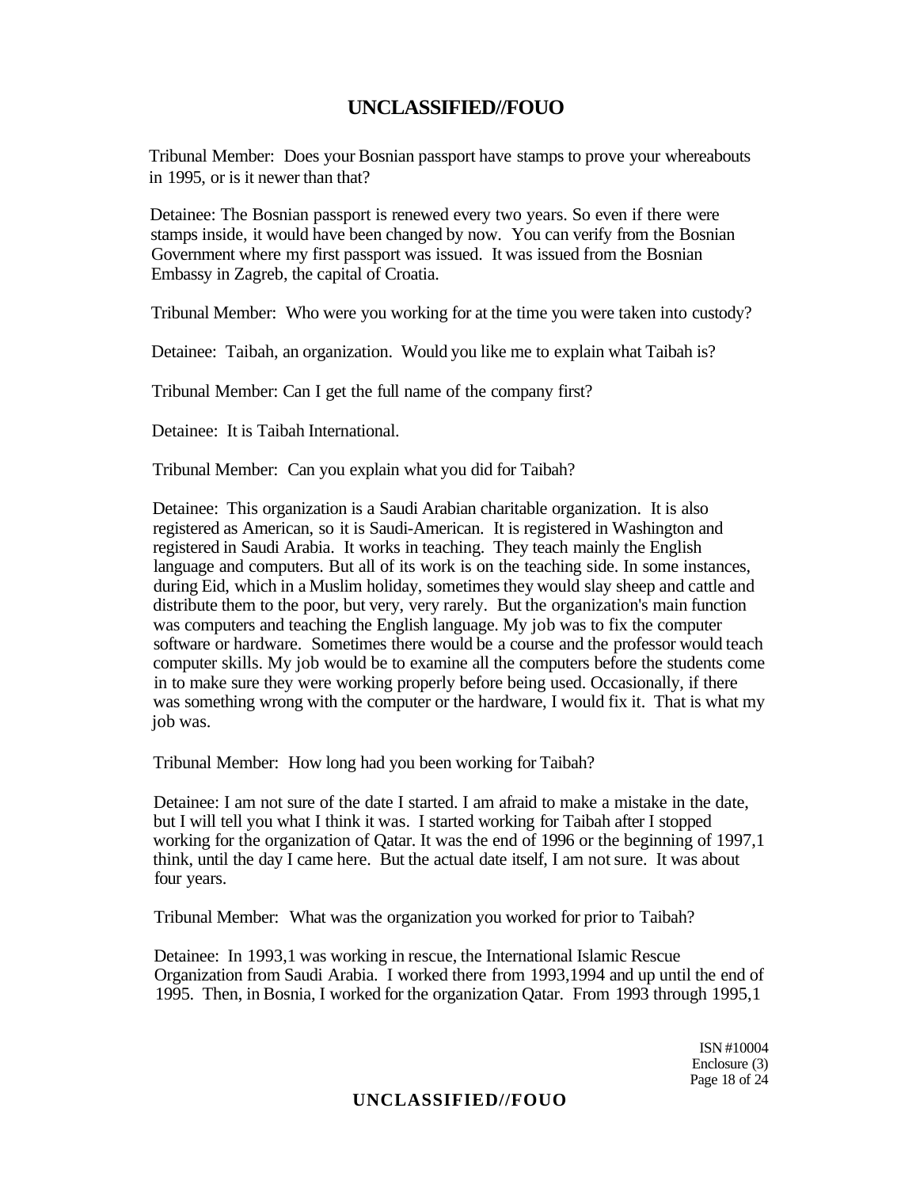Tribunal Member: Does your Bosnian passport have stamps to prove your whereabouts in 1995, or is it newer than that?

Detainee: The Bosnian passport is renewed every two years. So even if there were stamps inside, it would have been changed by now. You can verify from the Bosnian Government where my first passport was issued. It was issued from the Bosnian Embassy in Zagreb, the capital of Croatia.

Tribunal Member: Who were you working for at the time you were taken into custody?

Detainee: Taibah, an organization. Would you like me to explain what Taibah is?

Tribunal Member: Can I get the full name of the company first?

Detainee: It is Taibah International.

Tribunal Member: Can you explain what you did for Taibah?

Detainee: This organization is a Saudi Arabian charitable organization. It is also registered as American, so it is Saudi-American. It is registered in Washington and registered in Saudi Arabia. It works in teaching. They teach mainly the English language and computers. But all of its work is on the teaching side. In some instances, during Eid, which in a Muslim holiday, sometimes they would slay sheep and cattle and distribute them to the poor, but very, very rarely. But the organization's main function was computers and teaching the English language. My job was to fix the computer software or hardware. Sometimes there would be a course and the professor would teach computer skills. My job would be to examine all the computers before the students come in to make sure they were working properly before being used. Occasionally, if there was something wrong with the computer or the hardware, I would fix it. That is what my job was.

Tribunal Member: How long had you been working for Taibah?

Detainee: I am not sure of the date I started. I am afraid to make a mistake in the date, but I will tell you what I think it was. I started working for Taibah after I stopped working for the organization of Qatar. It was the end of 1996 or the beginning of 1997,1 think, until the day I came here. But the actual date itself, I am not sure. It was about four years.

Tribunal Member: What was the organization you worked for prior to Taibah?

Detainee: In 1993,1 was working in rescue, the International Islamic Rescue Organization from Saudi Arabia. I worked there from 1993,1994 and up until the end of 1995. Then, in Bosnia, I worked for the organization Qatar. From 1993 through 1995,1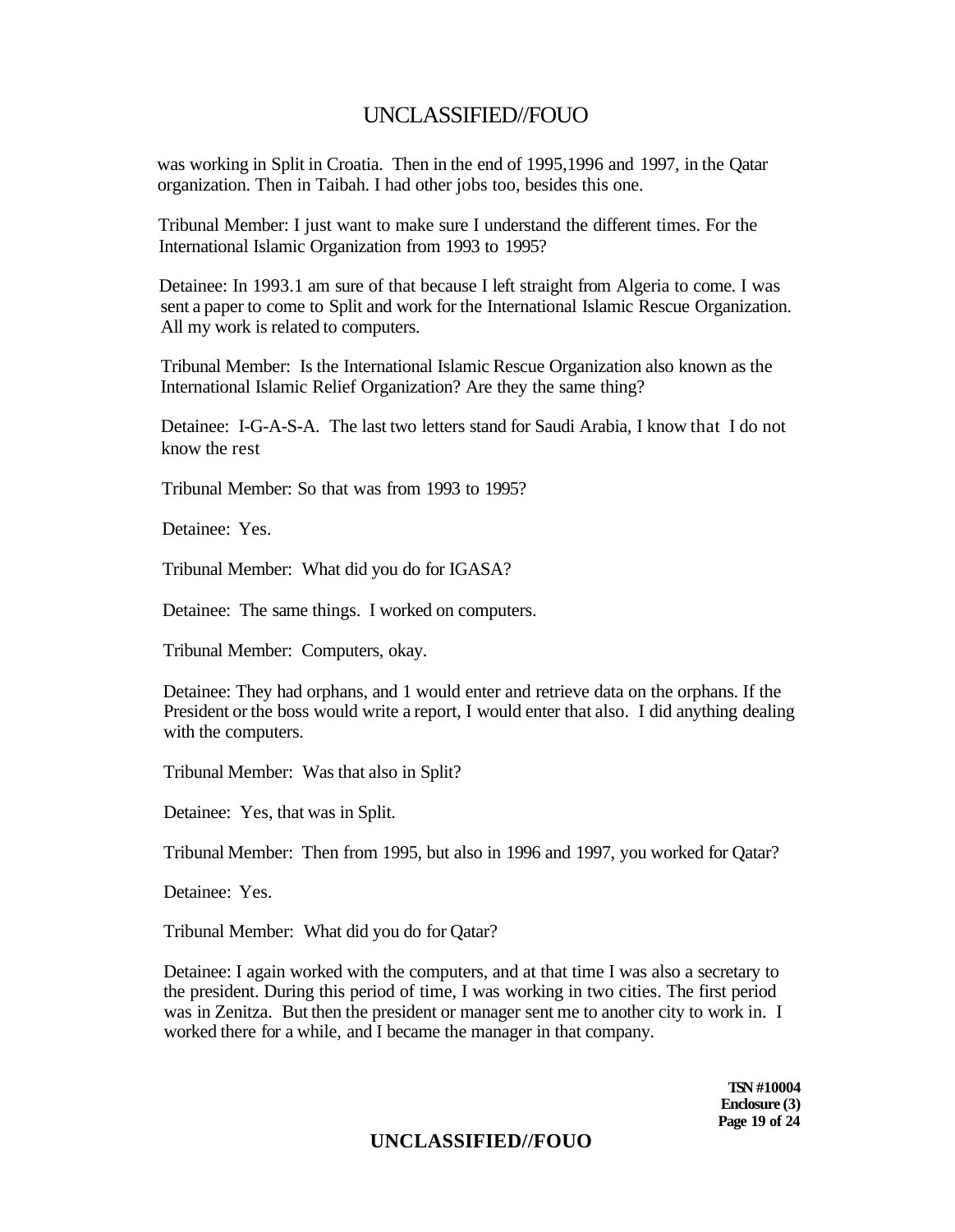was working in Split in Croatia. Then in the end of 1995,1996 and 1997, in the Qatar organization. Then in Taibah. I had other jobs too, besides this one.

Tribunal Member: I just want to make sure I understand the different times. For the International Islamic Organization from 1993 to 1995?

Detainee: In 1993.1 am sure of that because I left straight from Algeria to come. I was sent a paper to come to Split and work for the International Islamic Rescue Organization. All my work is related to computers.

Tribunal Member: Is the International Islamic Rescue Organization also known as the International Islamic Relief Organization? Are they the same thing?

Detainee: I-G-A-S-A. The last two letters stand for Saudi Arabia, I know that I do not know the rest

Tribunal Member: So that was from 1993 to 1995?

Detainee: Yes.

Tribunal Member: What did you do for IGASA?

Detainee: The same things. I worked on computers.

Tribunal Member: Computers, okay.

Detainee: They had orphans, and 1 would enter and retrieve data on the orphans. If the President or the boss would write a report, I would enter that also. I did anything dealing with the computers.

Tribunal Member: Was that also in Split?

Detainee: Yes, that was in Split.

Tribunal Member: Then from 1995, but also in 1996 and 1997, you worked for Qatar?

Detainee: Yes.

Tribunal Member: What did you do for Qatar?

Detainee: I again worked with the computers, and at that time I was also a secretary to the president. During this period of time, I was working in two cities. The first period was in Zenitza. But then the president or manager sent me to another city to work in. I worked there for a while, and I became the manager in that company.

**TSN #10004**
**Enclosure (3)**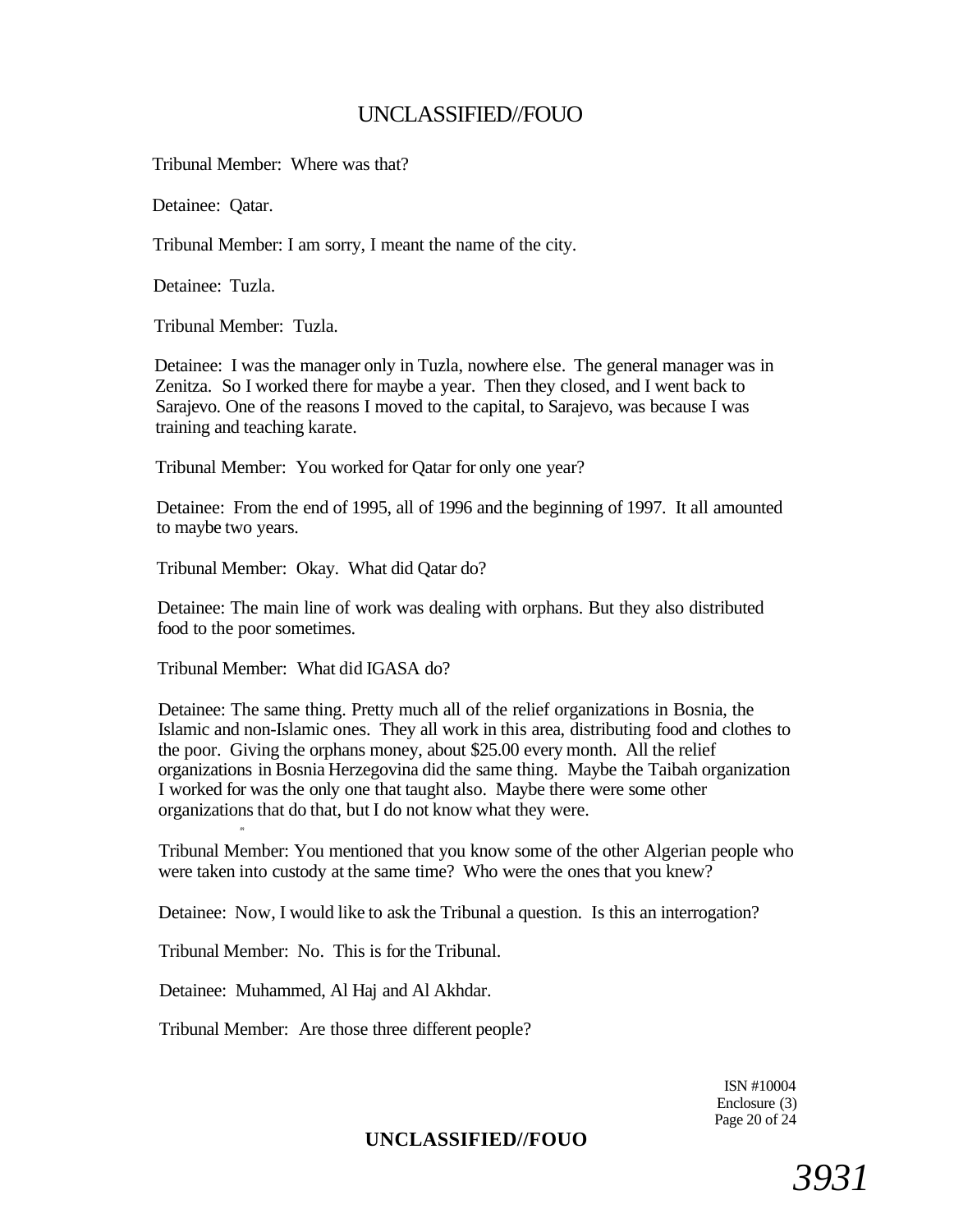Tribunal Member: Where was that?

Detainee: Qatar.

Tribunal Member: I am sorry, I meant the name of the city.

Detainee: Tuzla.

Tribunal Member: Tuzla.

Detainee: I was the manager only in Tuzla, nowhere else. The general manager was in Zenitza. So I worked there for maybe a year. Then they closed, and I went back to Sarajevo. One of the reasons I moved to the capital, to Sarajevo, was because I was training and teaching karate.

Tribunal Member: You worked for Qatar for only one year?

Detainee: From the end of 1995, all of 1996 and the beginning of 1997. It all amounted to maybe two years.

Tribunal Member: Okay. What did Qatar do?

Detainee: The main line of work was dealing with orphans. But they also distributed food to the poor sometimes.

Tribunal Member: What did IGASA do?

Detainee: The same thing. Pretty much all of the relief organizations in Bosnia, the Islamic and non-Islamic ones. They all work in this area, distributing food and clothes to the poor. Giving the orphans money, about $25.00 every month. All the relief organizations in Bosnia Herzegovina did the same thing. Maybe the Taibah organization I worked for was the only one that taught also. Maybe there were some other organizations that do that, but I do not know what they were.

Tribunal Member: You mentioned that you know some of the other Algerian people who were taken into custody at the same time? Who were the ones that you knew?

Detainee: Now, I would like to ask the Tribunal a question. Is this an interrogation?

Tribunal Member: No. This is for the Tribunal.

Detainee: Muhammed, Al Haj and Al Akhdar.

Tribunal Member: Are those three different people?

ISN #10004
Enclosure (3)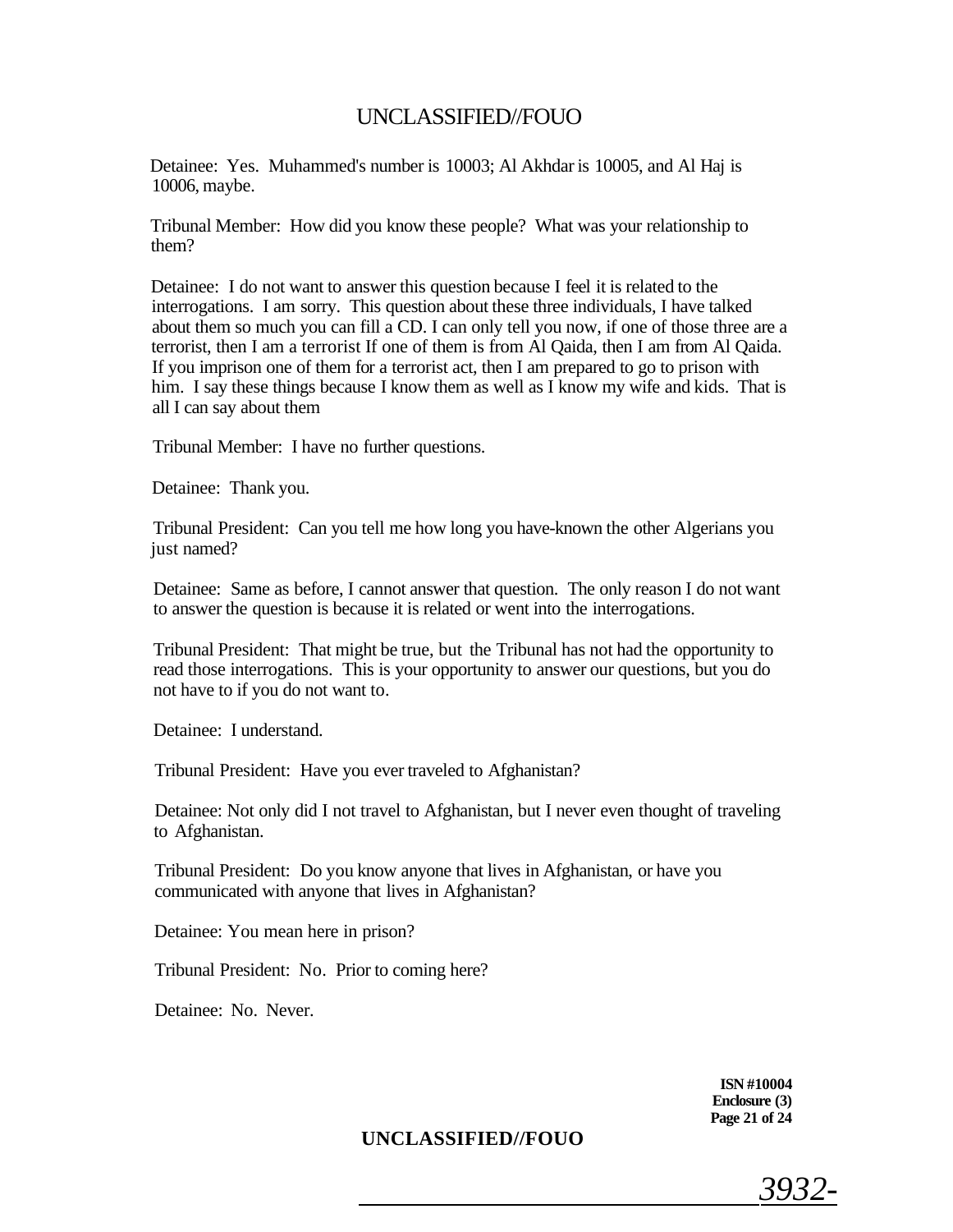Detainee: Yes. Muhammed's number is 10003; Al Akhdar is 10005, and Al Haj is 10006, maybe.

Tribunal Member: How did you know these people? What was your relationship to them?

Detainee: I do not want to answer this question because I feel it is related to the interrogations. I am sorry. This question about these three individuals, I have talked about them so much you can fill a CD. I can only tell you now, if one of those three are a terrorist, then I am a terrorist If one of them is from Al Qaida, then I am from Al Qaida. If you imprison one of them for a terrorist act, then I am prepared to go to prison with him. I say these things because I know them as well as I know my wife and kids. That is all I can say about them

Tribunal Member: I have no further questions.

Detainee: Thank you.

Tribunal President: Can you tell me how long you have-known the other Algerians you just named?

Detainee: Same as before, I cannot answer that question. The only reason I do not want to answer the question is because it is related or went into the interrogations.

Tribunal President: That might be true, but the Tribunal has not had the opportunity to read those interrogations. This is your opportunity to answer our questions, but you do not have to if you do not want to.

Detainee: I understand.

Tribunal President: Have you ever traveled to Afghanistan?

Detainee: Not only did I not travel to Afghanistan, but I never even thought of traveling to Afghanistan.

Tribunal President: Do you know anyone that lives in Afghanistan, or have you communicated with anyone that lives in Afghanistan?

Detainee: You mean here in prison?

Tribunal President: No. Prior to coming here?

Detainee: No. Never.

**ISN #10004**
**Enclosure (3)**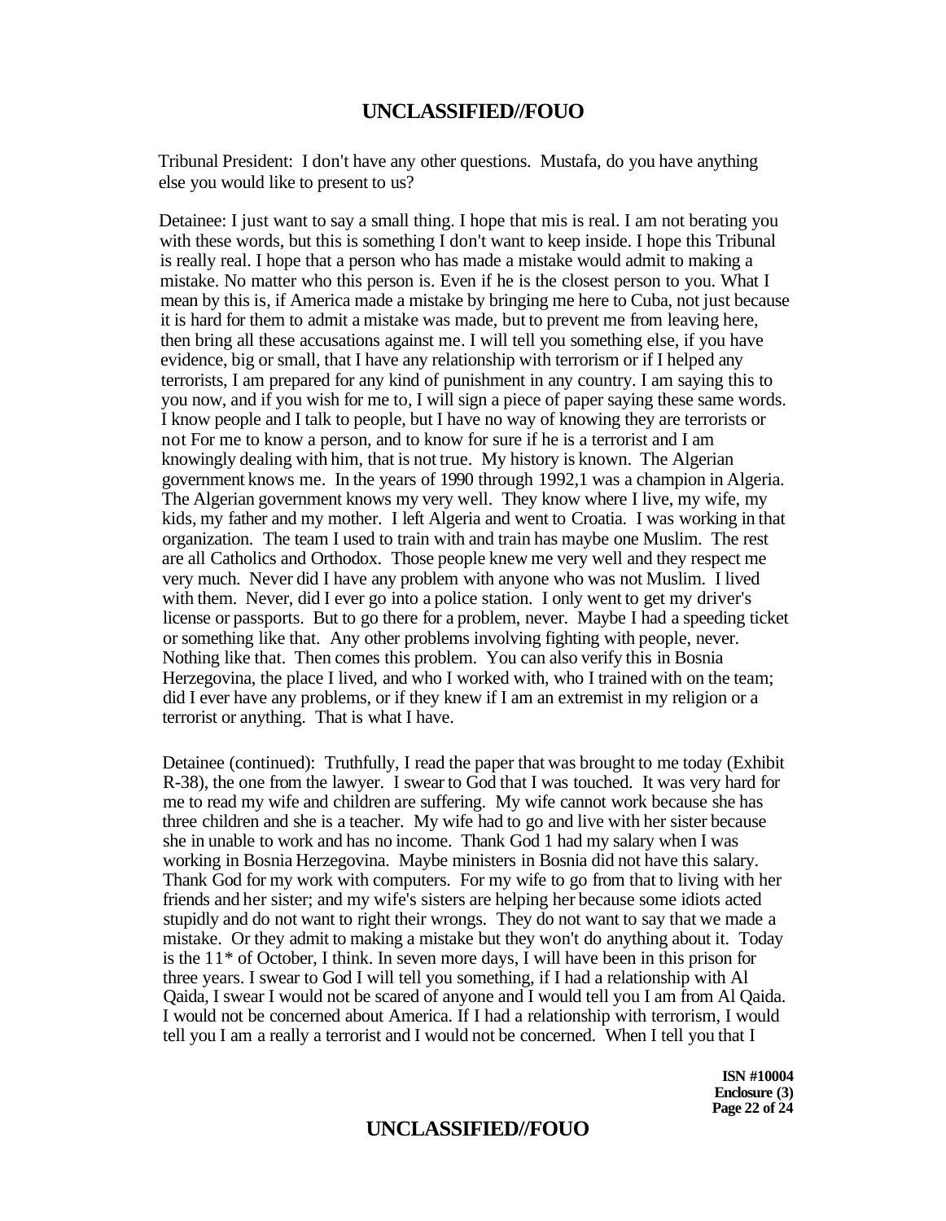Tribunal President: I don't have any other questions. Mustafa, do you have anything else you would like to present to us?

Detainee: I just want to say a small thing. I hope that mis is real. I am not berating you with these words, but this is something I don't want to keep inside. I hope this Tribunal is really real. I hope that a person who has made a mistake would admit to making a mistake. No matter who this person is. Even if he is the closest person to you. What I mean by this is, if America made a mistake by bringing me here to Cuba, not just because it is hard for them to admit a mistake was made, but to prevent me from leaving here, then bring all these accusations against me. I will tell you something else, if you have evidence, big or small, that I have any relationship with terrorism or if I helped any terrorists, I am prepared for any kind of punishment in any country. I am saying this to you now, and if you wish for me to, I will sign a piece of paper saying these same words. I know people and I talk to people, but I have no way of knowing they are terrorists or not For me to know a person, and to know for sure if he is a terrorist and I am knowingly dealing with him, that is not true. My history is known. The Algerian government knows me. In the years of 1990 through 1992,1 was a champion in Algeria. The Algerian government knows my very well. They know where I live, my wife, my kids, my father and my mother. I left Algeria and went to Croatia. I was working in that organization. The team I used to train with and train has maybe one Muslim. The rest are all Catholics and Orthodox. Those people knew me very well and they respect me very much. Never did I have any problem with anyone who was not Muslim. I lived with them. Never, did I ever go into a police station. I only went to get my driver's license or passports. But to go there for a problem, never. Maybe I had a speeding ticket or something like that. Any other problems involving fighting with people, never. Nothing like that. Then comes this problem. You can also verify this in Bosnia Herzegovina, the place I lived, and who I worked with, who I trained with on the team; did I ever have any problems, or if they knew if I am an extremist in my religion or a terrorist or anything. That is what I have.

Detainee (continued): Truthfully, I read the paper that was brought to me today (Exhibit R-38), the one from the lawyer. I swear to God that I was touched. It was very hard for me to read my wife and children are suffering. My wife cannot work because she has three children and she is a teacher. My wife had to go and live with her sister because she in unable to work and has no income. Thank God 1 had my salary when I was working in Bosnia Herzegovina. Maybe ministers in Bosnia did not have this salary. Thank God for my work with computers. For my wife to go from that to living with her friends and her sister; and my wife's sisters are helping her because some idiots acted stupidly and do not want to right their wrongs. They do not want to say that we made a mistake. Or they admit to making a mistake but they won't do anything about it. Today is the 11* of October, I think. In seven more days, I will have been in this prison for three years. I swear to God I will tell you something, if I had a relationship with Al Qaida, I swear I would not be scared of anyone and I would tell you I am from Al Qaida. I would not be concerned about America. If I had a relationship with terrorism, I would tell you I am a really a terrorist and I would not be concerned. When I tell you that I

**ISN #10004**
**Enclosure (3)**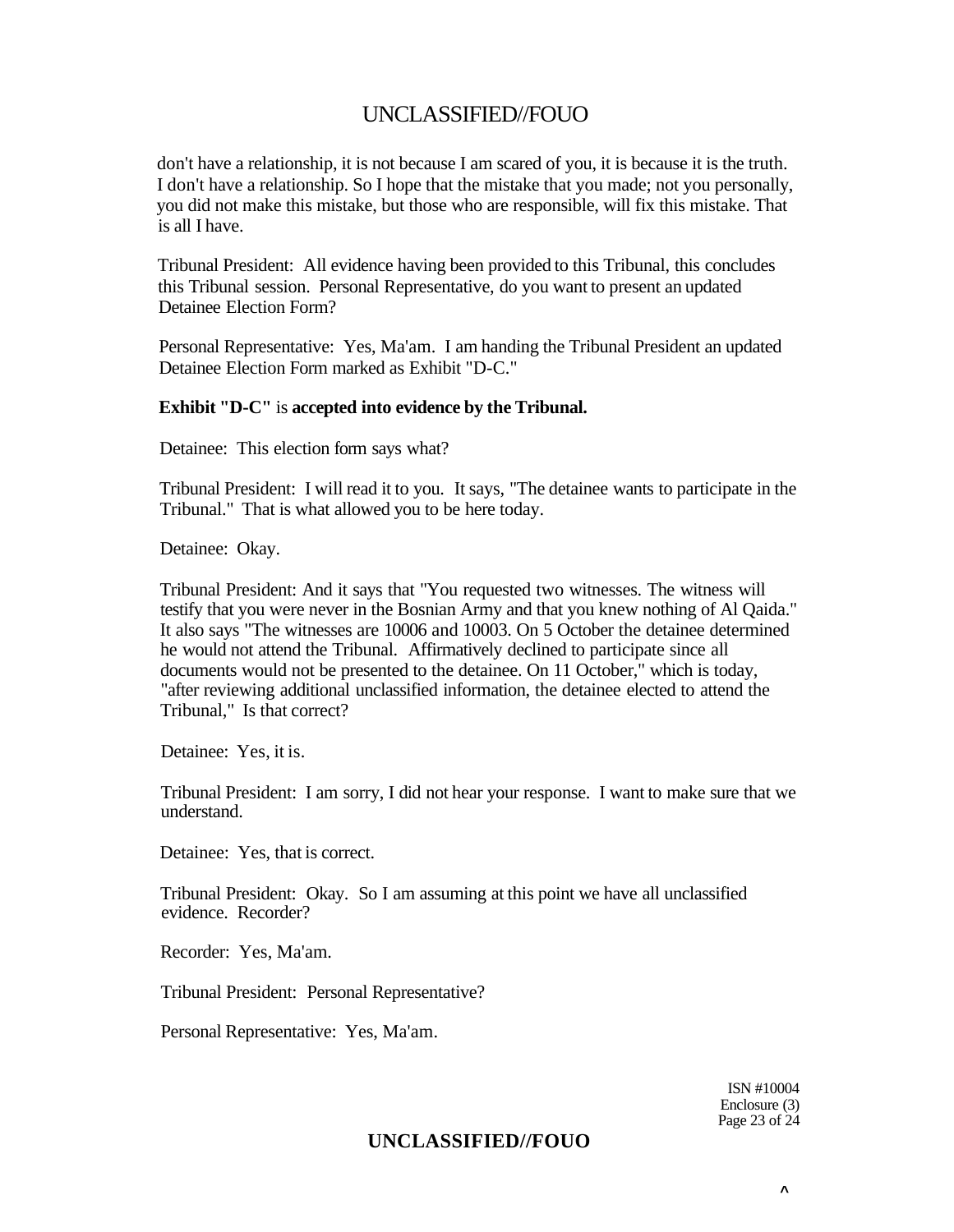don't have a relationship, it is not because I am scared of you, it is because it is the truth. I don't have a relationship. So I hope that the mistake that you made; not you personally, you did not make this mistake, but those who are responsible, will fix this mistake. That is all I have.

Tribunal President: All evidence having been provided to this Tribunal, this concludes this Tribunal session. Personal Representative, do you want to present an updated Detainee Election Form?

Personal Representative: Yes, Ma'am. I am handing the Tribunal President an updated Detainee Election Form marked as Exhibit "D-C."

**Exhibit "D-C"** is **accepted into evidence by the Tribunal.**

Detainee: This election form says what?

Tribunal President: I will read it to you. It says, "The detainee wants to participate in the Tribunal." That is what allowed you to be here today.

Detainee: Okay.

Tribunal President: And it says that "You requested two witnesses. The witness will testify that you were never in the Bosnian Army and that you knew nothing of Al Qaida." It also says "The witnesses are 10006 and 10003. On 5 October the detainee determined he would not attend the Tribunal. Affirmatively declined to participate since all documents would not be presented to the detainee. On 11 October," which is today, "after reviewing additional unclassified information, the detainee elected to attend the Tribunal," Is that correct?

Detainee: Yes, it is.

Tribunal President: I am sorry, I did not hear your response. I want to make sure that we understand.

Detainee: Yes, that is correct.

Tribunal President: Okay. So I am assuming at this point we have all unclassified evidence. Recorder?

Recorder: Yes, Ma'am.

Tribunal President: Personal Representative?

Personal Representative: Yes, Ma'am.

ISN #10004
Enclosure (3)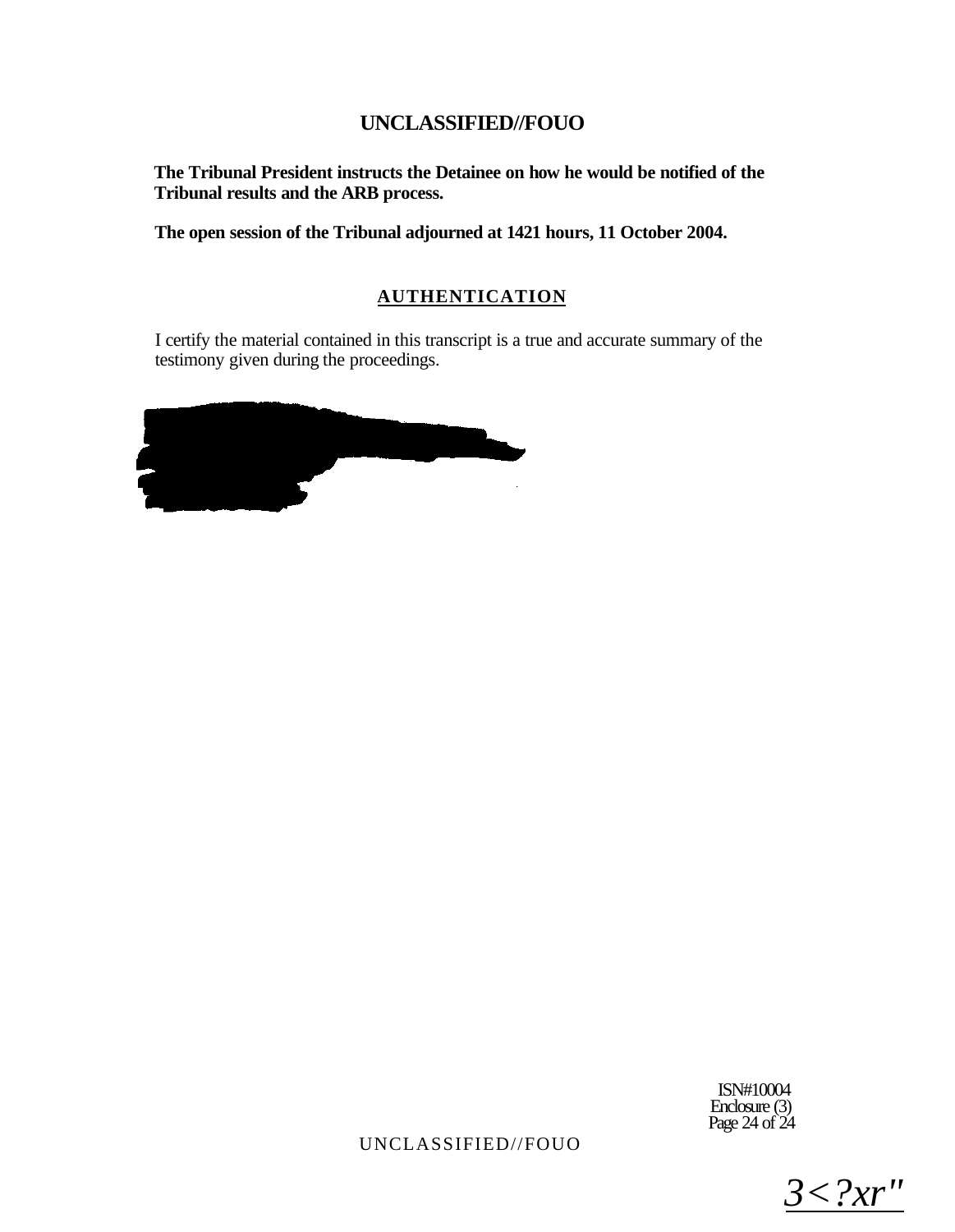**The Tribunal President instructs the Detainee on how he would be notified of the Tribunal results and the ARB process.**

**The open session of the Tribunal adjourned at 1421 hours, 11 October 2004.**

## AUTHENTICATION

I certify the material contained in this transcript is a true and accurate summary of the testimony given during the proceedings.

ISN#10004
Enclosure (3)

3<?xr"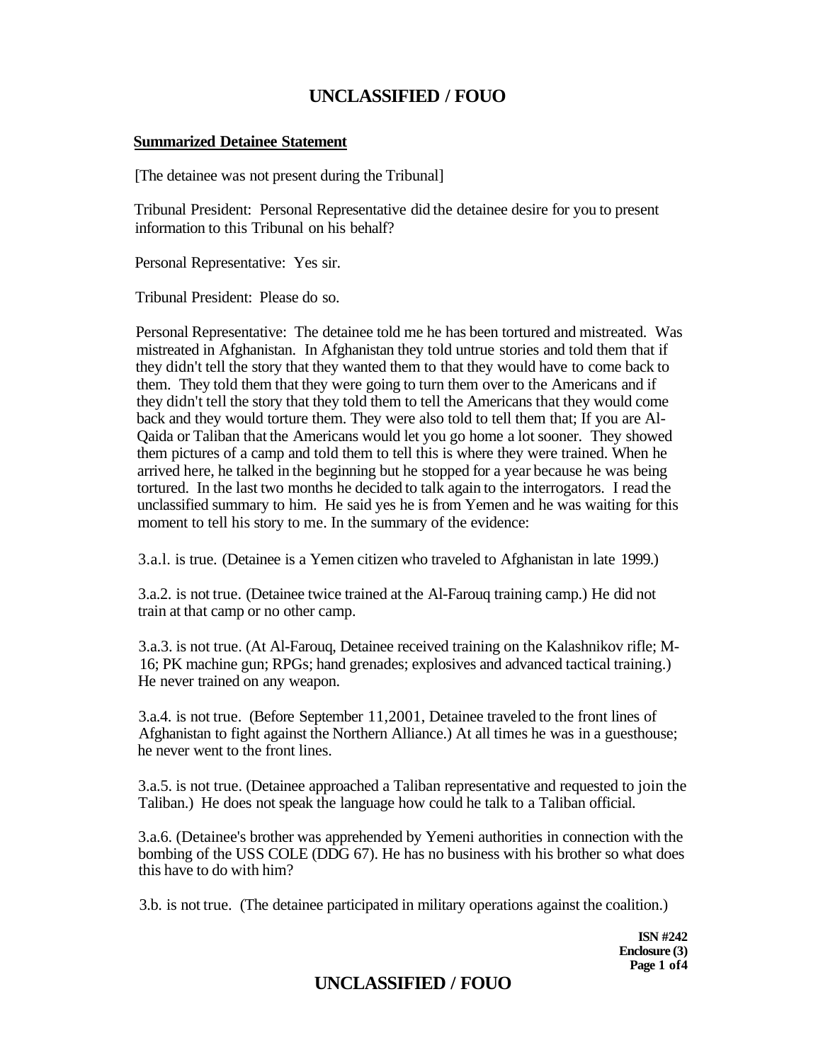**Summarized Detainee Statement**

[The detainee was not present during the Tribunal]

Tribunal President: Personal Representative did the detainee desire for you to present information to this Tribunal on his behalf?

Personal Representative: Yes sir.

Tribunal President: Please do so.

Personal Representative: The detainee told me he has been tortured and mistreated. Was mistreated in Afghanistan. In Afghanistan they told untrue stories and told them that if they didn't tell the story that they wanted them to that they would have to come back to them. They told them that they were going to turn them over to the Americans and if they didn't tell the story that they told them to tell the Americans that they would come back and they would torture them. They were also told to tell them that; If you are Al-Qaida or Taliban that the Americans would let you go home a lot sooner. They showed them pictures of a camp and told them to tell this is where they were trained. When he arrived here, he talked in the beginning but he stopped for a year because he was being tortured. In the last two months he decided to talk again to the interrogators. I read the unclassified summary to him. He said yes he is from Yemen and he was waiting for this moment to tell his story to me. In the summary of the evidence:

3.a.l. is true. (Detainee is a Yemen citizen who traveled to Afghanistan in late 1999.)

3.a.2. is not true. (Detainee twice trained at the Al-Farouq training camp.) He did not train at that camp or no other camp.

3.a.3. is not true. (At Al-Farouq, Detainee received training on the Kalashnikov rifle; M-16; PK machine gun; RPGs; hand grenades; explosives and advanced tactical training.) He never trained on any weapon.

3.a.4. is not true. (Before September 11,2001, Detainee traveled to the front lines of Afghanistan to fight against the Northern Alliance.) At all times he was in a guesthouse; he never went to the front lines.

3.a.5. is not true. (Detainee approached a Taliban representative and requested to join the Taliban.) He does not speak the language how could he talk to a Taliban official.

3.a.6. (Detainee's brother was apprehended by Yemeni authorities in connection with the bombing of the USS COLE (DDG 67). He has no business with his brother so what does this have to do with him?

3.b. is not true. (The detainee participated in military operations against the coalition.)

**ISN #242**
**Enclosure (3)**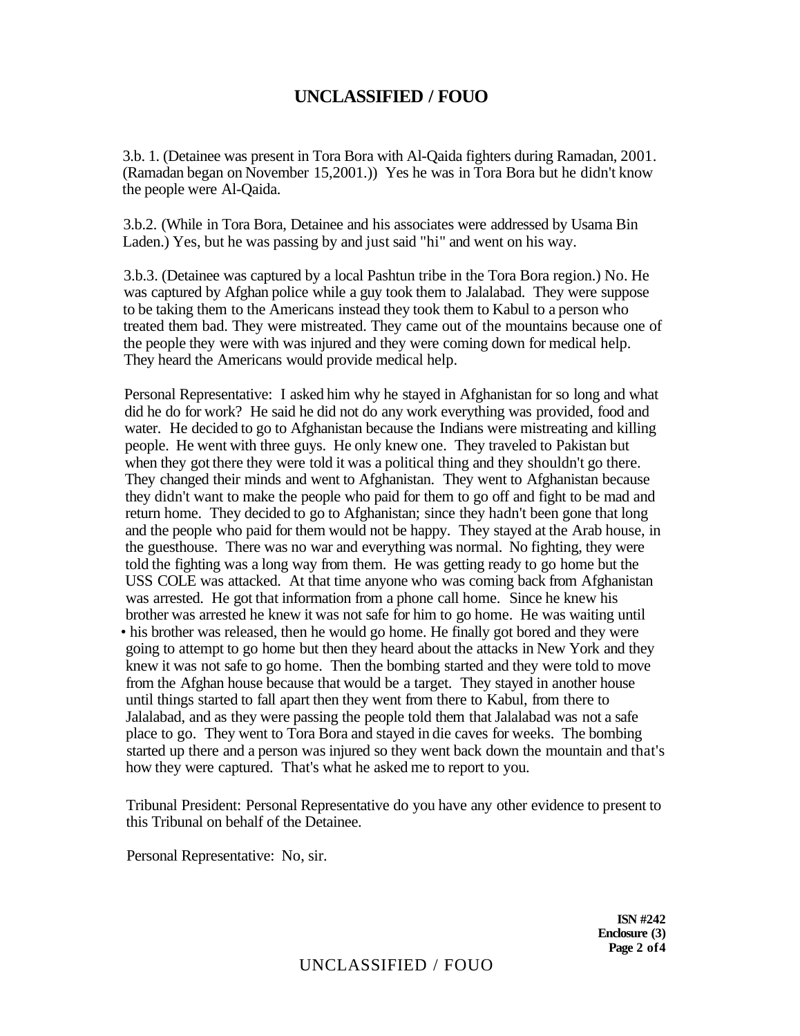3.b. 1. (Detainee was present in Tora Bora with Al-Qaida fighters during Ramadan, 2001. (Ramadan began on November 15,2001.)) Yes he was in Tora Bora but he didn't know the people were Al-Qaida.

3.b.2. (While in Tora Bora, Detainee and his associates were addressed by Usama Bin Laden.) Yes, but he was passing by and just said "hi" and went on his way.

3.b.3. (Detainee was captured by a local Pashtun tribe in the Tora Bora region.) No. He was captured by Afghan police while a guy took them to Jalalabad. They were suppose to be taking them to the Americans instead they took them to Kabul to a person who treated them bad. They were mistreated. They came out of the mountains because one of the people they were with was injured and they were coming down for medical help. They heard the Americans would provide medical help.

Personal Representative: I asked him why he stayed in Afghanistan for so long and what did he do for work? He said he did not do any work everything was provided, food and water. He decided to go to Afghanistan because the Indians were mistreating and killing people. He went with three guys. He only knew one. They traveled to Pakistan but when they got there they were told it was a political thing and they shouldn't go there. They changed their minds and went to Afghanistan. They went to Afghanistan because they didn't want to make the people who paid for them to go off and fight to be mad and return home. They decided to go to Afghanistan; since they hadn't been gone that long and the people who paid for them would not be happy. They stayed at the Arab house, in the guesthouse. There was no war and everything was normal. No fighting, they were told the fighting was a long way from them. He was getting ready to go home but the USS COLE was attacked. At that time anyone who was coming back from Afghanistan was arrested. He got that information from a phone call home. Since he knew his brother was arrested he knew it was not safe for him to go home. He was waiting until his brother was released, then he would go home. He finally got bored and they were going to attempt to go home but then they heard about the attacks in New York and they knew it was not safe to go home. Then the bombing started and they were told to move from the Afghan house because that would be a target. They stayed in another house until things started to fall apart then they went from there to Kabul, from there to Jalalabad, and as they were passing the people told them that Jalalabad was not a safe place to go. They went to Tora Bora and stayed in die caves for weeks. The bombing started up there and a person was injured so they went back down the mountain and that's how they were captured. That's what he asked me to report to you.

Tribunal President: Personal Representative do you have any other evidence to present to this Tribunal on behalf of the Detainee.

Personal Representative: No, sir.

**ISN #242**
**Enclosure (3)**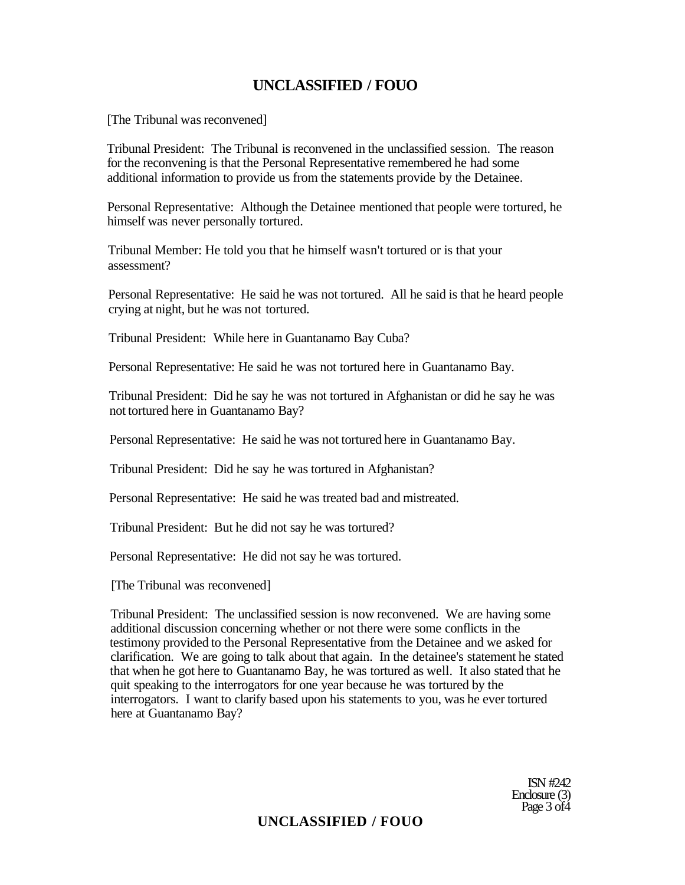[The Tribunal was reconvened]

Tribunal President: The Tribunal is reconvened in the unclassified session. The reason for the reconvening is that the Personal Representative remembered he had some additional information to provide us from the statements provide by the Detainee.

Personal Representative: Although the Detainee mentioned that people were tortured, he himself was never personally tortured.

Tribunal Member: He told you that he himself wasn't tortured or is that your assessment?

Personal Representative: He said he was not tortured. All he said is that he heard people crying at night, but he was not tortured.

Tribunal President: While here in Guantanamo Bay Cuba?

Personal Representative: He said he was not tortured here in Guantanamo Bay.

Tribunal President: Did he say he was not tortured in Afghanistan or did he say he was not tortured here in Guantanamo Bay?

Personal Representative: He said he was not tortured here in Guantanamo Bay.

Tribunal President: Did he say he was tortured in Afghanistan?

Personal Representative: He said he was treated bad and mistreated.

Tribunal President: But he did not say he was tortured?

Personal Representative: He did not say he was tortured.

[The Tribunal was reconvened]

Tribunal President: The unclassified session is now reconvened. We are having some additional discussion concerning whether or not there were some conflicts in the testimony provided to the Personal Representative from the Detainee and we asked for clarification. We are going to talk about that again. In the detainee's statement he stated that when he got here to Guantanamo Bay, he was tortured as well. It also stated that he quit speaking to the interrogators for one year because he was tortured by the interrogators. I want to clarify based upon his statements to you, was he ever tortured here at Guantanamo Bay?

ISN #242
Enclosure (3)
Page 3 of 4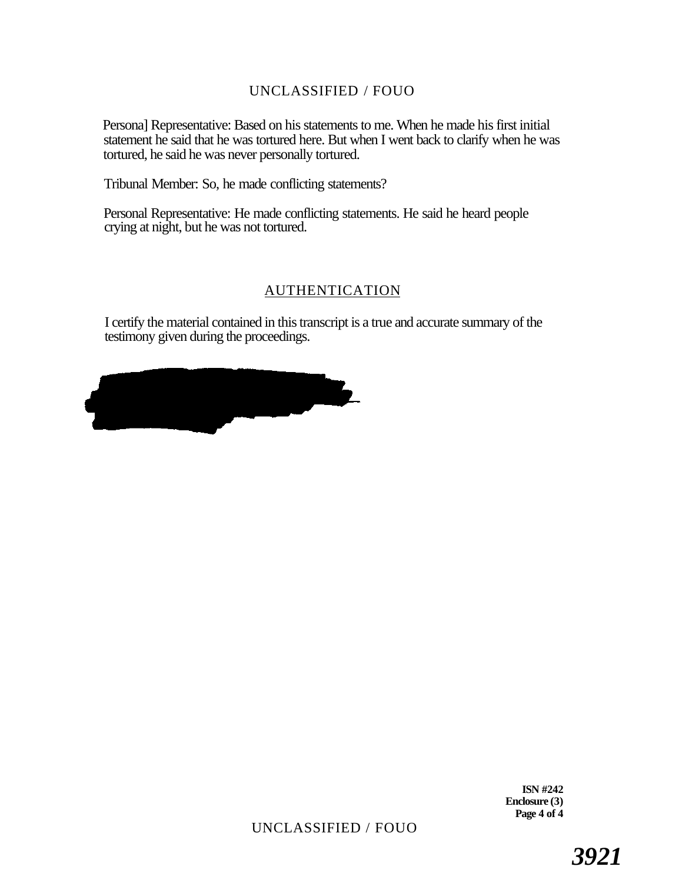Persona] Representative: Based on his statements to me. When he made his first initial statement he said that he was tortured here. But when I went back to clarify when he was tortured, he said he was never personally tortured.

Tribunal Member: So, he made conflicting statements?

Personal Representative: He made conflicting statements. He said he heard people crying at night, but he was not tortured.

## AUTHENTICATION

I certify the material contained in this transcript is a true and accurate summary of the testimony given during the proceedings.

**ISN #242**
**Enclosure (3)**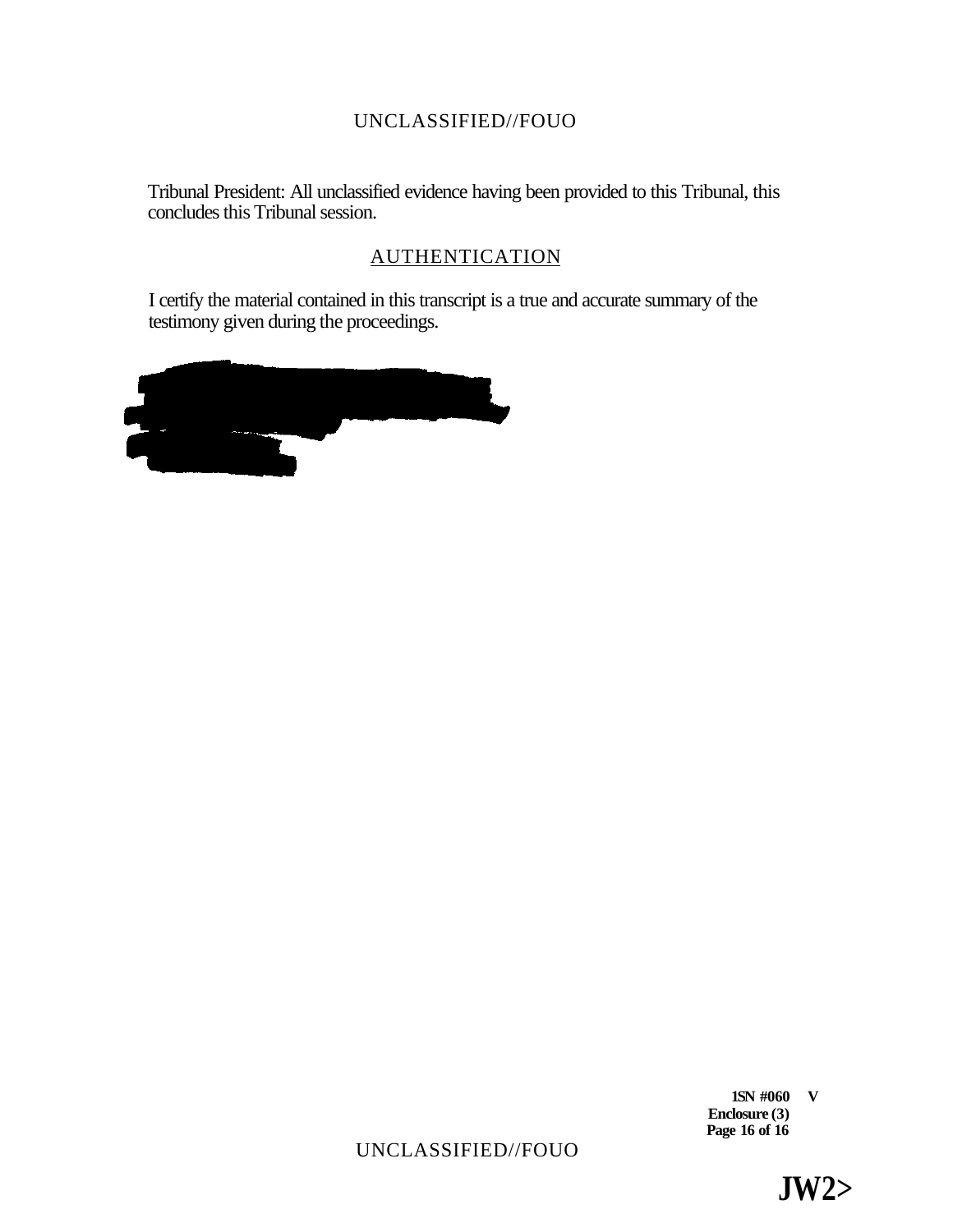Tribunal President: All unclassified evidence having been provided to this Tribunal, this concludes this Tribunal session.

## AUTHENTICATION

I certify the material contained in this transcript is a true and accurate summary of the testimony given during the proceedings.

**1SN #060 V**
**Enclosure (3)**

**JW2>**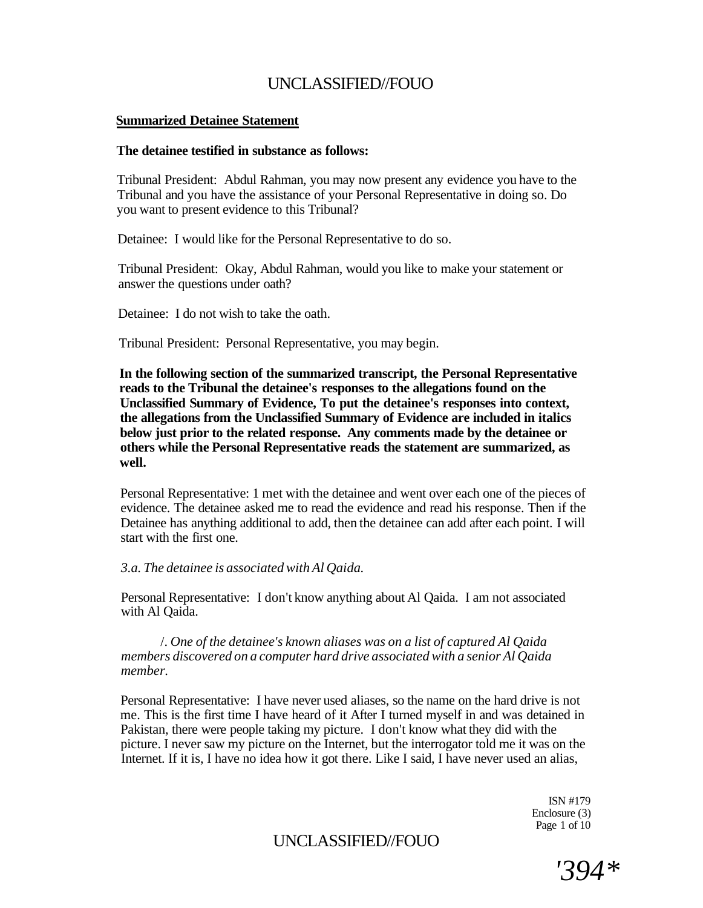**Summarized Detainee Statement**

**The detainee testified in substance as follows:**

Tribunal President: Abdul Rahman, you may now present any evidence you have to the Tribunal and you have the assistance of your Personal Representative in doing so. Do you want to present evidence to this Tribunal?

Detainee: I would like for the Personal Representative to do so.

Tribunal President: Okay, Abdul Rahman, would you like to make your statement or answer the questions under oath?

Detainee: I do not wish to take the oath.

Tribunal President: Personal Representative, you may begin.

**In the following section of the summarized transcript, the Personal Representative reads to the Tribunal the detainee's responses to the allegations found on the Unclassified Summary of Evidence, To put the detainee's responses into context, the allegations from the Unclassified Summary of Evidence are included in italics below just prior to the related response. Any comments made by the detainee or others while the Personal Representative reads the statement are summarized, as well.**

Personal Representative: 1 met with the detainee and went over each one of the pieces of evidence. The detainee asked me to read the evidence and read his response. Then if the Detainee has anything additional to add, then the detainee can add after each point. I will start with the first one.

*3.a. The detainee is associated with Al Qaida.*

Personal Representative: I don't know anything about Al Qaida. I am not associated with Al Qaida.

*/. One of the detainee's known aliases was on a list of captured Al Qaida members discovered on a computer hard drive associated with a senior Al Qaida member.*

Personal Representative: I have never used aliases, so the name on the hard drive is not me. This is the first time I have heard of it After I turned myself in and was detained in Pakistan, there were people taking my picture. I don't know what they did with the picture. I never saw my picture on the Internet, but the interrogator told me it was on the Internet. If it is, I have no idea how it got there. Like I said, I have never used an alias,

ISN #179
Enclosure (3)

'394*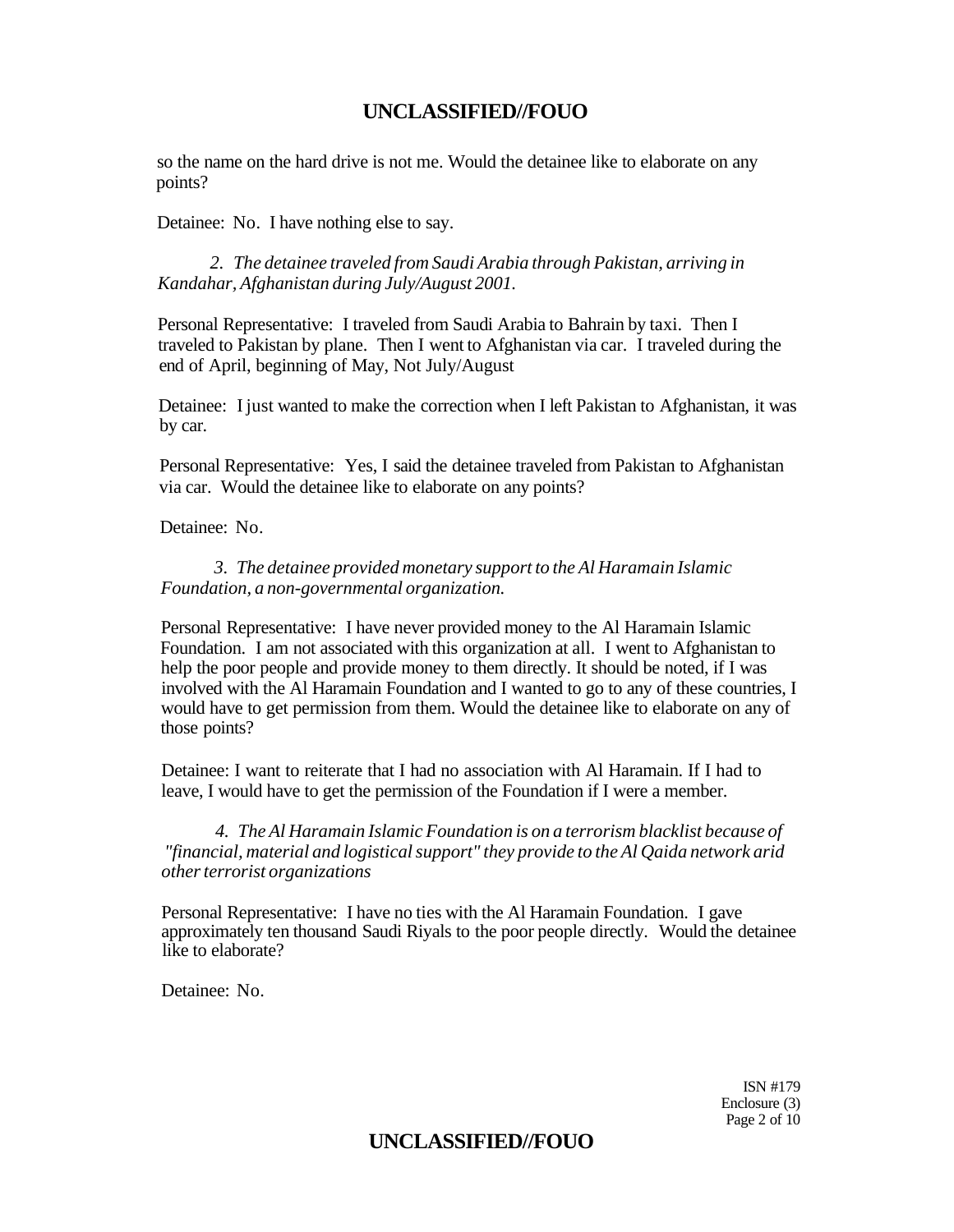so the name on the hard drive is not me. Would the detainee like to elaborate on any points?

Detainee: No. I have nothing else to say.

*2. The detainee traveled from Saudi Arabia through Pakistan, arriving in Kandahar, Afghanistan during July/August 2001.*

Personal Representative: I traveled from Saudi Arabia to Bahrain by taxi. Then I traveled to Pakistan by plane. Then I went to Afghanistan via car. I traveled during the end of April, beginning of May, Not July/August

Detainee: I just wanted to make the correction when I left Pakistan to Afghanistan, it was by car.

Personal Representative: Yes, I said the detainee traveled from Pakistan to Afghanistan via car. Would the detainee like to elaborate on any points?

Detainee: No.

*3. The detainee provided monetary support to the Al Haramain Islamic Foundation, a non-governmental organization.*

Personal Representative: I have never provided money to the Al Haramain Islamic Foundation. I am not associated with this organization at all. I went to Afghanistan to help the poor people and provide money to them directly. It should be noted, if I was involved with the Al Haramain Foundation and I wanted to go to any of these countries, I would have to get permission from them. Would the detainee like to elaborate on any of those points?

Detainee: I want to reiterate that I had no association with Al Haramain. If I had to leave, I would have to get the permission of the Foundation if I were a member.

*4. The Al Haramain Islamic Foundation is on a terrorism blacklist because of "financial, material and logistical support" they provide to the Al Qaida network arid other terrorist organizations*

Personal Representative: I have no ties with the Al Haramain Foundation. I gave approximately ten thousand Saudi Riyals to the poor people directly. Would the detainee like to elaborate?

Detainee: No.

ISN #179
Enclosure (3)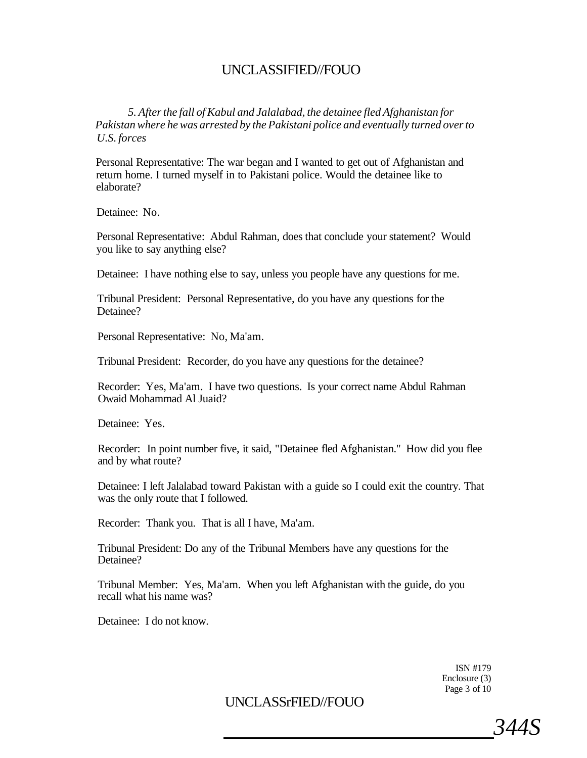*5. After the fall of Kabul and Jalalabad, the detainee fled Afghanistan for Pakistan where he was arrested by the Pakistani police and eventually turned over to U.S. forces*

Personal Representative: The war began and I wanted to get out of Afghanistan and return home. I turned myself in to Pakistani police. Would the detainee like to elaborate?

Detainee: No.

Personal Representative: Abdul Rahman, does that conclude your statement? Would you like to say anything else?

Detainee: I have nothing else to say, unless you people have any questions for me.

Tribunal President: Personal Representative, do you have any questions for the Detainee?

Personal Representative: No, Ma'am.

Tribunal President: Recorder, do you have any questions for the detainee?

Recorder: Yes, Ma'am. I have two questions. Is your correct name Abdul Rahman Owaid Mohammad Al Juaid?

Detainee: Yes.

Recorder: In point number five, it said, "Detainee fled Afghanistan." How did you flee and by what route?

Detainee: I left Jalalabad toward Pakistan with a guide so I could exit the country. That was the only route that I followed.

Recorder: Thank you. That is all I have, Ma'am.

Tribunal President: Do any of the Tribunal Members have any questions for the Detainee?

Tribunal Member: Yes, Ma'am. When you left Afghanistan with the guide, do you recall what his name was?

Detainee: I do not know.

ISN #179
Enclosure (3)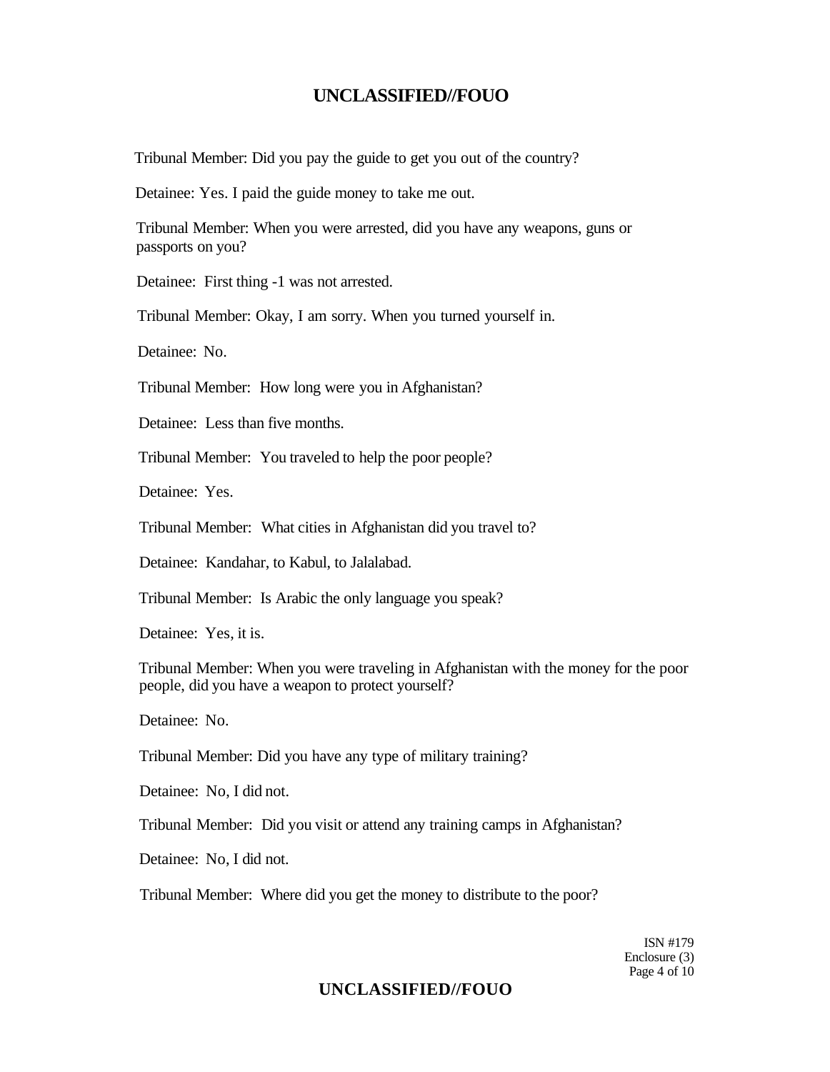Tribunal Member: Did you pay the guide to get you out of the country?

Detainee: Yes. I paid the guide money to take me out.

Tribunal Member: When you were arrested, did you have any weapons, guns or passports on you?

Detainee: First thing -1 was not arrested.

Tribunal Member: Okay, I am sorry. When you turned yourself in.

Detainee: No.

Tribunal Member: How long were you in Afghanistan?

Detainee: Less than five months.

Tribunal Member: You traveled to help the poor people?

Detainee: Yes.

Tribunal Member: What cities in Afghanistan did you travel to?

Detainee: Kandahar, to Kabul, to Jalalabad.

Tribunal Member: Is Arabic the only language you speak?

Detainee: Yes, it is.

Tribunal Member: When you were traveling in Afghanistan with the money for the poor people, did you have a weapon to protect yourself?

Detainee: No.

Tribunal Member: Did you have any type of military training?

Detainee: No, I did not.

Tribunal Member: Did you visit or attend any training camps in Afghanistan?

Detainee: No, I did not.

Tribunal Member: Where did you get the money to distribute to the poor?

ISN #179
Enclosure (3)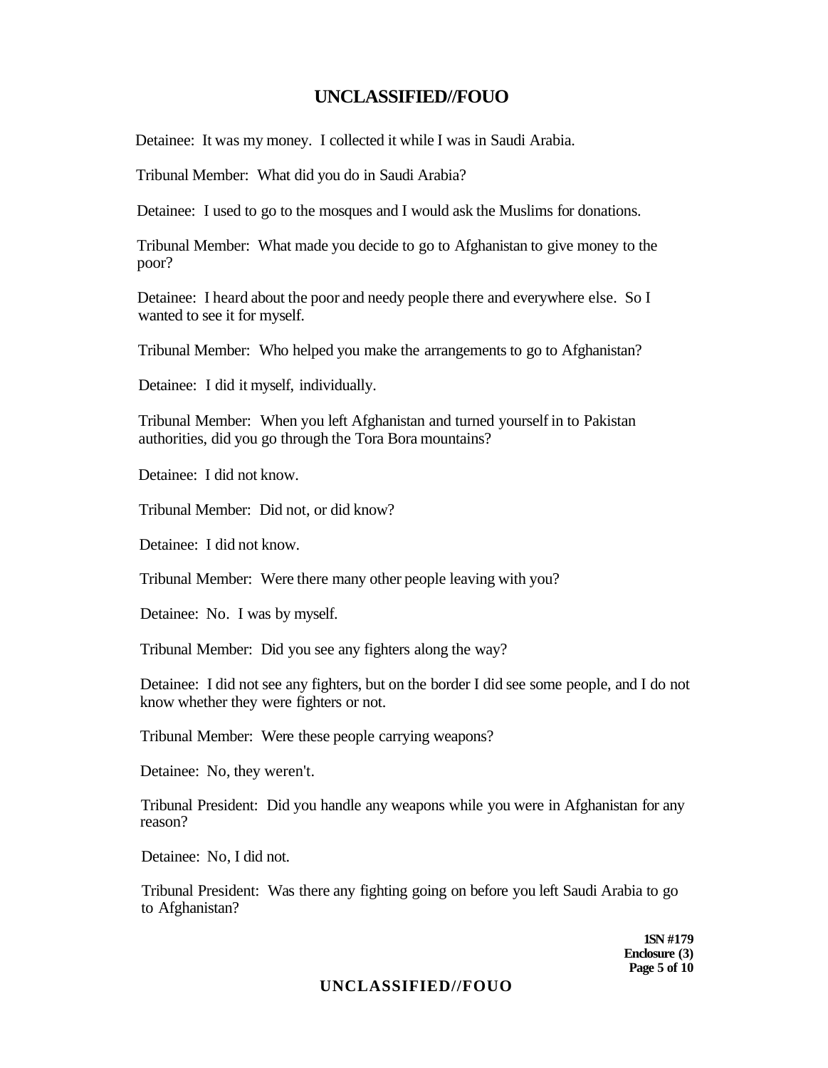Detainee: It was my money. I collected it while I was in Saudi Arabia.

Tribunal Member: What did you do in Saudi Arabia?

Detainee: I used to go to the mosques and I would ask the Muslims for donations.

Tribunal Member: What made you decide to go to Afghanistan to give money to the poor?

Detainee: I heard about the poor and needy people there and everywhere else. So I wanted to see it for myself.

Tribunal Member: Who helped you make the arrangements to go to Afghanistan?

Detainee: I did it myself, individually.

Tribunal Member: When you left Afghanistan and turned yourself in to Pakistan authorities, did you go through the Tora Bora mountains?

Detainee: I did not know.

Tribunal Member: Did not, or did know?

Detainee: I did not know.

Tribunal Member: Were there many other people leaving with you?

Detainee: No. I was by myself.

Tribunal Member: Did you see any fighters along the way?

Detainee: I did not see any fighters, but on the border I did see some people, and I do not know whether they were fighters or not.

Tribunal Member: Were these people carrying weapons?

Detainee: No, they weren't.

Tribunal President: Did you handle any weapons while you were in Afghanistan for any reason?

Detainee: No, I did not.

Tribunal President: Was there any fighting going on before you left Saudi Arabia to go to Afghanistan?

**1SN #179**
**Enclosure (3)**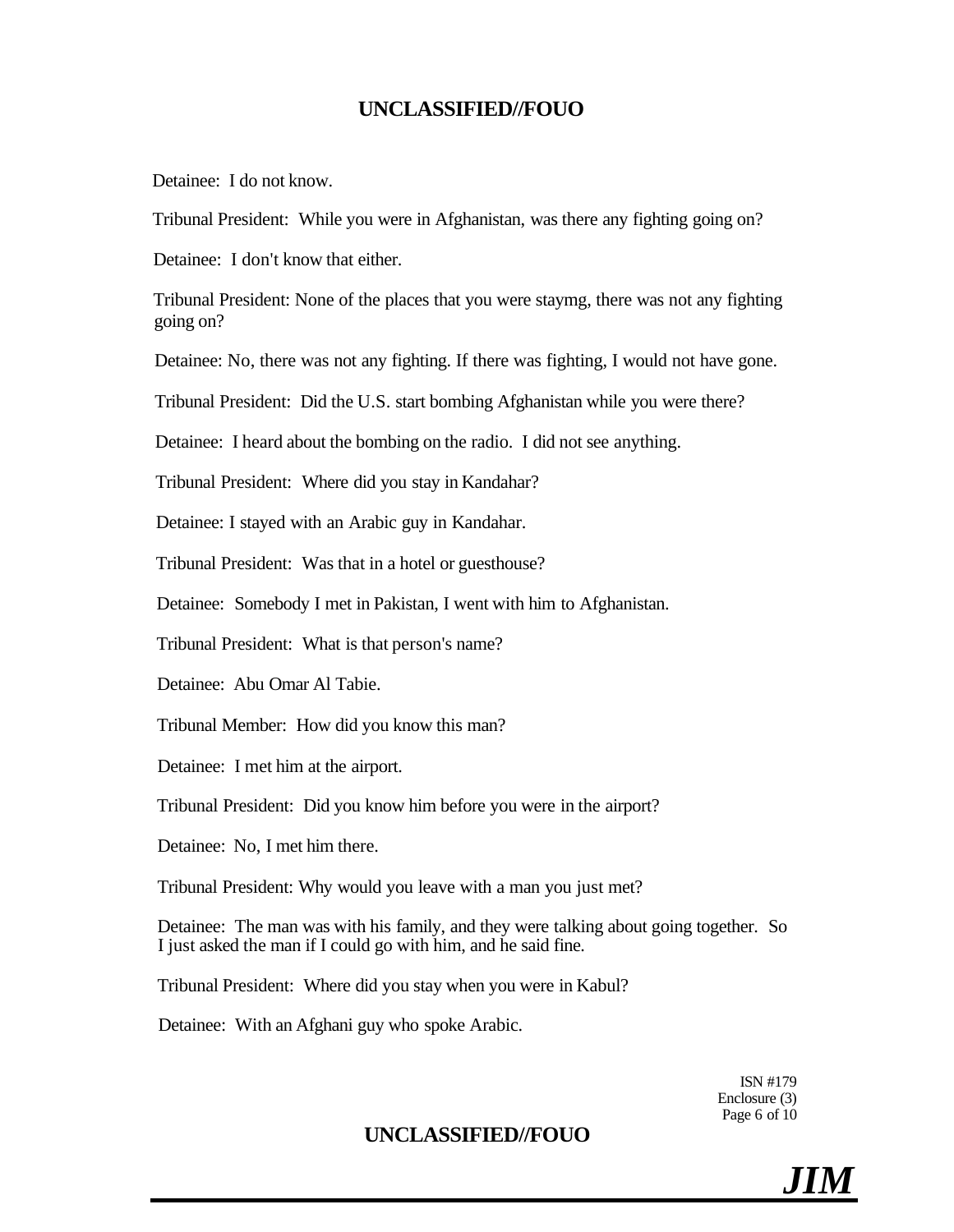Detainee: I do not know.

Tribunal President: While you were in Afghanistan, was there any fighting going on?

Detainee: I don't know that either.

Tribunal President: None of the places that you were staymg, there was not any fighting going on?

Detainee: No, there was not any fighting. If there was fighting, I would not have gone.

Tribunal President: Did the U.S. start bombing Afghanistan while you were there?

Detainee: I heard about the bombing on the radio. I did not see anything.

Tribunal President: Where did you stay in Kandahar?

Detainee: I stayed with an Arabic guy in Kandahar.

Tribunal President: Was that in a hotel or guesthouse?

Detainee: Somebody I met in Pakistan, I went with him to Afghanistan.

Tribunal President: What is that person's name?

Detainee: Abu Omar Al Tabie.

Tribunal Member: How did you know this man?

Detainee: I met him at the airport.

Tribunal President: Did you know him before you were in the airport?

Detainee: No, I met him there.

Tribunal President: Why would you leave with a man you just met?

Detainee: The man was with his family, and they were talking about going together. So I just asked the man if I could go with him, and he said fine.

Tribunal President: Where did you stay when you were in Kabul?

Detainee: With an Afghani guy who spoke Arabic.

ISN #179
Enclosure (3)

*JIM*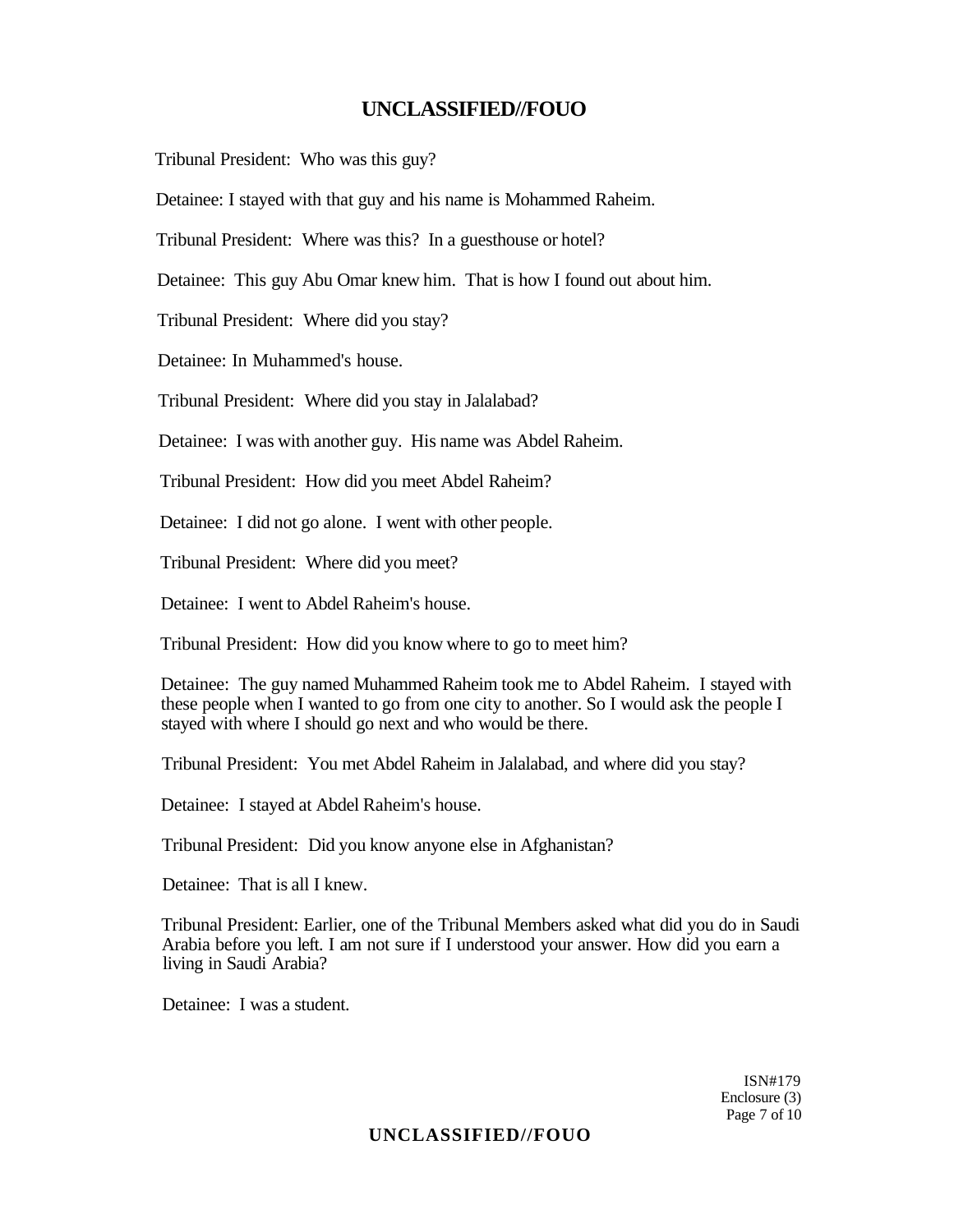Tribunal President: Who was this guy?

Detainee: I stayed with that guy and his name is Mohammed Raheim.

Tribunal President: Where was this? In a guesthouse or hotel?

Detainee: This guy Abu Omar knew him. That is how I found out about him.

Tribunal President: Where did you stay?

Detainee: In Muhammed's house.

Tribunal President: Where did you stay in Jalalabad?

Detainee: I was with another guy. His name was Abdel Raheim.

Tribunal President: How did you meet Abdel Raheim?

Detainee: I did not go alone. I went with other people.

Tribunal President: Where did you meet?

Detainee: I went to Abdel Raheim's house.

Tribunal President: How did you know where to go to meet him?

Detainee: The guy named Muhammed Raheim took me to Abdel Raheim. I stayed with these people when I wanted to go from one city to another. So I would ask the people I stayed with where I should go next and who would be there.

Tribunal President: You met Abdel Raheim in Jalalabad, and where did you stay?

Detainee: I stayed at Abdel Raheim's house.

Tribunal President: Did you know anyone else in Afghanistan?

Detainee: That is all I knew.

Tribunal President: Earlier, one of the Tribunal Members asked what did you do in Saudi Arabia before you left. I am not sure if I understood your answer. How did you earn a living in Saudi Arabia?

Detainee: I was a student.

ISN#179
Enclosure (3)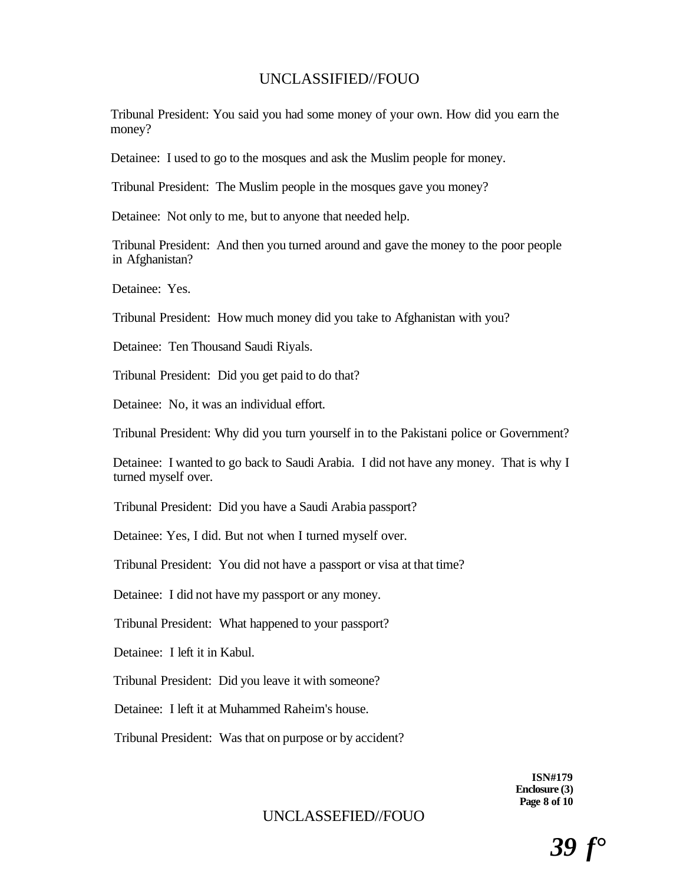Tribunal President: You said you had some money of your own. How did you earn the money?

Detainee: I used to go to the mosques and ask the Muslim people for money.

Tribunal President: The Muslim people in the mosques gave you money?

Detainee: Not only to me, but to anyone that needed help.

Tribunal President: And then you turned around and gave the money to the poor people in Afghanistan?

Detainee: Yes.

Tribunal President: How much money did you take to Afghanistan with you?

Detainee: Ten Thousand Saudi Riyals.

Tribunal President: Did you get paid to do that?

Detainee: No, it was an individual effort.

Tribunal President: Why did you turn yourself in to the Pakistani police or Government?

Detainee: I wanted to go back to Saudi Arabia. I did not have any money. That is why I turned myself over.

Tribunal President: Did you have a Saudi Arabia passport?

Detainee: Yes, I did. But not when I turned myself over.

Tribunal President: You did not have a passport or visa at that time?

Detainee: I did not have my passport or any money.

Tribunal President: What happened to your passport?

Detainee: I left it in Kabul.

Tribunal President: Did you leave it with someone?

Detainee: I left it at Muhammed Raheim's house.

Tribunal President: Was that on purpose or by accident?

**ISN#179**
**Enclosure (3)**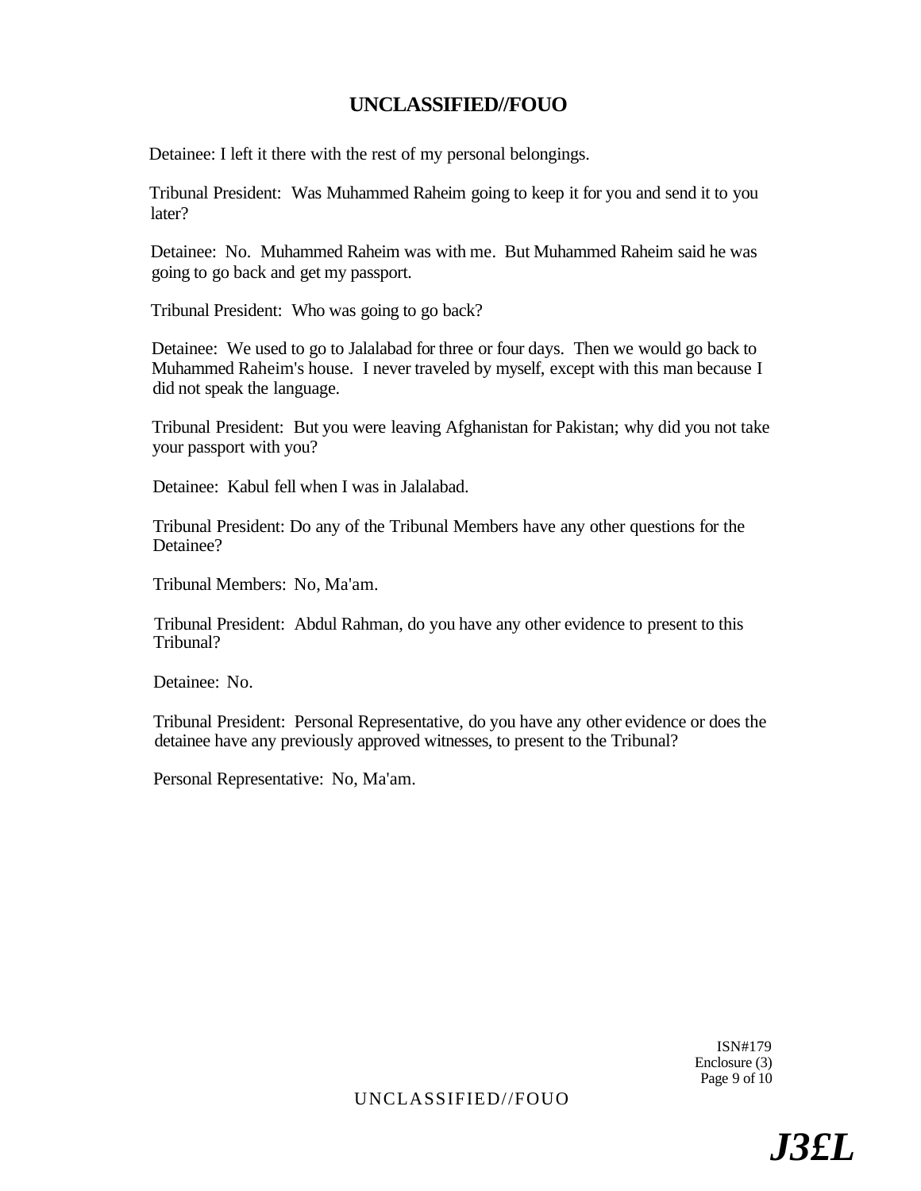Detainee: I left it there with the rest of my personal belongings.

Tribunal President: Was Muhammed Raheim going to keep it for you and send it to you later?

Detainee: No. Muhammed Raheim was with me. But Muhammed Raheim said he was going to go back and get my passport.

Tribunal President: Who was going to go back?

Detainee: We used to go to Jalalabad for three or four days. Then we would go back to Muhammed Raheim's house. I never traveled by myself, except with this man because I did not speak the language.

Tribunal President: But you were leaving Afghanistan for Pakistan; why did you not take your passport with you?

Detainee: Kabul fell when I was in Jalalabad.

Tribunal President: Do any of the Tribunal Members have any other questions for the Detainee?

Tribunal Members: No, Ma'am.

Tribunal President: Abdul Rahman, do you have any other evidence to present to this Tribunal?

Detainee: No.

Tribunal President: Personal Representative, do you have any other evidence or does the detainee have any previously approved witnesses, to present to the Tribunal?

Personal Representative: No, Ma'am.

ISN#179
Enclosure (3)

J3£L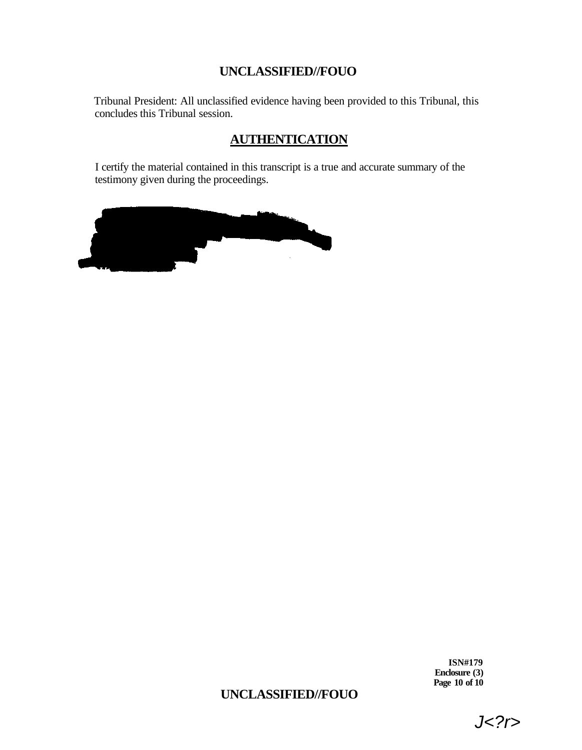Tribunal President: All unclassified evidence having been provided to this Tribunal, this concludes this Tribunal session.

## AUTHENTICATION

I certify the material contained in this transcript is a true and accurate summary of the testimony given during the proceedings.

**ISN#179**
**Enclosure (3)**

J<?r>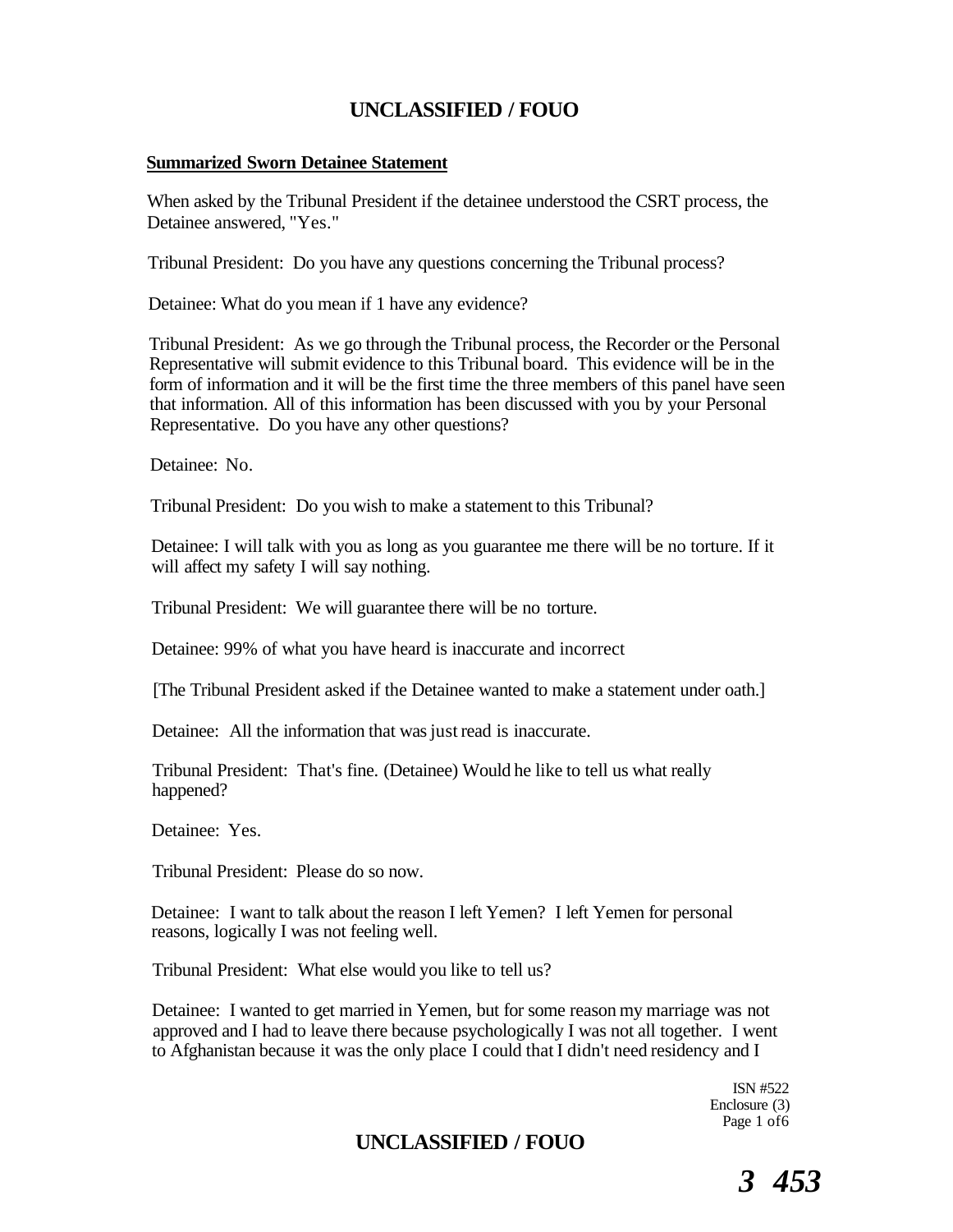**Summarized Sworn Detainee Statement**

When asked by the Tribunal President if the detainee understood the CSRT process, the Detainee answered, "Yes."

Tribunal President: Do you have any questions concerning the Tribunal process?

Detainee: What do you mean if 1 have any evidence?

Tribunal President: As we go through the Tribunal process, the Recorder or the Personal Representative will submit evidence to this Tribunal board. This evidence will be in the form of information and it will be the first time the three members of this panel have seen that information. All of this information has been discussed with you by your Personal Representative. Do you have any other questions?

Detainee: No.

Tribunal President: Do you wish to make a statement to this Tribunal?

Detainee: I will talk with you as long as you guarantee me there will be no torture. If it will affect my safety I will say nothing.

Tribunal President: We will guarantee there will be no torture.

Detainee: 99% of what you have heard is inaccurate and incorrect

[The Tribunal President asked if the Detainee wanted to make a statement under oath.]

Detainee: All the information that was just read is inaccurate.

Tribunal President: That's fine. (Detainee) Would he like to tell us what really happened?

Detainee: Yes.

Tribunal President: Please do so now.

Detainee: I want to talk about the reason I left Yemen? I left Yemen for personal reasons, logically I was not feeling well.

Tribunal President: What else would you like to tell us?

Detainee: I wanted to get married in Yemen, but for some reason my marriage was not approved and I had to leave there because psychologically I was not all together. I went to Afghanistan because it was the only place I could that I didn't need residency and I

ISN #522
Enclosure (3)

*3 453*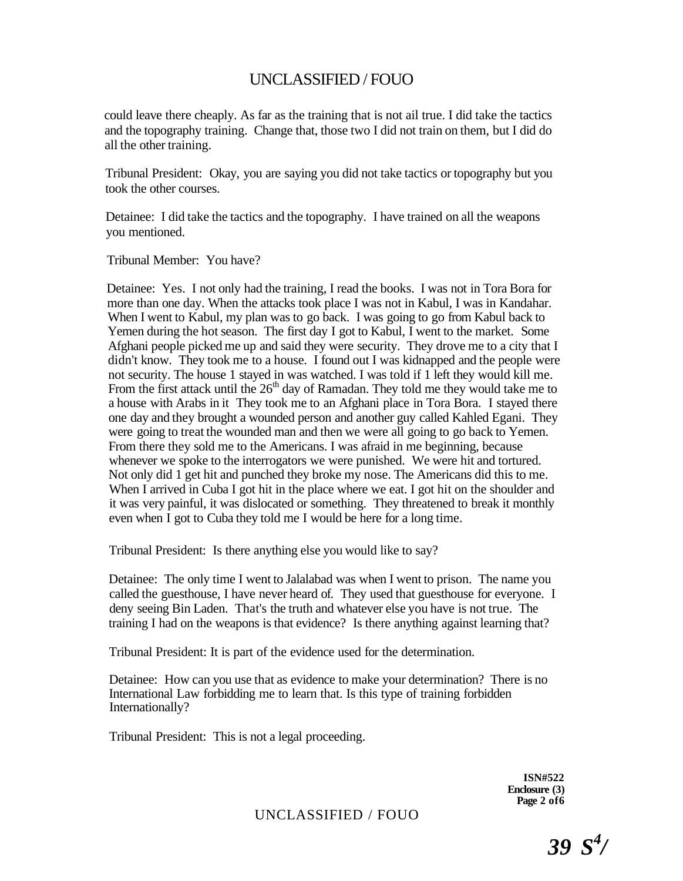could leave there cheaply. As far as the training that is not ail true. I did take the tactics and the topography training. Change that, those two I did not train on them, but I did do all the other training.

Tribunal President: Okay, you are saying you did not take tactics or topography but you took the other courses.

Detainee: I did take the tactics and the topography. I have trained on all the weapons you mentioned.

Tribunal Member: You have?

Detainee: Yes. I not only had the training, I read the books. I was not in Tora Bora for more than one day. When the attacks took place I was not in Kabul, I was in Kandahar. When I went to Kabul, my plan was to go back. I was going to go from Kabul back to Yemen during the hot season. The first day I got to Kabul, I went to the market. Some Afghani people picked me up and said they were security. They drove me to a city that I didn't know. They took me to a house. I found out I was kidnapped and the people were not security. The house 1 stayed in was watched. I was told if 1 left they would kill me. From the first attack until the 26th day of Ramadan. They told me they would take me to a house with Arabs in it They took me to an Afghani place in Tora Bora. I stayed there one day and they brought a wounded person and another guy called Kahled Egani. They were going to treat the wounded man and then we were all going to go back to Yemen. From there they sold me to the Americans. I was afraid in me beginning, because whenever we spoke to the interrogators we were punished. We were hit and tortured. Not only did 1 get hit and punched they broke my nose. The Americans did this to me. When I arrived in Cuba I got hit in the place where we eat. I got hit on the shoulder and it was very painful, it was dislocated or something. They threatened to break it monthly even when I got to Cuba they told me I would be here for a long time.

Tribunal President: Is there anything else you would like to say?

Detainee: The only time I went to Jalalabad was when I went to prison. The name you called the guesthouse, I have never heard of. They used that guesthouse for everyone. I deny seeing Bin Laden. That's the truth and whatever else you have is not true. The training I had on the weapons is that evidence? Is there anything against learning that?

Tribunal President: It is part of the evidence used for the determination.

Detainee: How can you use that as evidence to make your determination? There is no International Law forbidding me to learn that. Is this type of training forbidden Internationally?

Tribunal President: This is not a legal proceeding.

**ISN#522**
**Enclosure (3)**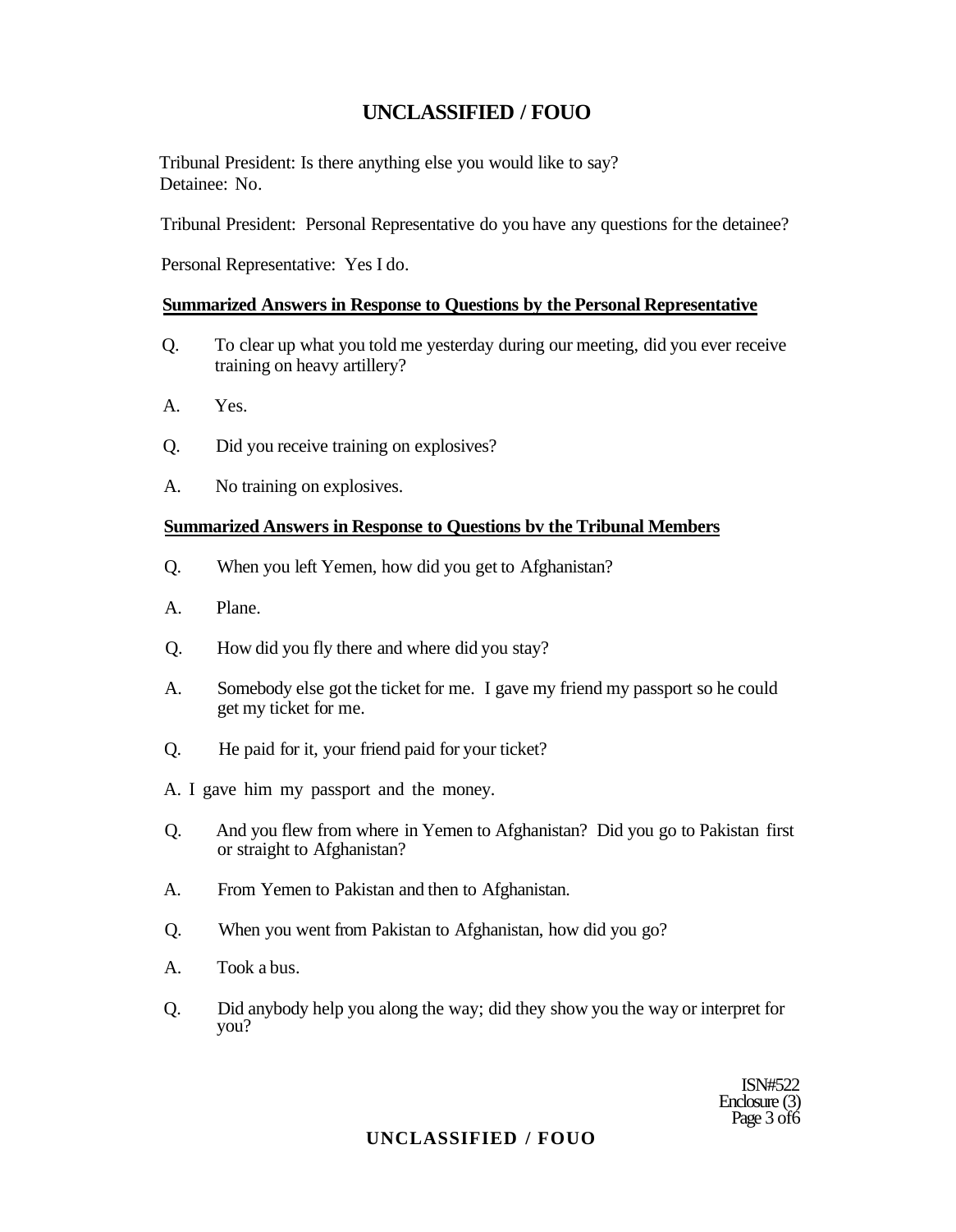Tribunal President: Is there anything else you would like to say?
Detainee: No.

Tribunal President: Personal Representative do you have any questions for the detainee?

Personal Representative: Yes I do.

**Summarized Answers in Response to Questions by the Personal Representative**

Q. To clear up what you told me yesterday during our meeting, did you ever receive training on heavy artillery?

A. Yes.

Q. Did you receive training on explosives?

A. No training on explosives.

**Summarized Answers in Response to Questions bv the Tribunal Members**

Q. When you left Yemen, how did you get to Afghanistan?

A. Plane.

Q. How did you fly there and where did you stay?

A. Somebody else got the ticket for me. I gave my friend my passport so he could get my ticket for me.

Q. He paid for it, your friend paid for your ticket?

A. I gave him my passport and the money.

Q. And you flew from where in Yemen to Afghanistan? Did you go to Pakistan first or straight to Afghanistan?

A. From Yemen to Pakistan and then to Afghanistan.

Q. When you went from Pakistan to Afghanistan, how did you go?

A. Took a bus.

Q. Did anybody help you along the way; did they show you the way or interpret for you?

ISN#522
Enclosure (3)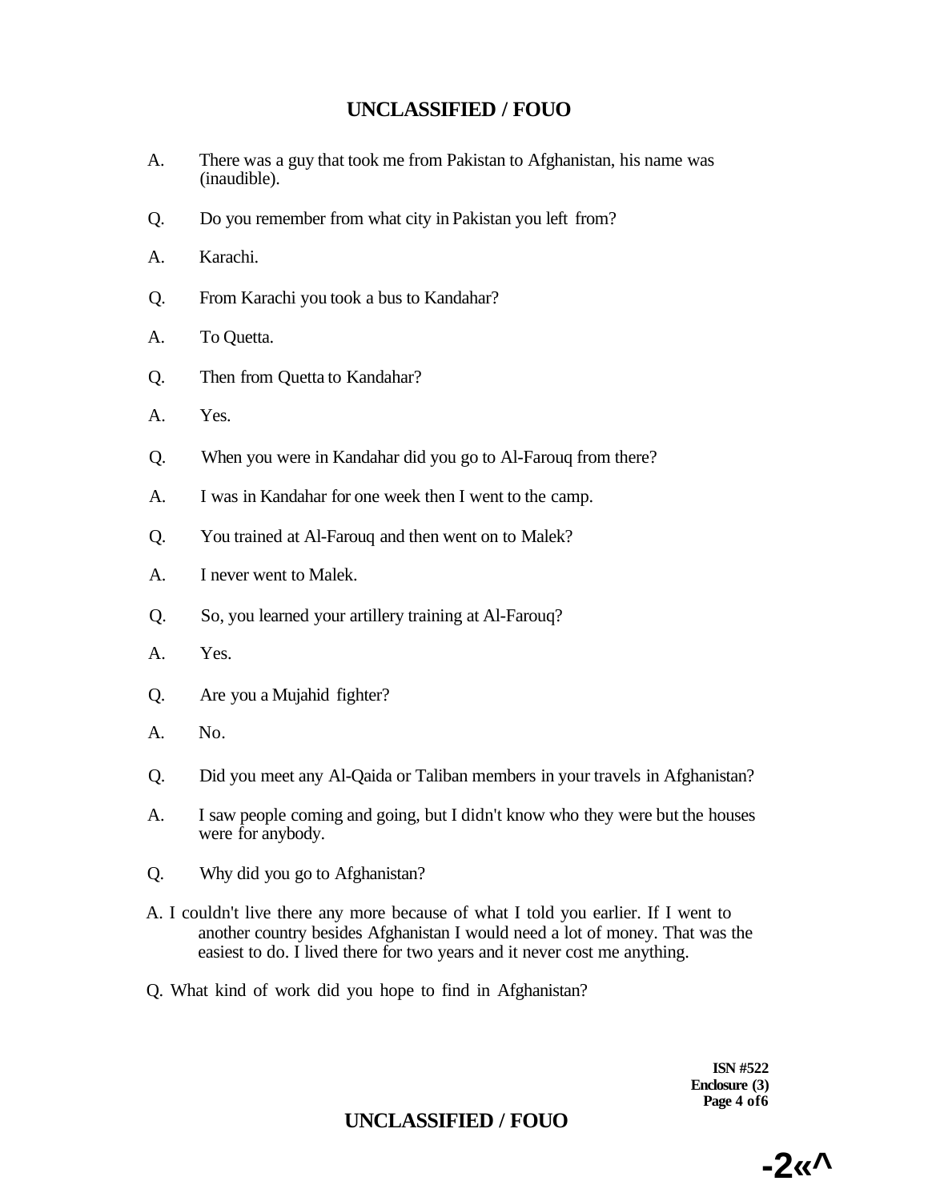A. There was a guy that took me from Pakistan to Afghanistan, his name was (inaudible).

Q. Do you remember from what city in Pakistan you left from?

A. Karachi.

Q. From Karachi you took a bus to Kandahar?

A. To Quetta.

Q. Then from Quetta to Kandahar?

A. Yes.

Q. When you were in Kandahar did you go to Al-Farouq from there?

A. I was in Kandahar for one week then I went to the camp.

Q. You trained at Al-Farouq and then went on to Malek?

A. I never went to Malek.

Q. So, you learned your artillery training at Al-Farouq?

A. Yes.

Q. Are you a Mujahid fighter?

A. No.

Q. Did you meet any Al-Qaida or Taliban members in your travels in Afghanistan?

A. I saw people coming and going, but I didn't know who they were but the houses were for anybody.

Q. Why did you go to Afghanistan?

A. I couldn't live there any more because of what I told you earlier. If I went to another country besides Afghanistan I would need a lot of money. That was the easiest to do. I lived there for two years and it never cost me anything.

Q. What kind of work did you hope to find in Afghanistan?

ISN #522
Enclosure (3)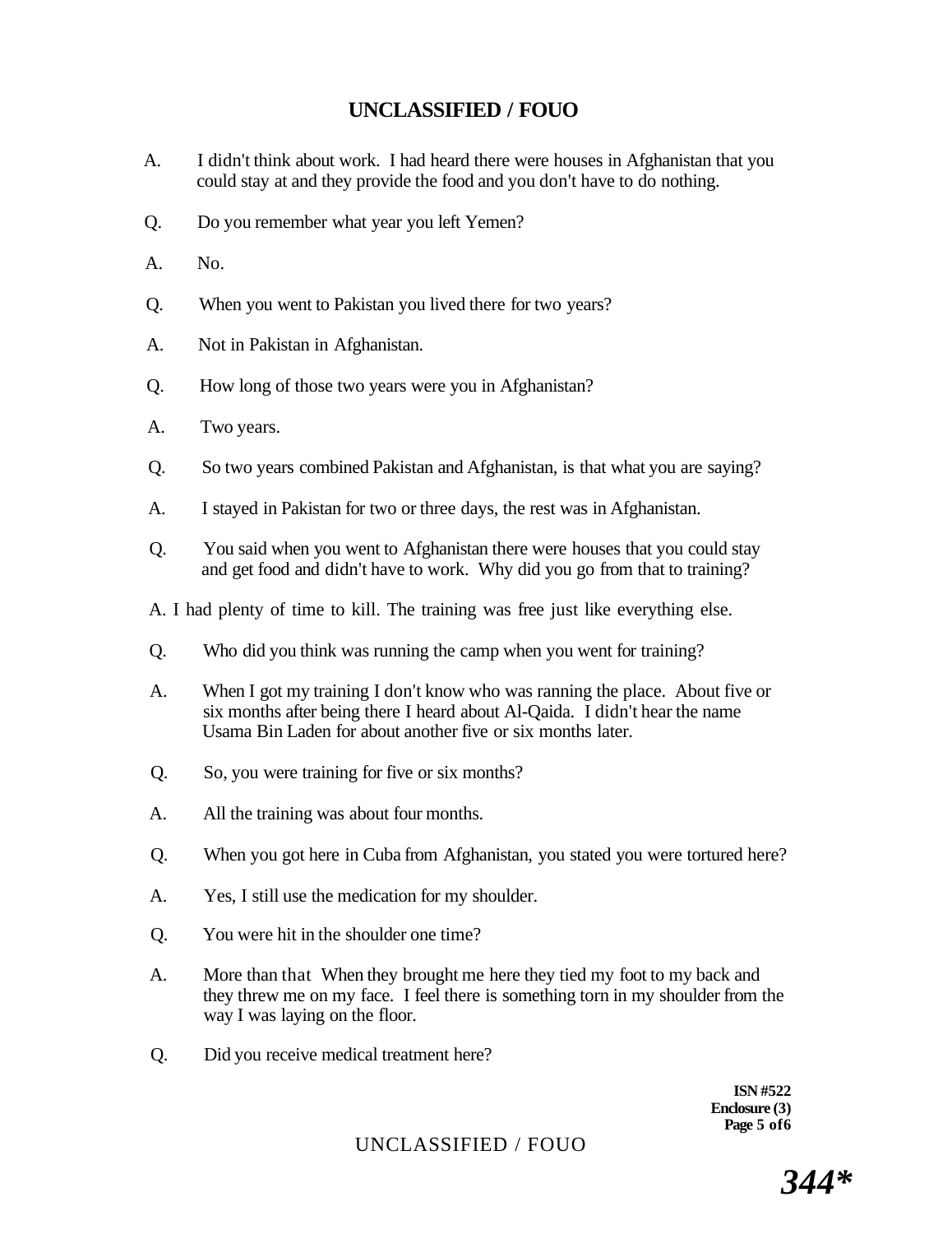A. I didn't think about work. I had heard there were houses in Afghanistan that you could stay at and they provide the food and you don't have to do nothing.

Q. Do you remember what year you left Yemen?

A. No.

Q. When you went to Pakistan you lived there for two years?

A. Not in Pakistan in Afghanistan.

Q. How long of those two years were you in Afghanistan?

A. Two years.

Q. So two years combined Pakistan and Afghanistan, is that what you are saying?

A. I stayed in Pakistan for two or three days, the rest was in Afghanistan.

Q. You said when you went to Afghanistan there were houses that you could stay and get food and didn't have to work. Why did you go from that to training?

A. I had plenty of time to kill. The training was free just like everything else.

Q. Who did you think was running the camp when you went for training?

A. When I got my training I don't know who was ranning the place. About five or six months after being there I heard about Al-Qaida. I didn't hear the name Usama Bin Laden for about another five or six months later.

Q. So, you were training for five or six months?

A. All the training was about four months.

Q. When you got here in Cuba from Afghanistan, you stated you were tortured here?

A. Yes, I still use the medication for my shoulder.

Q. You were hit in the shoulder one time?

A. More than that When they brought me here they tied my foot to my back and they threw me on my face. I feel there is something torn in my shoulder from the way I was laying on the floor.

Q. Did you receive medical treatment here?

**ISN #522**
**Enclosure (3)**
**Page 5 of 6**

***344****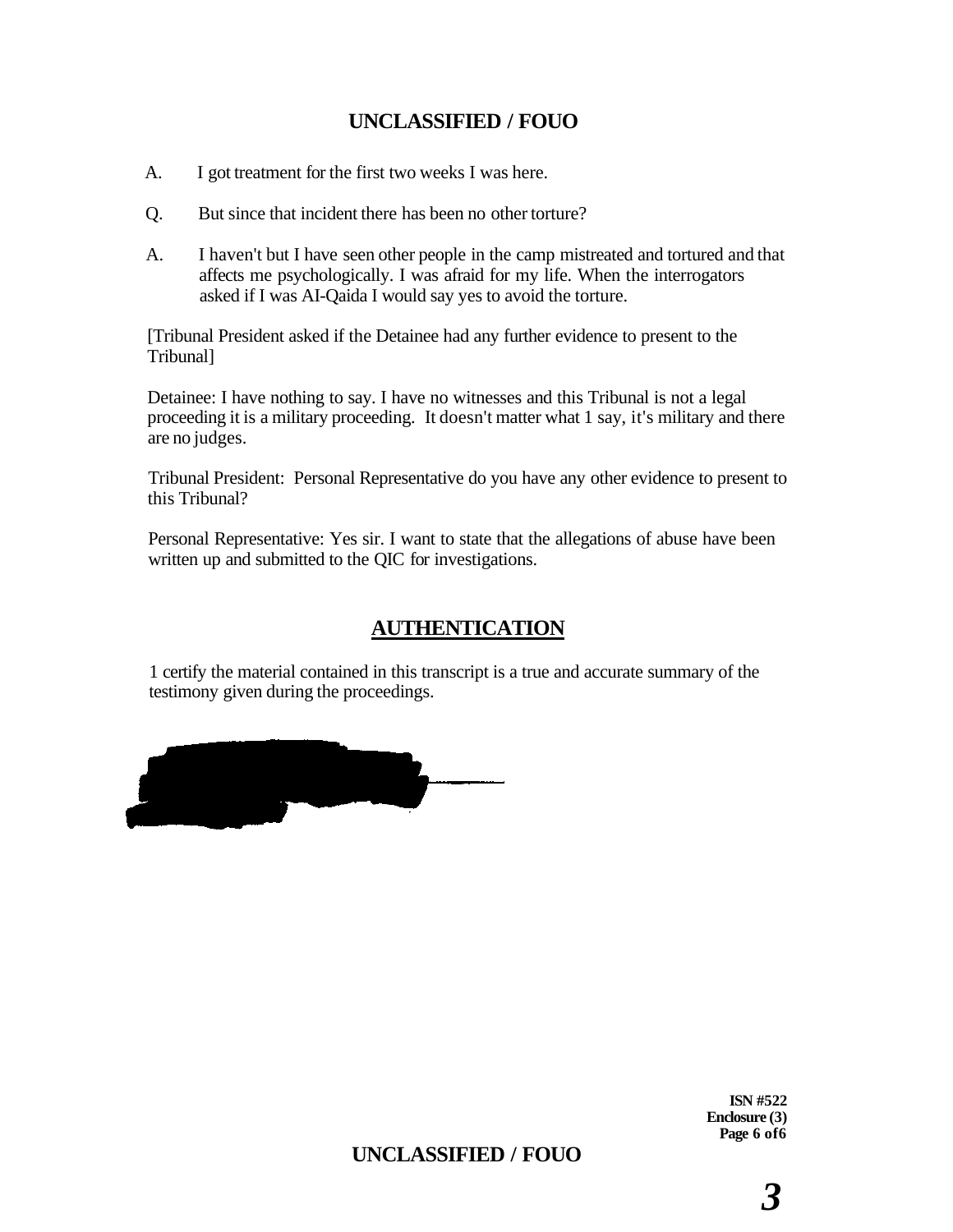A. I got treatment for the first two weeks I was here.

Q. But since that incident there has been no other torture?

A. I haven't but I have seen other people in the camp mistreated and tortured and that affects me psychologically. I was afraid for my life. When the interrogators asked if I was AI-Qaida I would say yes to avoid the torture.

[Tribunal President asked if the Detainee had any further evidence to present to the Tribunal]

Detainee: I have nothing to say. I have no witnesses and this Tribunal is not a legal proceeding it is a military proceeding. It doesn't matter what 1 say, it's military and there are no judges.

Tribunal President: Personal Representative do you have any other evidence to present to this Tribunal?

Personal Representative: Yes sir. I want to state that the allegations of abuse have been written up and submitted to the QIC for investigations.

## AUTHENTICATION

1 certify the material contained in this transcript is a true and accurate summary of the testimony given during the proceedings.

ISN #522
Enclosure (3)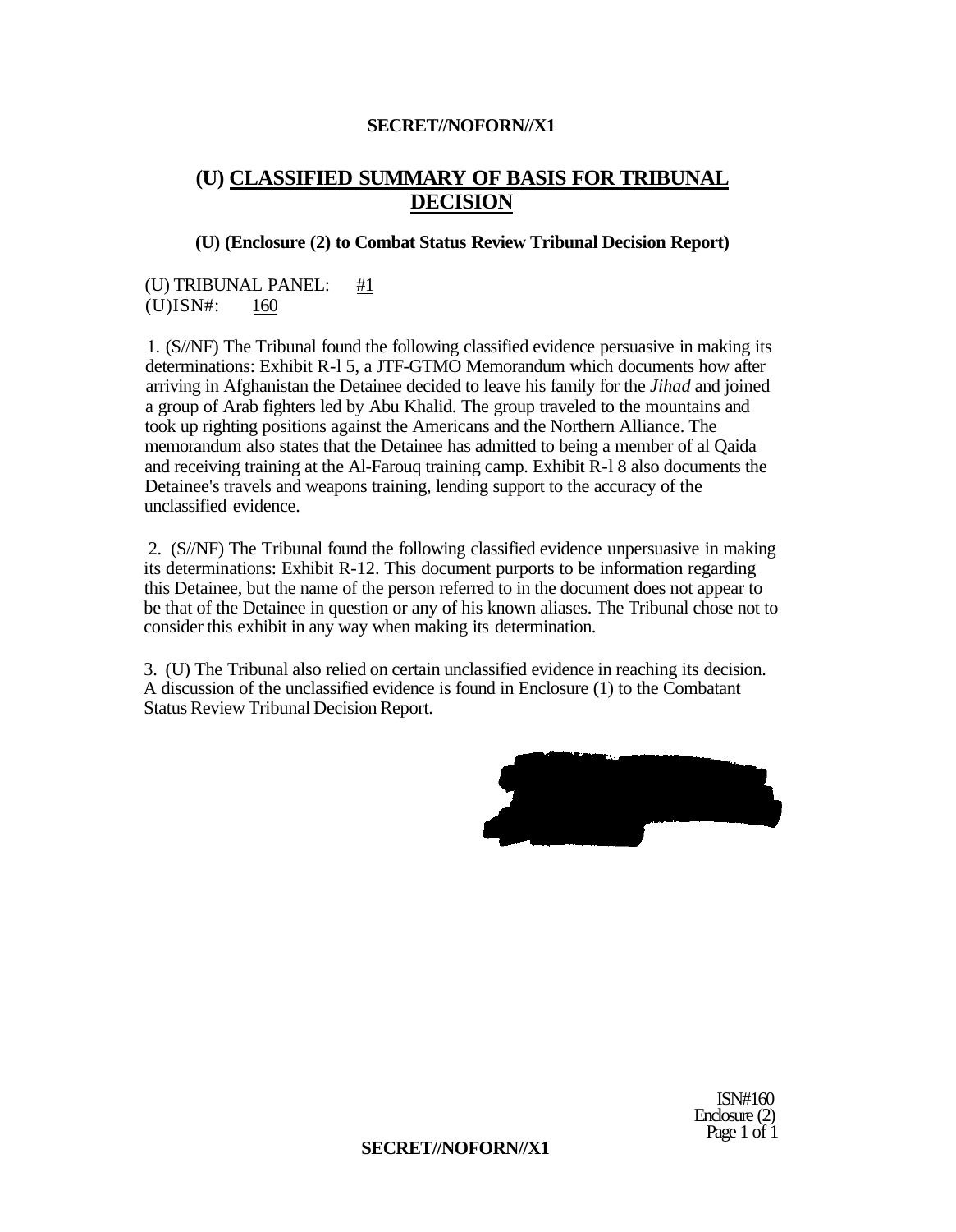# (U) CLASSIFIED SUMMARY OF BASIS FOR TRIBUNAL DECISION

**(U) (Enclosure (2) to Combat Status Review Tribunal Decision Report)**

(U) TRIBUNAL PANEL: #1
(U)ISN#: 160

1. (S//NF) The Tribunal found the following classified evidence persuasive in making its determinations: Exhibit R-l 5, a JTF-GTMO Memorandum which documents how after arriving in Afghanistan the Detainee decided to leave his family for the *Jihad* and joined a group of Arab fighters led by Abu Khalid. The group traveled to the mountains and took up righting positions against the Americans and the Northern Alliance. The memorandum also states that the Detainee has admitted to being a member of al Qaida and receiving training at the Al-Farouq training camp. Exhibit R-l 8 also documents the Detainee's travels and weapons training, lending support to the accuracy of the unclassified evidence.

2. (S//NF) The Tribunal found the following classified evidence unpersuasive in making its determinations: Exhibit R-12. This document purports to be information regarding this Detainee, but the name of the person referred to in the document does not appear to be that of the Detainee in question or any of his known aliases. The Tribunal chose not to consider this exhibit in any way when making its determination.

3. (U) The Tribunal also relied on certain unclassified evidence in reaching its decision. A discussion of the unclassified evidence is found in Enclosure (1) to the Combatant Status Review Tribunal Decision Report.

ISN#160
Enclosure (2)